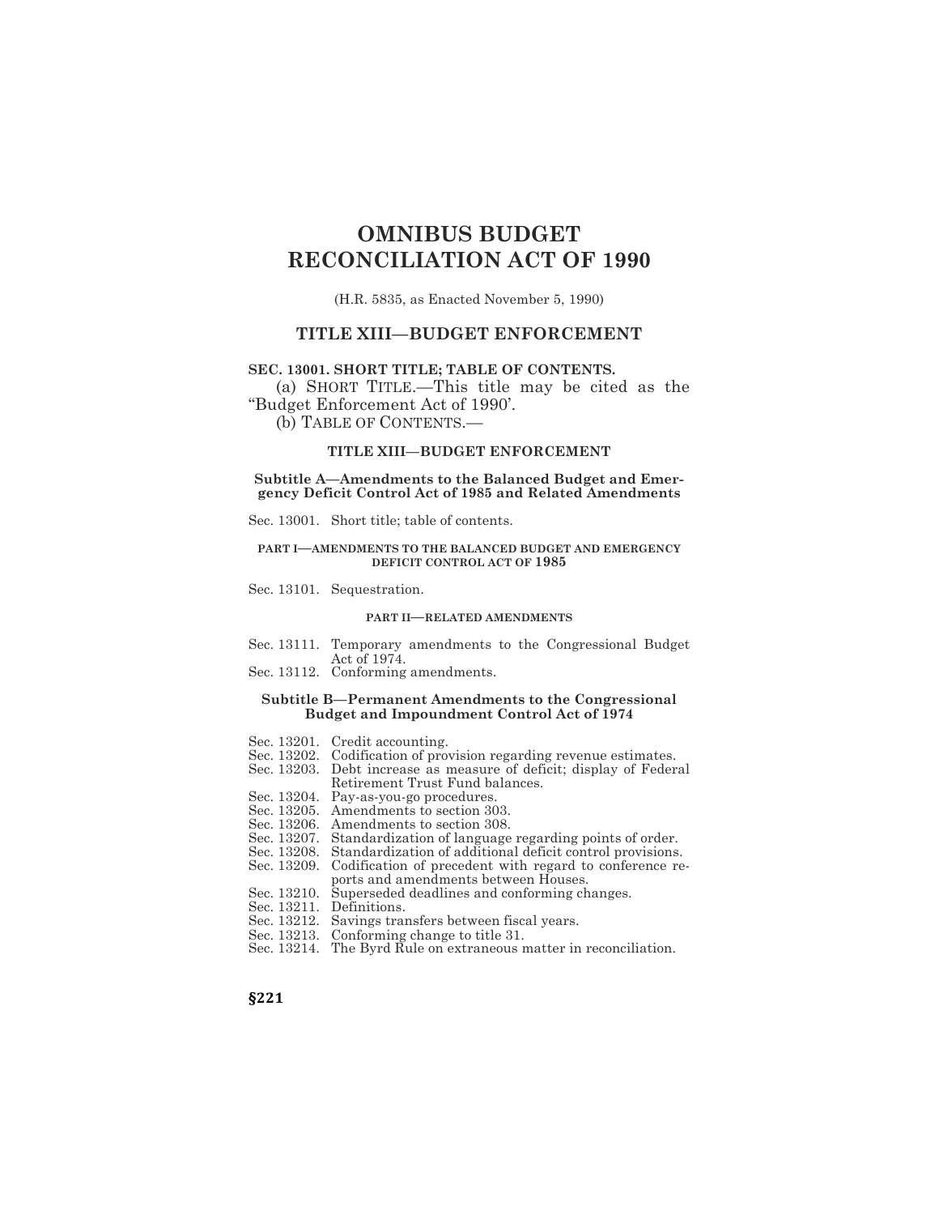# OMNIBUS BUDGET RECONCILIATION ACT OF 1990

(H.R. 5835, as Enacted November 5, 1990)

## TITLE XIII—BUDGET ENFORCEMENT

**SEC. 13001. SHORT TITLE; TABLE OF CONTENTS.**

(a) SHORT TITLE.—This title may be cited as the "Budget Enforcement Act of 1990'.

(b) TABLE OF CONTENTS.—

**TITLE XIII—BUDGET ENFORCEMENT**

**Subtitle A—Amendments to the Balanced Budget and Emergency Deficit Control Act of 1985 and Related Amendments**

Sec. 13001. Short title; table of contents.

**PART I—AMENDMENTS TO THE BALANCED BUDGET AND EMERGENCY DEFICIT CONTROL ACT OF 1985**

Sec. 13101. Sequestration.

**PART II—RELATED AMENDMENTS**

Sec. 13111. Temporary amendments to the Congressional Budget Act of 1974.
Sec. 13112. Conforming amendments.

**Subtitle B—Permanent Amendments to the Congressional Budget and Impoundment Control Act of 1974**

Sec. 13201. Credit accounting.
Sec. 13202. Codification of provision regarding revenue estimates.
Sec. 13203. Debt increase as measure of deficit; display of Federal Retirement Trust Fund balances.
Sec. 13204. Pay-as-you-go procedures.
Sec. 13205. Amendments to section 303.
Sec. 13206. Amendments to section 308.
Sec. 13207. Standardization of language regarding points of order.
Sec. 13208. Standardization of additional deficit control provisions.
Sec. 13209. Codification of precedent with regard to conference reports and amendments between Houses.
Sec. 13210. Superseded deadlines and conforming changes.
Sec. 13211. Definitions.
Sec. 13212. Savings transfers between fiscal years.
Sec. 13213. Conforming change to title 31.
Sec. 13214. The Byrd Rule on extraneous matter in reconciliation.

**§221**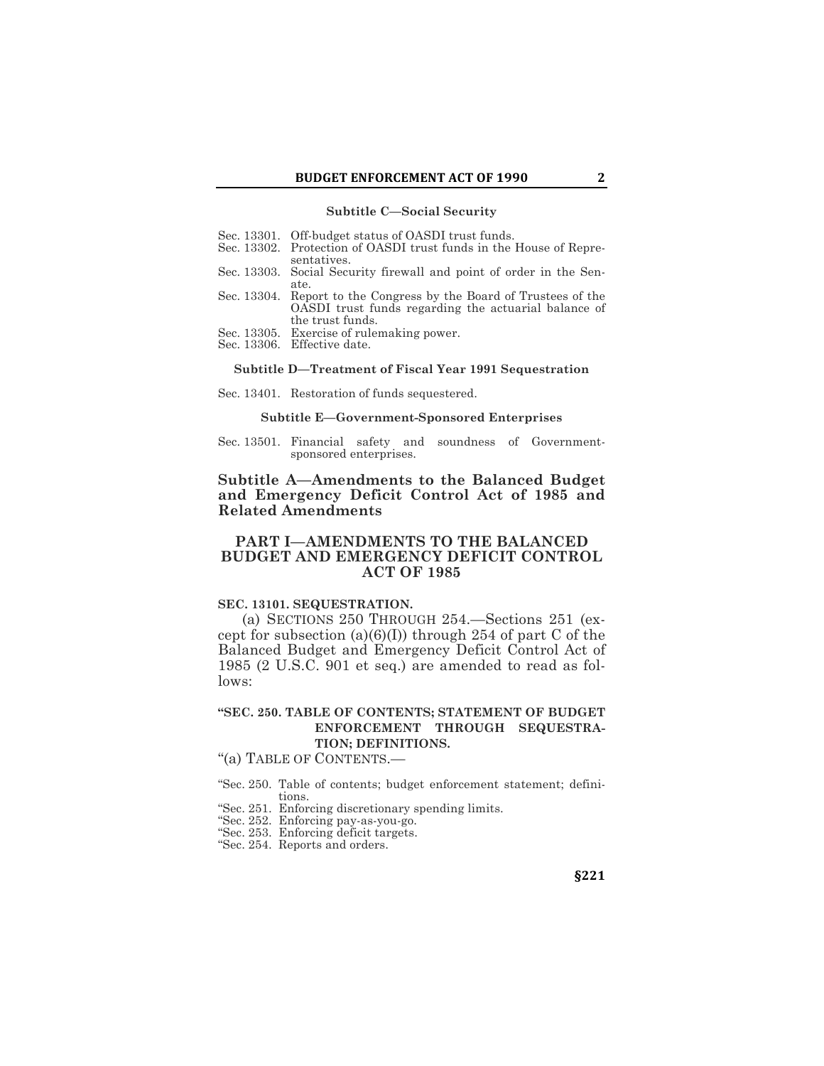#### Subtitle C—Social Security

Sec. 13301. Off-budget status of OASDI trust funds.
Sec. 13302. Protection of OASDI trust funds in the House of Representatives.
Sec. 13303. Social Security firewall and point of order in the Senate.
Sec. 13304. Report to the Congress by the Board of Trustees of the OASDI trust funds regarding the actuarial balance of the trust funds.
Sec. 13305. Exercise of rulemaking power.
Sec. 13306. Effective date.

#### Subtitle D—Treatment of Fiscal Year 1991 Sequestration

Sec. 13401. Restoration of funds sequestered.

#### Subtitle E—Government-Sponsored Enterprises

Sec. 13501. Financial safety and soundness of Government-sponsored enterprises.

## Subtitle A—Amendments to the Balanced Budget and Emergency Deficit Control Act of 1985 and Related Amendments

## PART I—AMENDMENTS TO THE BALANCED BUDGET AND EMERGENCY DEFICIT CONTROL ACT OF 1985

**SEC. 13101. SEQUESTRATION.**

(a) SECTIONS 250 THROUGH 254.—Sections 251 (except for subsection (a)(6)(I)) through 254 of part C of the Balanced Budget and Emergency Deficit Control Act of 1985 (2 U.S.C. 901 et seq.) are amended to read as follows:

**"SEC. 250. TABLE OF CONTENTS; STATEMENT OF BUDGET ENFORCEMENT THROUGH SEQUESTRATION; DEFINITIONS.**

"(a) TABLE OF CONTENTS.—

"Sec. 250. Table of contents; budget enforcement statement; definitions.
"Sec. 251. Enforcing discretionary spending limits.
"Sec. 252. Enforcing pay-as-you-go.
"Sec. 253. Enforcing deficit targets.
"Sec. 254. Reports and orders.

§221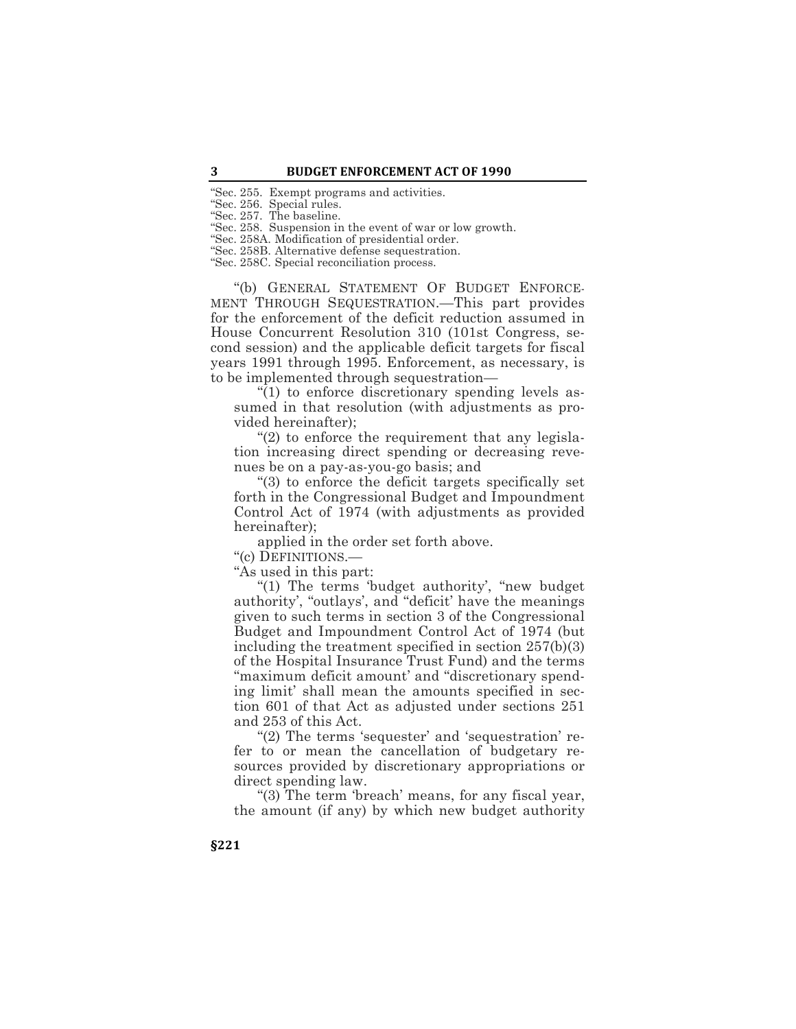"Sec. 255. Exempt programs and activities.
"Sec. 256. Special rules.
"Sec. 257. The baseline.
"Sec. 258. Suspension in the event of war or low growth.
"Sec. 258A. Modification of presidential order.
"Sec. 258B. Alternative defense sequestration.
"Sec. 258C. Special reconciliation process.

"(b) GENERAL STATEMENT OF BUDGET ENFORCEMENT THROUGH SEQUESTRATION.—This part provides for the enforcement of the deficit reduction assumed in House Concurrent Resolution 310 (101st Congress, second session) and the applicable deficit targets for fiscal years 1991 through 1995. Enforcement, as necessary, is to be implemented through sequestration—

"(1) to enforce discretionary spending levels assumed in that resolution (with adjustments as provided hereinafter);

"(2) to enforce the requirement that any legislation increasing direct spending or decreasing revenues be on a pay-as-you-go basis; and

"(3) to enforce the deficit targets specifically set forth in the Congressional Budget and Impoundment Control Act of 1974 (with adjustments as provided hereinafter);

applied in the order set forth above.

"(c) DEFINITIONS.—

"As used in this part:

"(1) The terms 'budget authority', "new budget authority', "outlays', and "deficit' have the meanings given to such terms in section 3 of the Congressional Budget and Impoundment Control Act of 1974 (but including the treatment specified in section 257(b)(3) of the Hospital Insurance Trust Fund) and the terms "maximum deficit amount' and "discretionary spending limit' shall mean the amounts specified in section 601 of that Act as adjusted under sections 251 and 253 of this Act.

"(2) The terms 'sequester' and 'sequestration' refer to or mean the cancellation of budgetary resources provided by discretionary appropriations or direct spending law.

"(3) The term 'breach' means, for any fiscal year, the amount (if any) by which new budget authority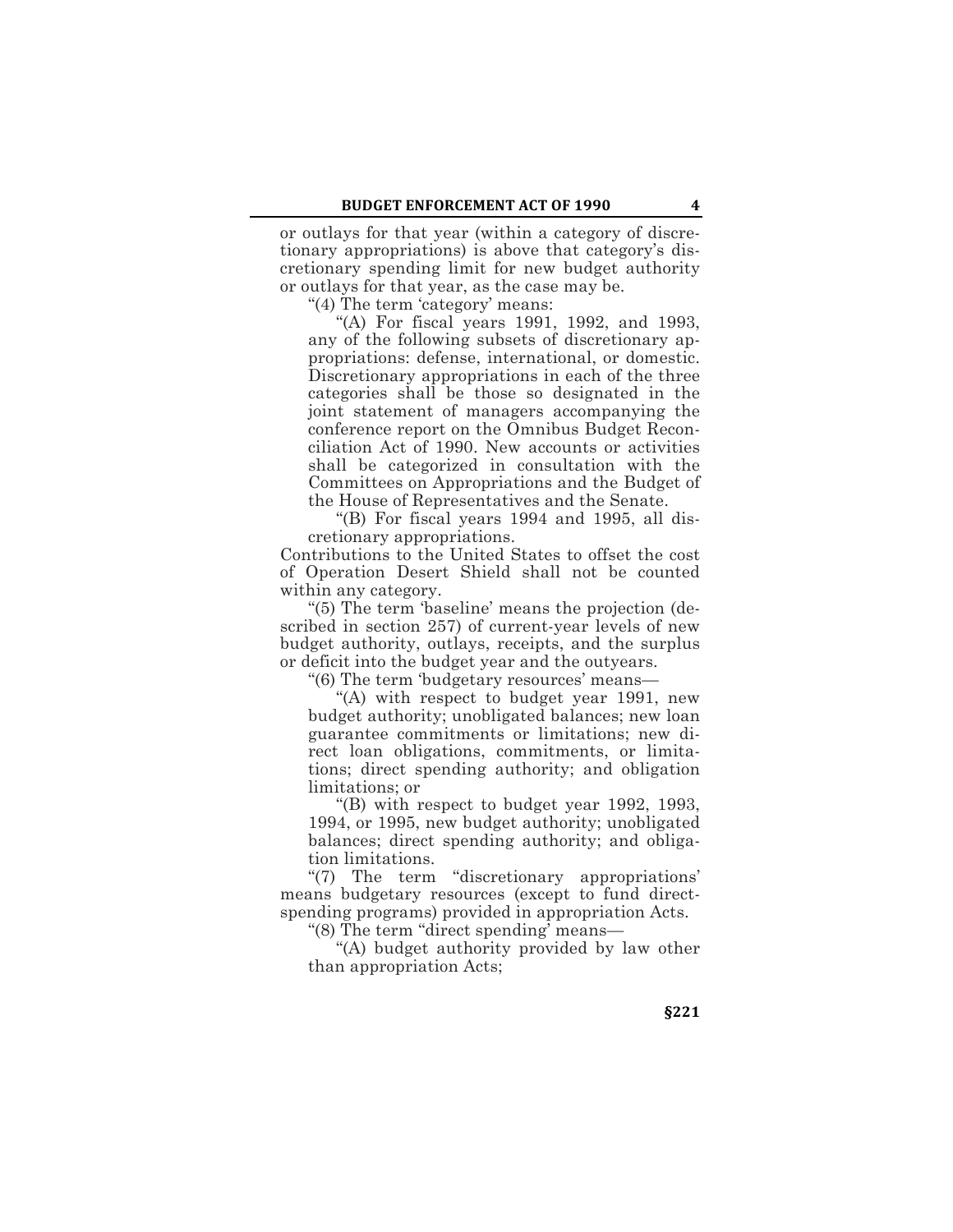or outlays for that year (within a category of discretionary appropriations) is above that category's discretionary spending limit for new budget authority or outlays for that year, as the case may be.

"(4) The term 'category' means:

"(A) For fiscal years 1991, 1992, and 1993, any of the following subsets of discretionary appropriations: defense, international, or domestic. Discretionary appropriations in each of the three categories shall be those so designated in the joint statement of managers accompanying the conference report on the Omnibus Budget Reconciliation Act of 1990. New accounts or activities shall be categorized in consultation with the Committees on Appropriations and the Budget of the House of Representatives and the Senate.

"(B) For fiscal years 1994 and 1995, all discretionary appropriations.

Contributions to the United States to offset the cost of Operation Desert Shield shall not be counted within any category.

"(5) The term 'baseline' means the projection (described in section 257) of current-year levels of new budget authority, outlays, receipts, and the surplus or deficit into the budget year and the outyears.

"(6) The term 'budgetary resources' means—

"(A) with respect to budget year 1991, new budget authority; unobligated balances; new loan guarantee commitments or limitations; new direct loan obligations, commitments, or limitations; direct spending authority; and obligation limitations; or

"(B) with respect to budget year 1992, 1993, 1994, or 1995, new budget authority; unobligated balances; direct spending authority; and obligation limitations.

"(7) The term "discretionary appropriations' means budgetary resources (except to fund direct-spending programs) provided in appropriation Acts.

"(8) The term "direct spending' means—

"(A) budget authority provided by law other than appropriation Acts;

§221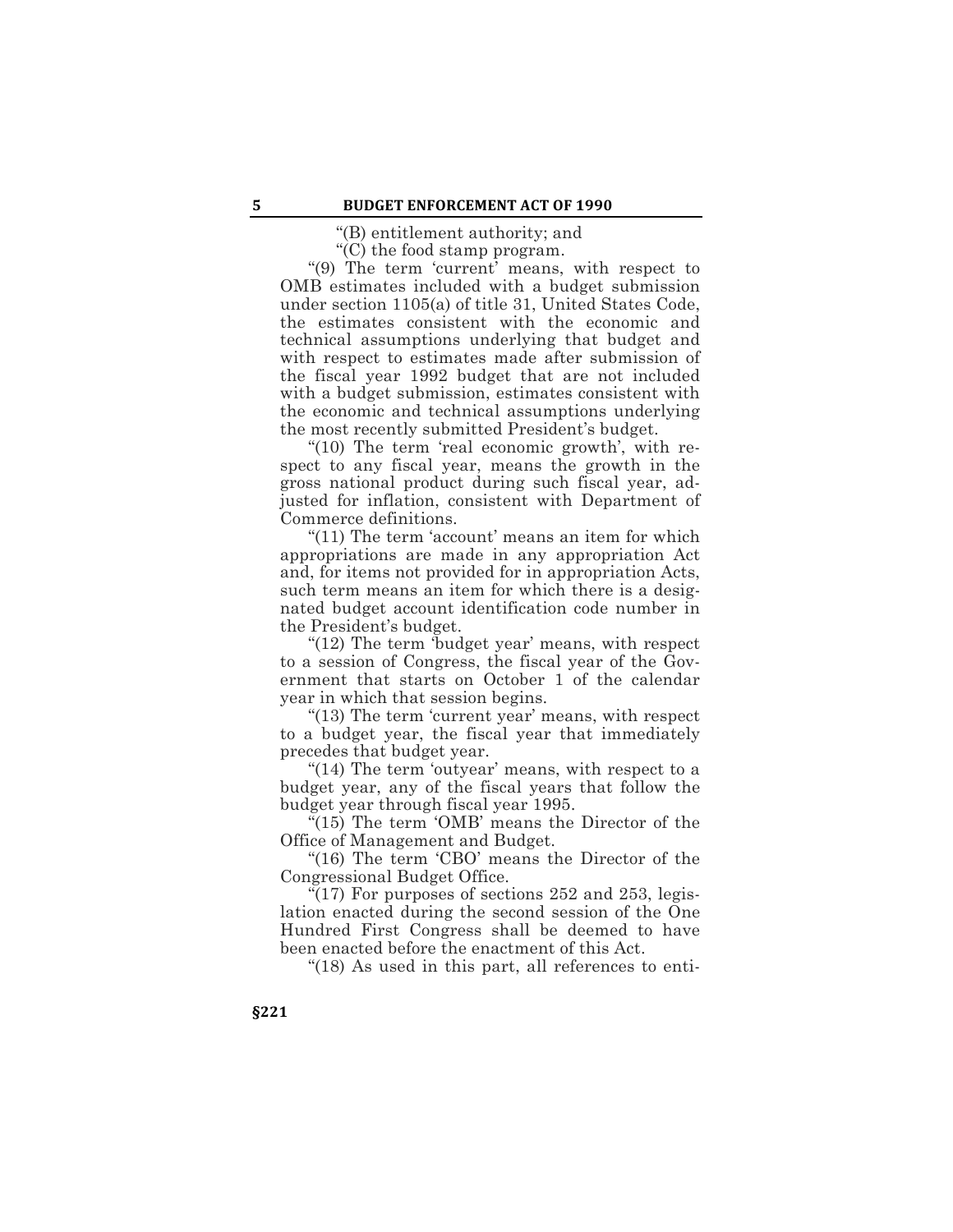"(B) entitlement authority; and

"(C) the food stamp program.

"(9) The term 'current' means, with respect to OMB estimates included with a budget submission under section 1105(a) of title 31, United States Code, the estimates consistent with the economic and technical assumptions underlying that budget and with respect to estimates made after submission of the fiscal year 1992 budget that are not included with a budget submission, estimates consistent with the economic and technical assumptions underlying the most recently submitted President's budget.

"(10) The term 'real economic growth', with respect to any fiscal year, means the growth in the gross national product during such fiscal year, adjusted for inflation, consistent with Department of Commerce definitions.

"(11) The term 'account' means an item for which appropriations are made in any appropriation Act and, for items not provided for in appropriation Acts, such term means an item for which there is a designated budget account identification code number in the President's budget.

"(12) The term 'budget year' means, with respect to a session of Congress, the fiscal year of the Government that starts on October 1 of the calendar year in which that session begins.

"(13) The term 'current year' means, with respect to a budget year, the fiscal year that immediately precedes that budget year.

"(14) The term 'outyear' means, with respect to a budget year, any of the fiscal years that follow the budget year through fiscal year 1995.

"(15) The term 'OMB' means the Director of the Office of Management and Budget.

"(16) The term 'CBO' means the Director of the Congressional Budget Office.

"(17) For purposes of sections 252 and 253, legislation enacted during the second session of the One Hundred First Congress shall be deemed to have been enacted before the enactment of this Act.

"(18) As used in this part, all references to enti-

§221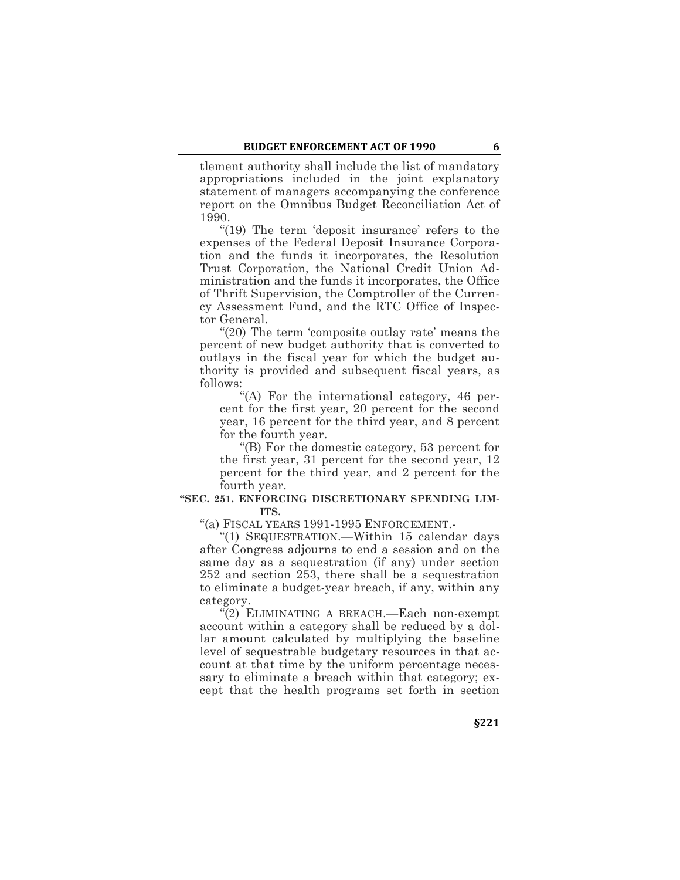tlement authority shall include the list of mandatory appropriations included in the joint explanatory statement of managers accompanying the conference report on the Omnibus Budget Reconciliation Act of 1990.

"(19) The term 'deposit insurance' refers to the expenses of the Federal Deposit Insurance Corporation and the funds it incorporates, the Resolution Trust Corporation, the National Credit Union Administration and the funds it incorporates, the Office of Thrift Supervision, the Comptroller of the Currency Assessment Fund, and the RTC Office of Inspector General.

"(20) The term 'composite outlay rate' means the percent of new budget authority that is converted to outlays in the fiscal year for which the budget authority is provided and subsequent fiscal years, as follows:

"(A) For the international category, 46 percent for the first year, 20 percent for the second year, 16 percent for the third year, and 8 percent for the fourth year.

"(B) For the domestic category, 53 percent for the first year, 31 percent for the second year, 12 percent for the third year, and 2 percent for the fourth year.

**"SEC. 251. ENFORCING DISCRETIONARY SPENDING LIMITS.**

"(a) FISCAL YEARS 1991-1995 ENFORCEMENT.-

"(1) SEQUESTRATION.—Within 15 calendar days after Congress adjourns to end a session and on the same day as a sequestration (if any) under section 252 and section 253, there shall be a sequestration to eliminate a budget-year breach, if any, within any category.

"(2) ELIMINATING A BREACH.—Each non-exempt account within a category shall be reduced by a dollar amount calculated by multiplying the baseline level of sequestrable budgetary resources in that account at that time by the uniform percentage necessary to eliminate a breach within that category; except that the health programs set forth in section

§221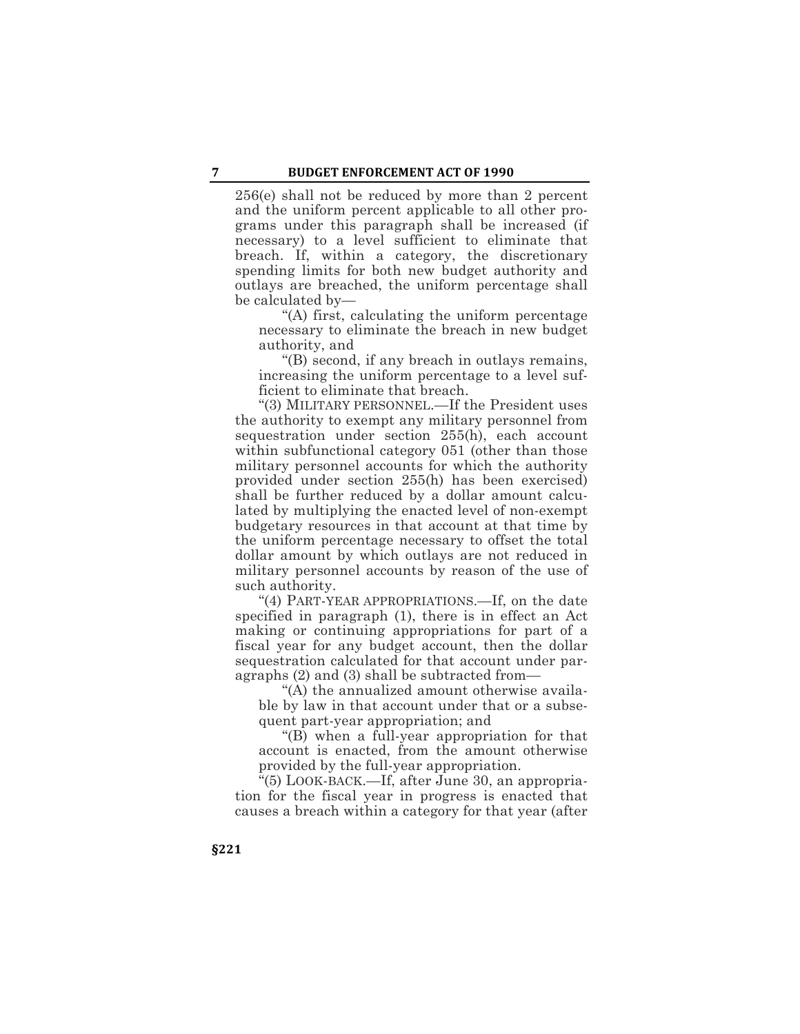256(e) shall not be reduced by more than 2 percent and the uniform percent applicable to all other programs under this paragraph shall be increased (if necessary) to a level sufficient to eliminate that breach. If, within a category, the discretionary spending limits for both new budget authority and outlays are breached, the uniform percentage shall be calculated by—

"(A) first, calculating the uniform percentage necessary to eliminate the breach in new budget authority, and

"(B) second, if any breach in outlays remains, increasing the uniform percentage to a level sufficient to eliminate that breach.

"(3) MILITARY PERSONNEL.—If the President uses the authority to exempt any military personnel from sequestration under section 255(h), each account within subfunctional category 051 (other than those military personnel accounts for which the authority provided under section 255(h) has been exercised) shall be further reduced by a dollar amount calculated by multiplying the enacted level of non-exempt budgetary resources in that account at that time by the uniform percentage necessary to offset the total dollar amount by which outlays are not reduced in military personnel accounts by reason of the use of such authority.

"(4) PART-YEAR APPROPRIATIONS.—If, on the date specified in paragraph (1), there is in effect an Act making or continuing appropriations for part of a fiscal year for any budget account, then the dollar sequestration calculated for that account under paragraphs (2) and (3) shall be subtracted from—

"(A) the annualized amount otherwise available by law in that account under that or a subsequent part-year appropriation; and

"(B) when a full-year appropriation for that account is enacted, from the amount otherwise provided by the full-year appropriation.

"(5) LOOK-BACK.—If, after June 30, an appropriation for the fiscal year in progress is enacted that causes a breach within a category for that year (after

§221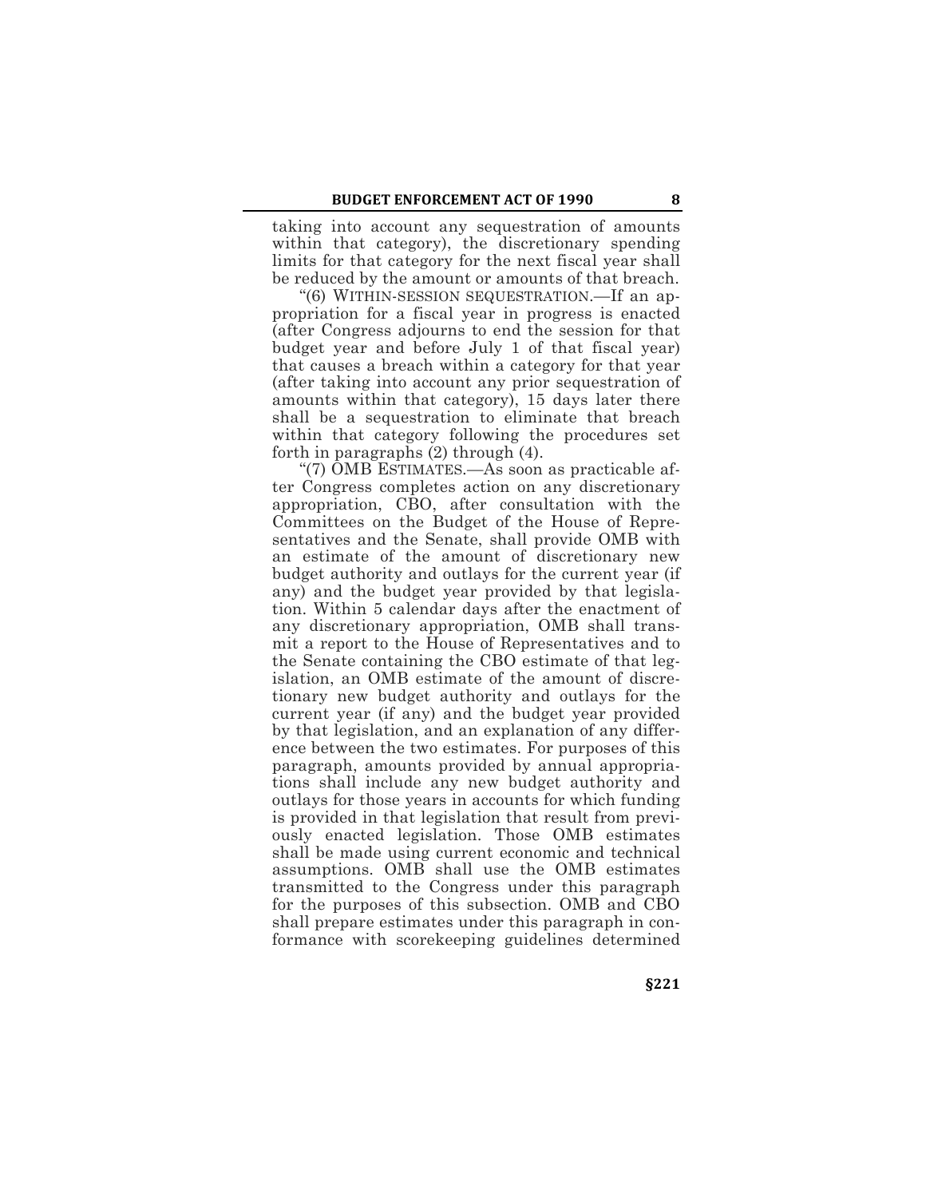taking into account any sequestration of amounts within that category), the discretionary spending limits for that category for the next fiscal year shall be reduced by the amount or amounts of that breach.

"(6) WITHIN-SESSION SEQUESTRATION.—If an appropriation for a fiscal year in progress is enacted (after Congress adjourns to end the session for that budget year and before July 1 of that fiscal year) that causes a breach within a category for that year (after taking into account any prior sequestration of amounts within that category), 15 days later there shall be a sequestration to eliminate that breach within that category following the procedures set forth in paragraphs (2) through (4).

"(7) OMB ESTIMATES.—As soon as practicable after Congress completes action on any discretionary appropriation, CBO, after consultation with the Committees on the Budget of the House of Representatives and the Senate, shall provide OMB with an estimate of the amount of discretionary new budget authority and outlays for the current year (if any) and the budget year provided by that legislation. Within 5 calendar days after the enactment of any discretionary appropriation, OMB shall transmit a report to the House of Representatives and to the Senate containing the CBO estimate of that legislation, an OMB estimate of the amount of discretionary new budget authority and outlays for the current year (if any) and the budget year provided by that legislation, and an explanation of any difference between the two estimates. For purposes of this paragraph, amounts provided by annual appropriations shall include any new budget authority and outlays for those years in accounts for which funding is provided in that legislation that result from previously enacted legislation. Those OMB estimates shall be made using current economic and technical assumptions. OMB shall use the OMB estimates transmitted to the Congress under this paragraph for the purposes of this subsection. OMB and CBO shall prepare estimates under this paragraph in conformance with scorekeeping guidelines determined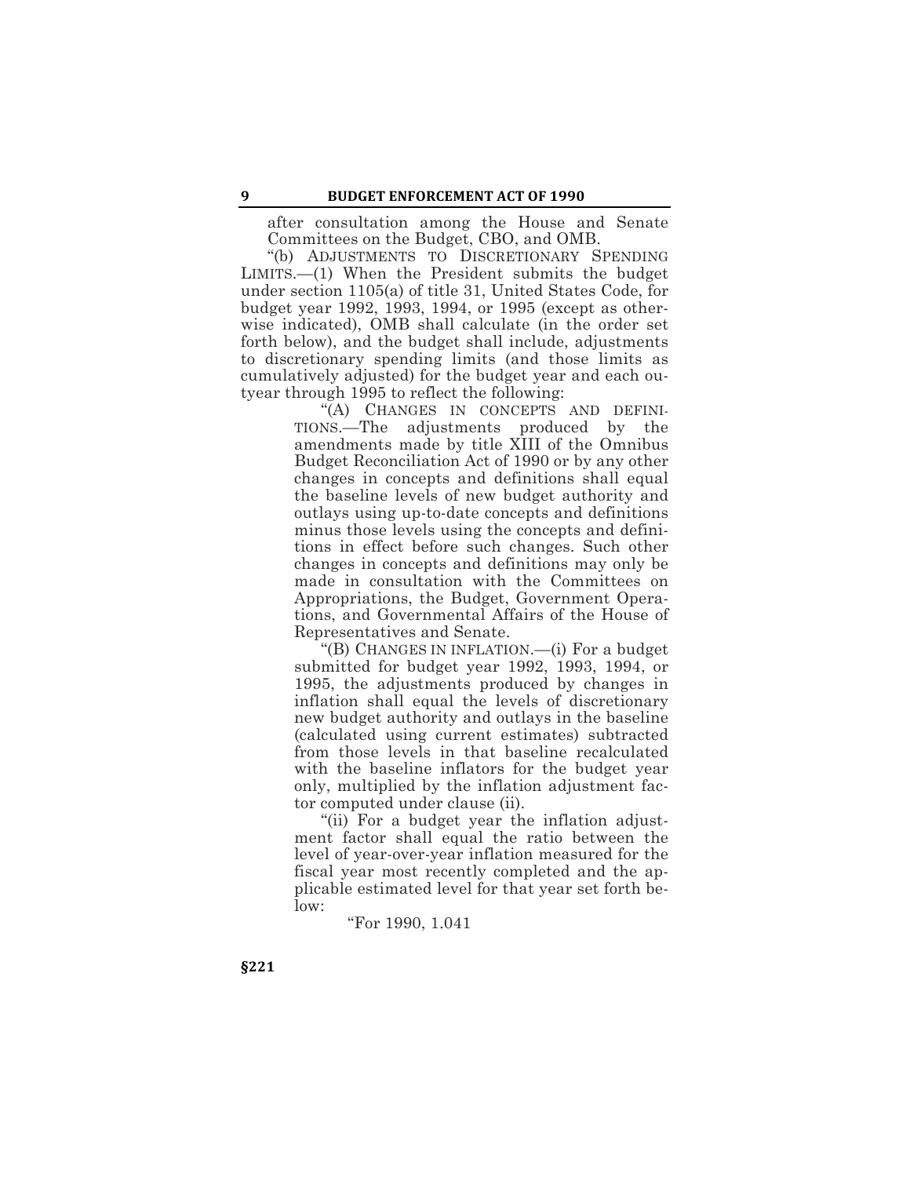after consultation among the House and Senate Committees on the Budget, CBO, and OMB.

"(b) ADJUSTMENTS TO DISCRETIONARY SPENDING LIMITS.—(1) When the President submits the budget under section 1105(a) of title 31, United States Code, for budget year 1992, 1993, 1994, or 1995 (except as otherwise indicated), OMB shall calculate (in the order set forth below), and the budget shall include, adjustments to discretionary spending limits (and those limits as cumulatively adjusted) for the budget year and each outyear through 1995 to reflect the following:

"(A) CHANGES IN CONCEPTS AND DEFINITIONS.—The adjustments produced by the amendments made by title XIII of the Omnibus Budget Reconciliation Act of 1990 or by any other changes in concepts and definitions shall equal the baseline levels of new budget authority and outlays using up-to-date concepts and definitions minus those levels using the concepts and definitions in effect before such changes. Such other changes in concepts and definitions may only be made in consultation with the Committees on Appropriations, the Budget, Government Operations, and Governmental Affairs of the House of Representatives and Senate.

"(B) CHANGES IN INFLATION.—(i) For a budget submitted for budget year 1992, 1993, 1994, or 1995, the adjustments produced by changes in inflation shall equal the levels of discretionary new budget authority and outlays in the baseline (calculated using current estimates) subtracted from those levels in that baseline recalculated with the baseline inflators for the budget year only, multiplied by the inflation adjustment factor computed under clause (ii).

"(ii) For a budget year the inflation adjustment factor shall equal the ratio between the level of year-over-year inflation measured for the fiscal year most recently completed and the applicable estimated level for that year set forth below:

"For 1990, 1.041

§221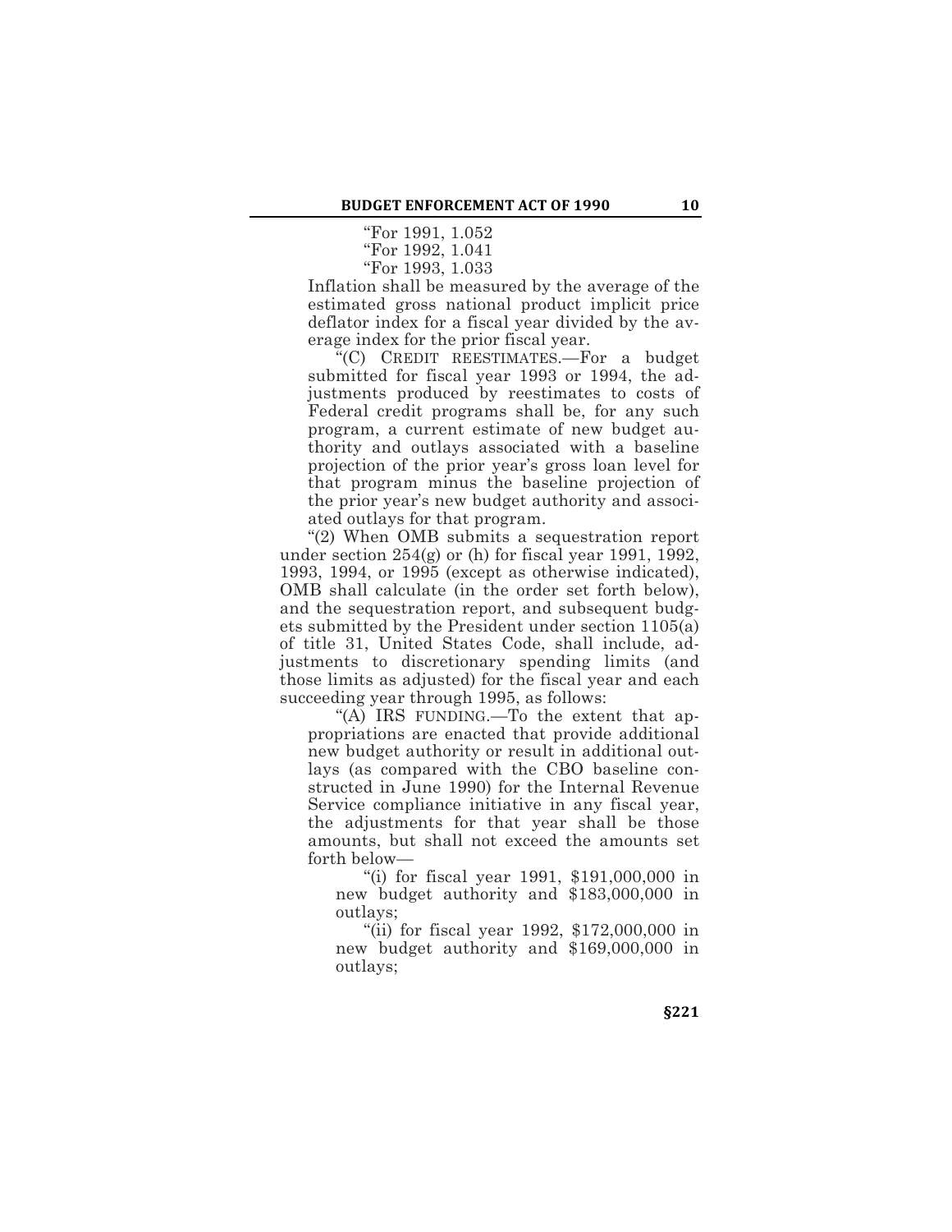"For 1991, 1.052

"For 1992, 1.041

"For 1993, 1.033

Inflation shall be measured by the average of the estimated gross national product implicit price deflator index for a fiscal year divided by the average index for the prior fiscal year.

"(C) CREDIT REESTIMATES.—For a budget submitted for fiscal year 1993 or 1994, the adjustments produced by reestimates to costs of Federal credit programs shall be, for any such program, a current estimate of new budget authority and outlays associated with a baseline projection of the prior year's gross loan level for that program minus the baseline projection of the prior year's new budget authority and associated outlays for that program.

"(2) When OMB submits a sequestration report under section 254(g) or (h) for fiscal year 1991, 1992, 1993, 1994, or 1995 (except as otherwise indicated), OMB shall calculate (in the order set forth below), and the sequestration report, and subsequent budgets submitted by the President under section 1105(a) of title 31, United States Code, shall include, adjustments to discretionary spending limits (and those limits as adjusted) for the fiscal year and each succeeding year through 1995, as follows:

"(A) IRS FUNDING.—To the extent that appropriations are enacted that provide additional new budget authority or result in additional outlays (as compared with the CBO baseline constructed in June 1990) for the Internal Revenue Service compliance initiative in any fiscal year, the adjustments for that year shall be those amounts, but shall not exceed the amounts set forth below—

"(i) for fiscal year 1991, $191,000,000 in new budget authority and $183,000,000 in outlays;

"(ii) for fiscal year 1992, $172,000,000 in new budget authority and $169,000,000 in outlays;

§221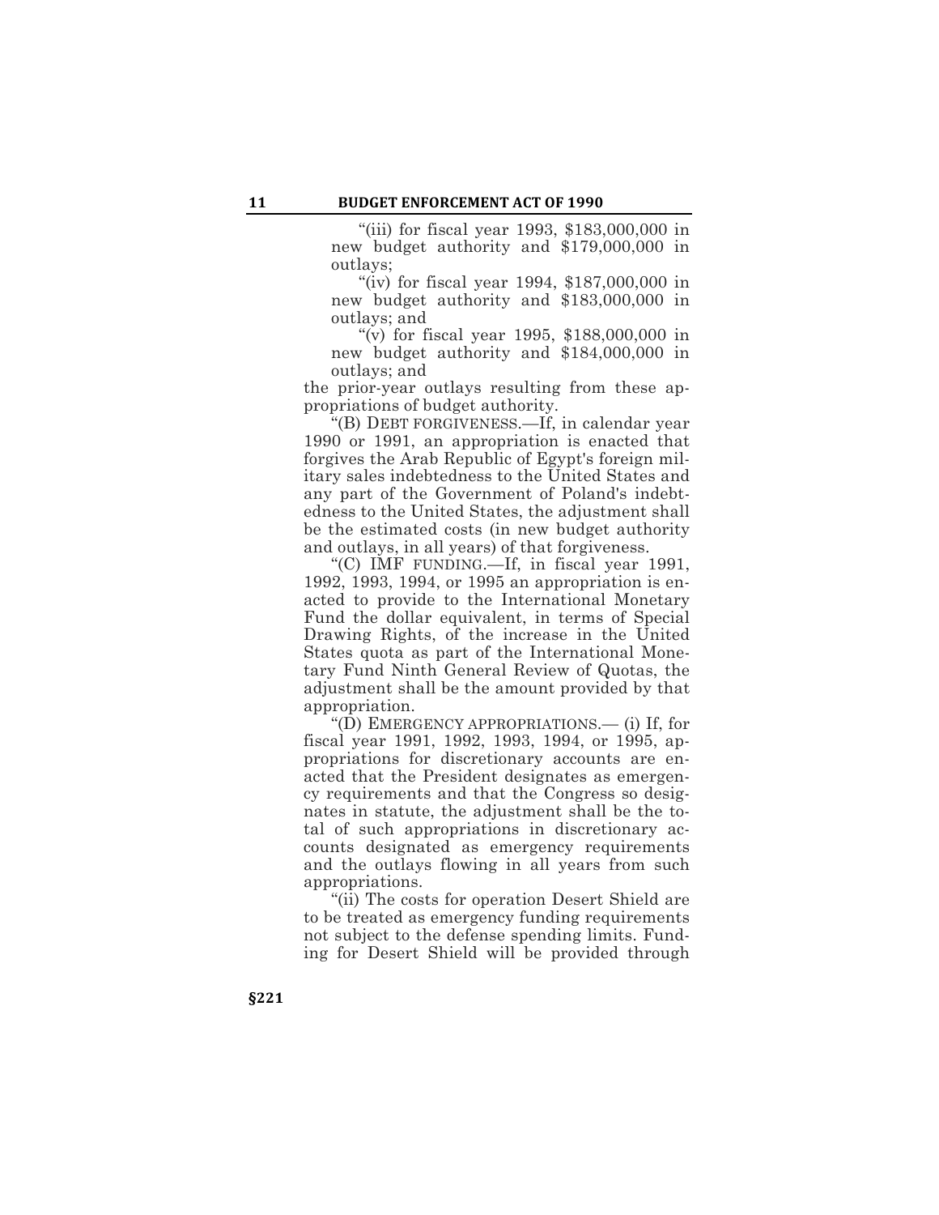"(iii) for fiscal year 1993, $183,000,000 in new budget authority and $179,000,000 in outlays;

"(iv) for fiscal year 1994, $187,000,000 in new budget authority and $183,000,000 in outlays; and

"(v) for fiscal year 1995, $188,000,000 in new budget authority and $184,000,000 in outlays; and

the prior-year outlays resulting from these appropriations of budget authority.

"(B) DEBT FORGIVENESS.—If, in calendar year 1990 or 1991, an appropriation is enacted that forgives the Arab Republic of Egypt's foreign military sales indebtedness to the United States and any part of the Government of Poland's indebtedness to the United States, the adjustment shall be the estimated costs (in new budget authority and outlays, in all years) of that forgiveness.

"(C) IMF FUNDING.—If, in fiscal year 1991, 1992, 1993, 1994, or 1995 an appropriation is enacted to provide to the International Monetary Fund the dollar equivalent, in terms of Special Drawing Rights, of the increase in the United States quota as part of the International Monetary Fund Ninth General Review of Quotas, the adjustment shall be the amount provided by that appropriation.

"(D) EMERGENCY APPROPRIATIONS.— (i) If, for fiscal year 1991, 1992, 1993, 1994, or 1995, appropriations for discretionary accounts are enacted that the President designates as emergency requirements and that the Congress so designates in statute, the adjustment shall be the total of such appropriations in discretionary accounts designated as emergency requirements and the outlays flowing in all years from such appropriations.

"(ii) The costs for operation Desert Shield are to be treated as emergency funding requirements not subject to the defense spending limits. Funding for Desert Shield will be provided through

§221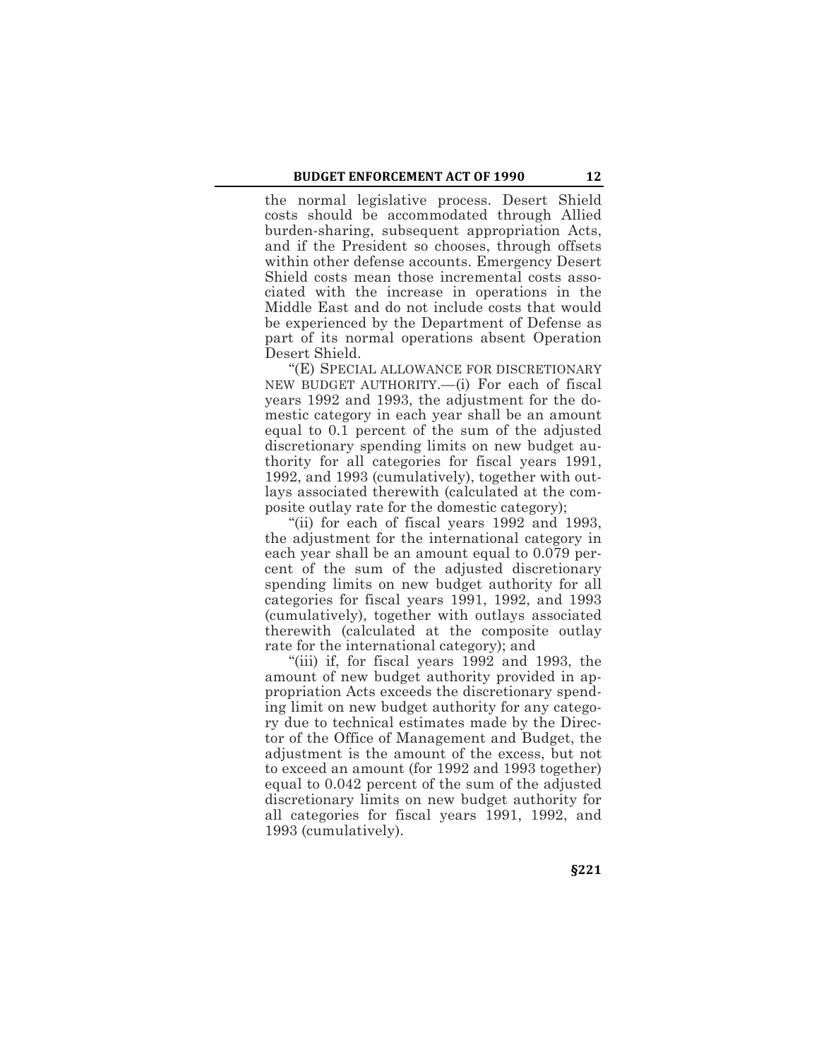the normal legislative process. Desert Shield costs should be accommodated through Allied burden-sharing, subsequent appropriation Acts, and if the President so chooses, through offsets within other defense accounts. Emergency Desert Shield costs mean those incremental costs associated with the increase in operations in the Middle East and do not include costs that would be experienced by the Department of Defense as part of its normal operations absent Operation Desert Shield.

"(E) SPECIAL ALLOWANCE FOR DISCRETIONARY NEW BUDGET AUTHORITY.—(i) For each of fiscal years 1992 and 1993, the adjustment for the domestic category in each year shall be an amount equal to 0.1 percent of the sum of the adjusted discretionary spending limits on new budget authority for all categories for fiscal years 1991, 1992, and 1993 (cumulatively), together with outlays associated therewith (calculated at the composite outlay rate for the domestic category);

"(ii) for each of fiscal years 1992 and 1993, the adjustment for the international category in each year shall be an amount equal to 0.079 percent of the sum of the adjusted discretionary spending limits on new budget authority for all categories for fiscal years 1991, 1992, and 1993 (cumulatively), together with outlays associated therewith (calculated at the composite outlay rate for the international category); and

"(iii) if, for fiscal years 1992 and 1993, the amount of new budget authority provided in appropriation Acts exceeds the discretionary spending limit on new budget authority for any category due to technical estimates made by the Director of the Office of Management and Budget, the adjustment is the amount of the excess, but not to exceed an amount (for 1992 and 1993 together) equal to 0.042 percent of the sum of the adjusted discretionary limits on new budget authority for all categories for fiscal years 1991, 1992, and 1993 (cumulatively).

§221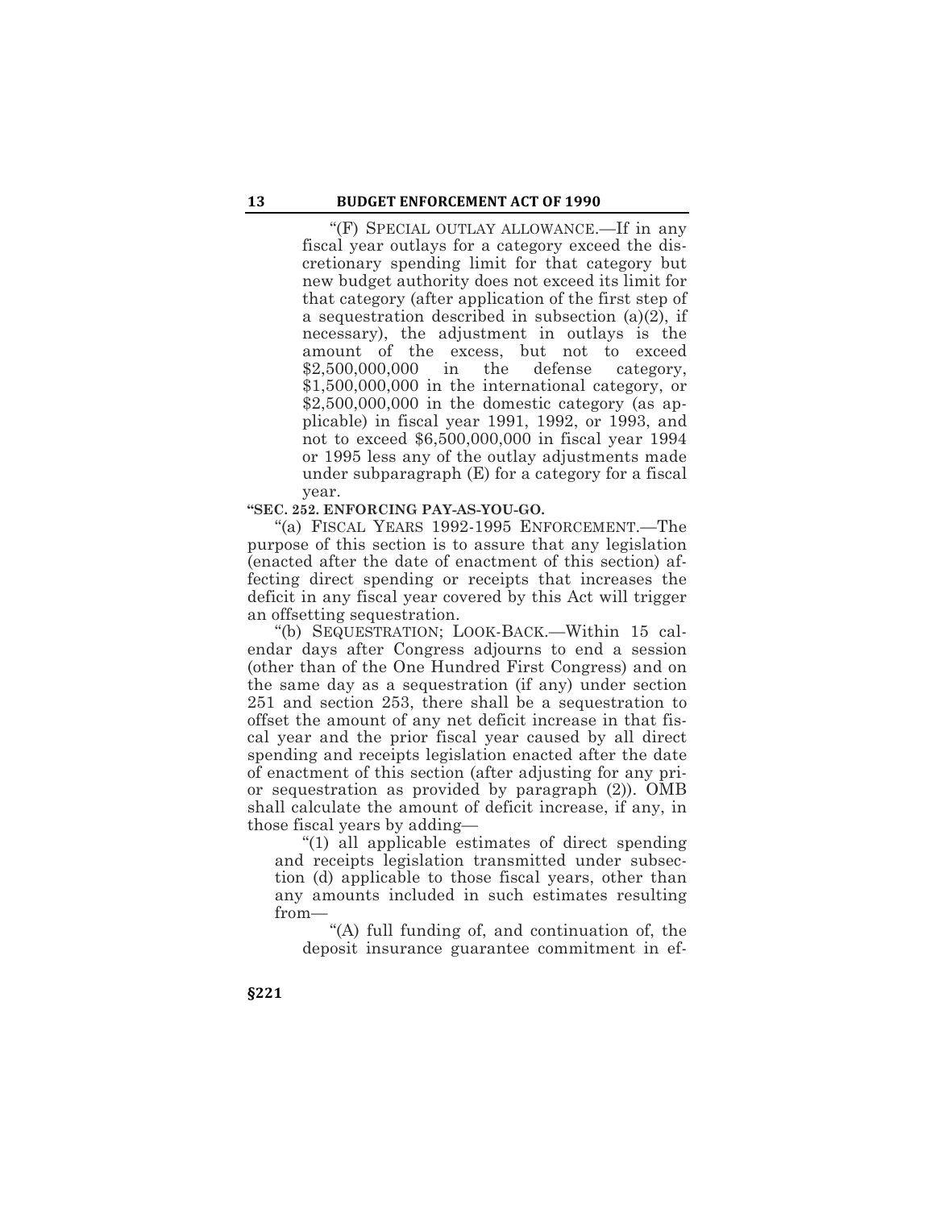"(F) SPECIAL OUTLAY ALLOWANCE.—If in any fiscal year outlays for a category exceed the discretionary spending limit for that category but new budget authority does not exceed its limit for that category (after application of the first step of a sequestration described in subsection (a)(2), if necessary), the adjustment in outlays is the amount of the excess, but not to exceed $2,500,000,000 in the defense category, $1,500,000,000 in the international category, or $2,500,000,000 in the domestic category (as applicable) in fiscal year 1991, 1992, or 1993, and not to exceed $6,500,000,000 in fiscal year 1994 or 1995 less any of the outlay adjustments made under subparagraph (E) for a category for a fiscal year.

**"SEC. 252. ENFORCING PAY-AS-YOU-GO.**

"(a) FISCAL YEARS 1992-1995 ENFORCEMENT.—The purpose of this section is to assure that any legislation (enacted after the date of enactment of this section) affecting direct spending or receipts that increases the deficit in any fiscal year covered by this Act will trigger an offsetting sequestration.

"(b) SEQUESTRATION; LOOK-BACK.—Within 15 calendar days after Congress adjourns to end a session (other than of the One Hundred First Congress) and on the same day as a sequestration (if any) under section 251 and section 253, there shall be a sequestration to offset the amount of any net deficit increase in that fiscal year and the prior fiscal year caused by all direct spending and receipts legislation enacted after the date of enactment of this section (after adjusting for any prior sequestration as provided by paragraph (2)). OMB shall calculate the amount of deficit increase, if any, in those fiscal years by adding—

"(1) all applicable estimates of direct spending and receipts legislation transmitted under subsection (d) applicable to those fiscal years, other than any amounts included in such estimates resulting from—

"(A) full funding of, and continuation of, the deposit insurance guarantee commitment in ef-

§221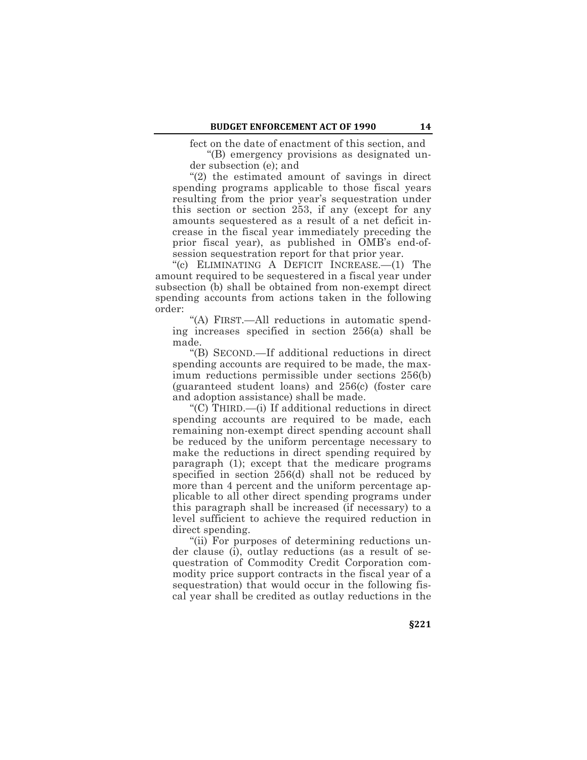fect on the date of enactment of this section, and

"(B) emergency provisions as designated under subsection (e); and

"(2) the estimated amount of savings in direct spending programs applicable to those fiscal years resulting from the prior year's sequestration under this section or section 253, if any (except for any amounts sequestered as a result of a net deficit increase in the fiscal year immediately preceding the prior fiscal year), as published in OMB's end-of-session sequestration report for that prior year.

"(c) ELIMINATING A DEFICIT INCREASE.—(1) The amount required to be sequestered in a fiscal year under subsection (b) shall be obtained from non-exempt direct spending accounts from actions taken in the following order:

"(A) FIRST.—All reductions in automatic spending increases specified in section 256(a) shall be made.

"(B) SECOND.—If additional reductions in direct spending accounts are required to be made, the maximum reductions permissible under sections 256(b) (guaranteed student loans) and 256(c) (foster care and adoption assistance) shall be made.

"(C) THIRD.—(i) If additional reductions in direct spending accounts are required to be made, each remaining non-exempt direct spending account shall be reduced by the uniform percentage necessary to make the reductions in direct spending required by paragraph (1); except that the medicare programs specified in section 256(d) shall not be reduced by more than 4 percent and the uniform percentage applicable to all other direct spending programs under this paragraph shall be increased (if necessary) to a level sufficient to achieve the required reduction in direct spending.

"(ii) For purposes of determining reductions under clause (i), outlay reductions (as a result of sequestration of Commodity Credit Corporation commodity price support contracts in the fiscal year of a sequestration) that would occur in the following fiscal year shall be credited as outlay reductions in the

§221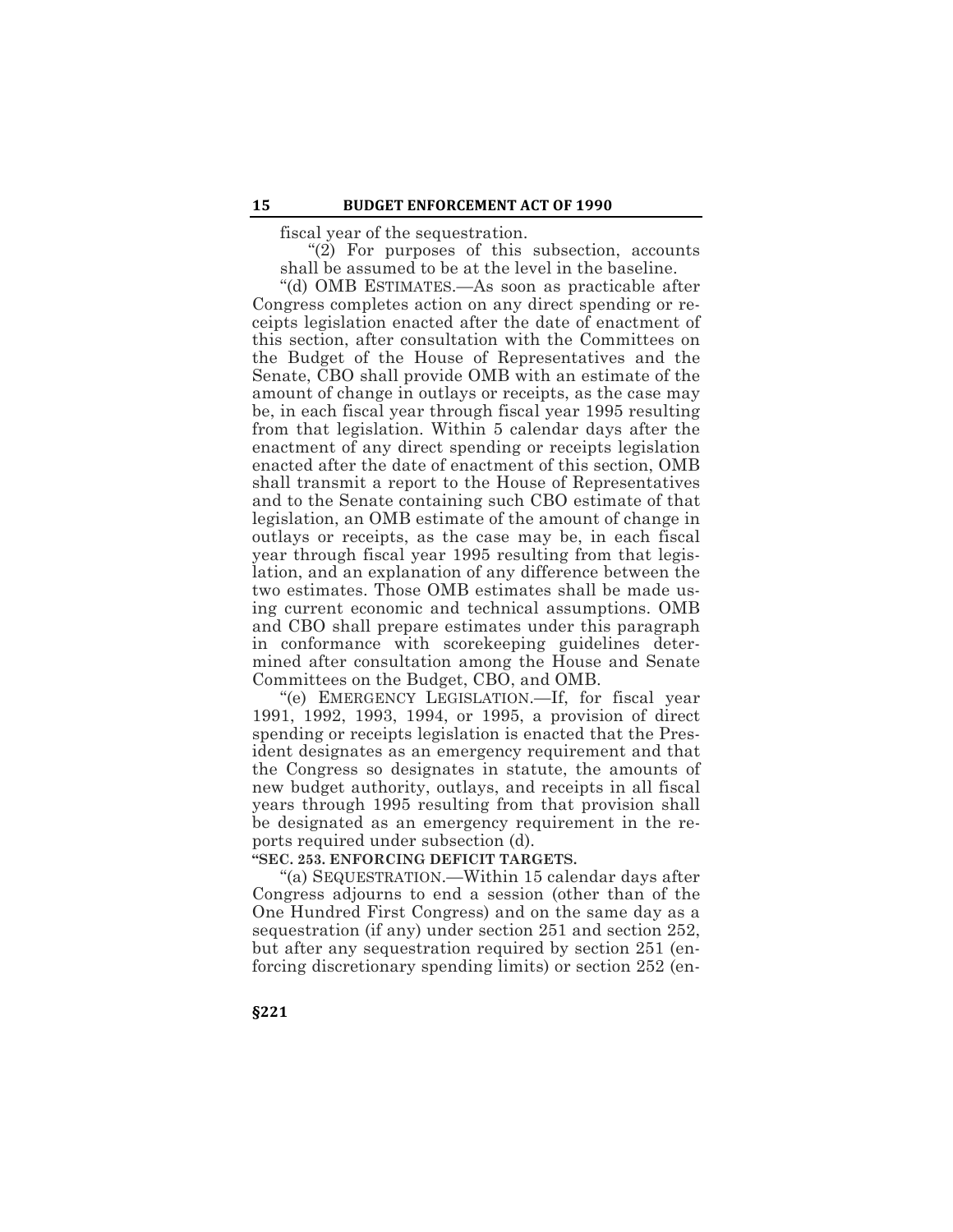fiscal year of the sequestration.

"(2) For purposes of this subsection, accounts shall be assumed to be at the level in the baseline.

"(d) OMB ESTIMATES.—As soon as practicable after Congress completes action on any direct spending or receipts legislation enacted after the date of enactment of this section, after consultation with the Committees on the Budget of the House of Representatives and the Senate, CBO shall provide OMB with an estimate of the amount of change in outlays or receipts, as the case may be, in each fiscal year through fiscal year 1995 resulting from that legislation. Within 5 calendar days after the enactment of any direct spending or receipts legislation enacted after the date of enactment of this section, OMB shall transmit a report to the House of Representatives and to the Senate containing such CBO estimate of that legislation, an OMB estimate of the amount of change in outlays or receipts, as the case may be, in each fiscal year through fiscal year 1995 resulting from that legislation, and an explanation of any difference between the two estimates. Those OMB estimates shall be made using current economic and technical assumptions. OMB and CBO shall prepare estimates under this paragraph in conformance with scorekeeping guidelines determined after consultation among the House and Senate Committees on the Budget, CBO, and OMB.

"(e) EMERGENCY LEGISLATION.—If, for fiscal year 1991, 1992, 1993, 1994, or 1995, a provision of direct spending or receipts legislation is enacted that the President designates as an emergency requirement and that the Congress so designates in statute, the amounts of new budget authority, outlays, and receipts in all fiscal years through 1995 resulting from that provision shall be designated as an emergency requirement in the reports required under subsection (d).

**"SEC. 253. ENFORCING DEFICIT TARGETS.**

"(a) SEQUESTRATION.—Within 15 calendar days after Congress adjourns to end a session (other than of the One Hundred First Congress) and on the same day as a sequestration (if any) under section 251 and section 252, but after any sequestration required by section 251 (enforcing discretionary spending limits) or section 252 (en-

§221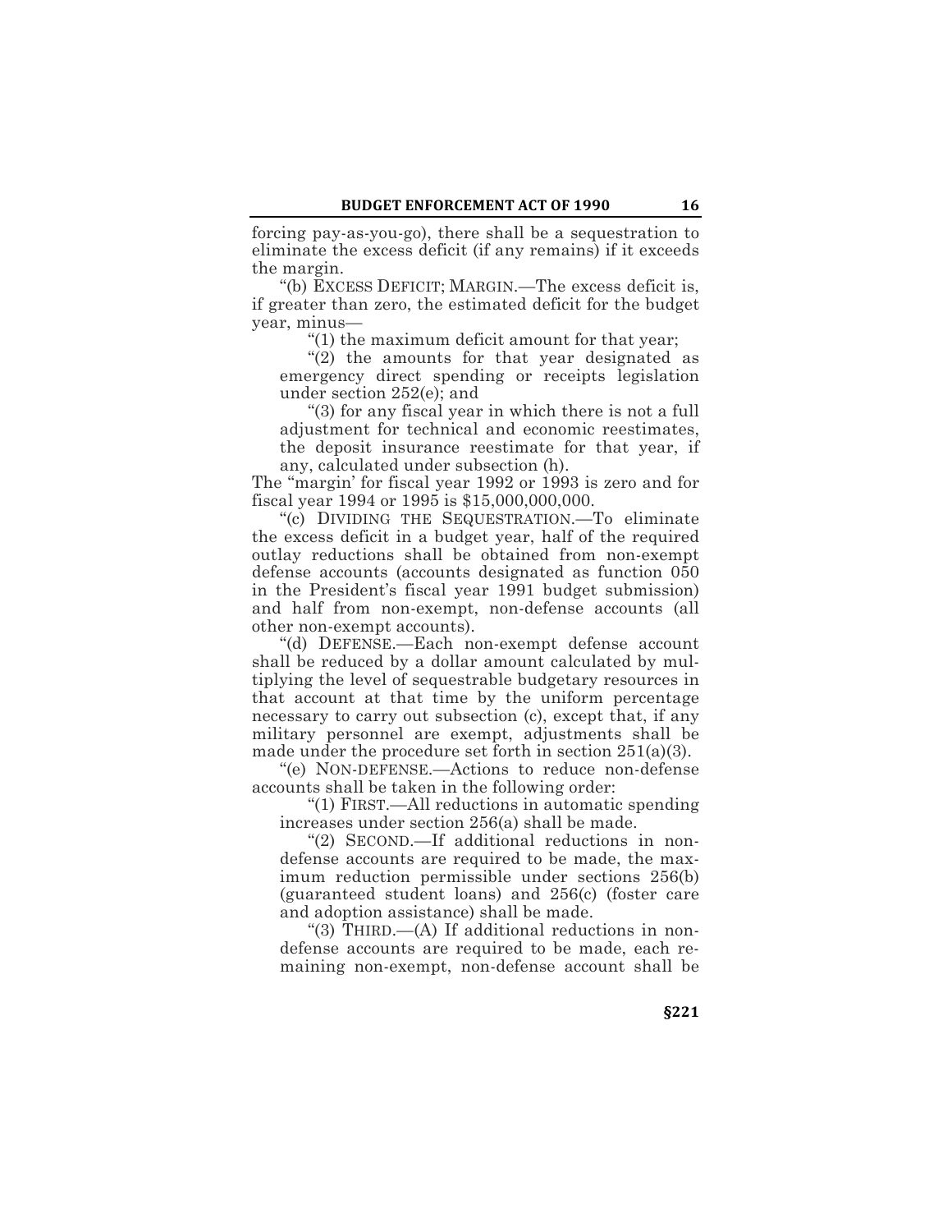forcing pay-as-you-go), there shall be a sequestration to eliminate the excess deficit (if any remains) if it exceeds the margin.

"(b) EXCESS DEFICIT; MARGIN.—The excess deficit is, if greater than zero, the estimated deficit for the budget year, minus—

"(1) the maximum deficit amount for that year;

"(2) the amounts for that year designated as emergency direct spending or receipts legislation under section 252(e); and

"(3) for any fiscal year in which there is not a full adjustment for technical and economic reestimates, the deposit insurance reestimate for that year, if any, calculated under subsection (h).

The "margin' for fiscal year 1992 or 1993 is zero and for fiscal year 1994 or 1995 is $15,000,000,000.

"(c) DIVIDING THE SEQUESTRATION.—To eliminate the excess deficit in a budget year, half of the required outlay reductions shall be obtained from non-exempt defense accounts (accounts designated as function 050 in the President's fiscal year 1991 budget submission) and half from non-exempt, non-defense accounts (all other non-exempt accounts).

"(d) DEFENSE.—Each non-exempt defense account shall be reduced by a dollar amount calculated by multiplying the level of sequestrable budgetary resources in that account at that time by the uniform percentage necessary to carry out subsection (c), except that, if any military personnel are exempt, adjustments shall be made under the procedure set forth in section 251(a)(3).

"(e) NON-DEFENSE.—Actions to reduce non-defense accounts shall be taken in the following order:

"(1) FIRST.—All reductions in automatic spending increases under section 256(a) shall be made.

"(2) SECOND.—If additional reductions in non-defense accounts are required to be made, the maximum reduction permissible under sections 256(b) (guaranteed student loans) and 256(c) (foster care and adoption assistance) shall be made.

"(3) THIRD.—(A) If additional reductions in non-defense accounts are required to be made, each remaining non-exempt, non-defense account shall be

§221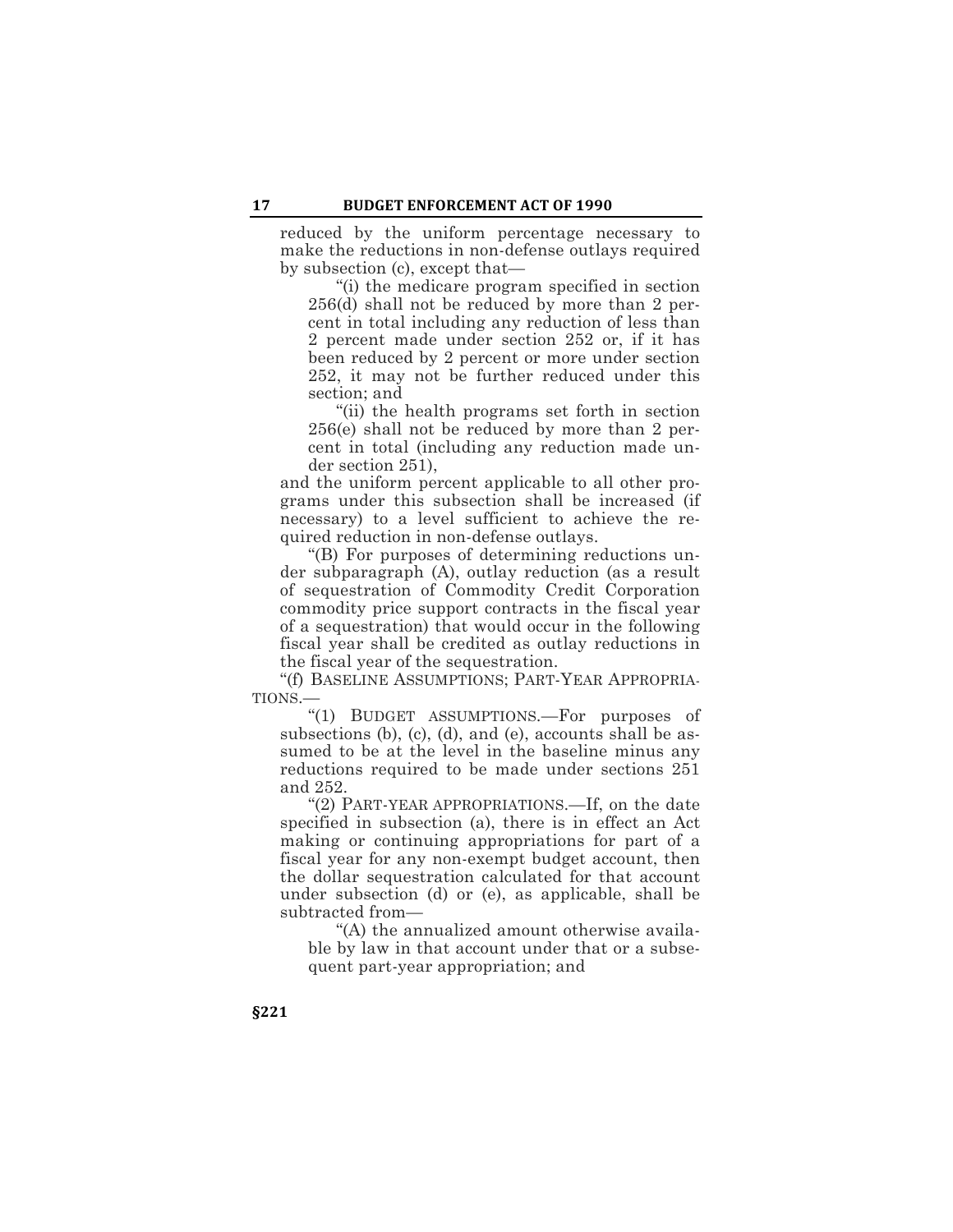reduced by the uniform percentage necessary to make the reductions in non-defense outlays required by subsection (c), except that—

"(i) the medicare program specified in section 256(d) shall not be reduced by more than 2 percent in total including any reduction of less than 2 percent made under section 252 or, if it has been reduced by 2 percent or more under section 252, it may not be further reduced under this section; and

"(ii) the health programs set forth in section 256(e) shall not be reduced by more than 2 percent in total (including any reduction made under section 251),

and the uniform percent applicable to all other programs under this subsection shall be increased (if necessary) to a level sufficient to achieve the required reduction in non-defense outlays.

"(B) For purposes of determining reductions under subparagraph (A), outlay reduction (as a result of sequestration of Commodity Credit Corporation commodity price support contracts in the fiscal year of a sequestration) that would occur in the following fiscal year shall be credited as outlay reductions in the fiscal year of the sequestration.

"(f) BASELINE ASSUMPTIONS; PART-YEAR APPROPRIATIONS.—

"(1) BUDGET ASSUMPTIONS.—For purposes of subsections (b), (c), (d), and (e), accounts shall be assumed to be at the level in the baseline minus any reductions required to be made under sections 251 and 252.

"(2) PART-YEAR APPROPRIATIONS.—If, on the date specified in subsection (a), there is in effect an Act making or continuing appropriations for part of a fiscal year for any non-exempt budget account, then the dollar sequestration calculated for that account under subsection (d) or (e), as applicable, shall be subtracted from—

"(A) the annualized amount otherwise available by law in that account under that or a subsequent part-year appropriation; and

§221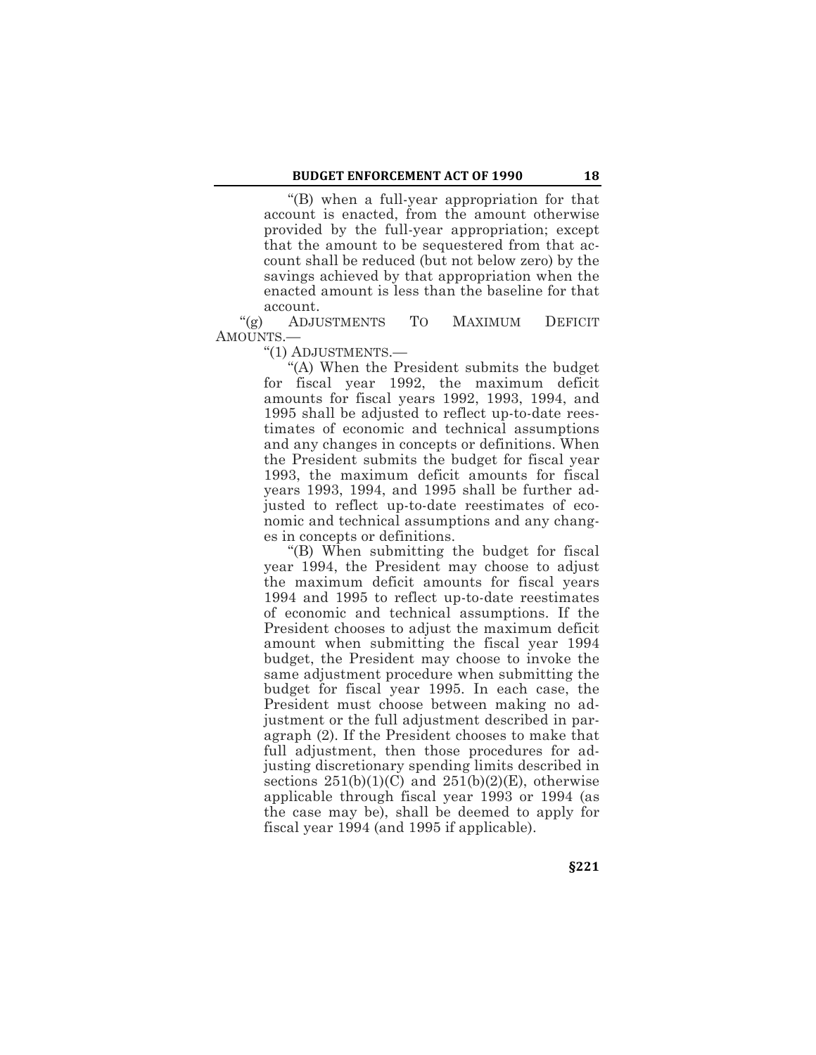"(B) when a full-year appropriation for that account is enacted, from the amount otherwise provided by the full-year appropriation; except that the amount to be sequestered from that account shall be reduced (but not below zero) by the savings achieved by that appropriation when the enacted amount is less than the baseline for that account.

"(g) ADJUSTMENTS TO MAXIMUM DEFICIT AMOUNTS.—

"(1) ADJUSTMENTS.—

"(A) When the President submits the budget for fiscal year 1992, the maximum deficit amounts for fiscal years 1992, 1993, 1994, and 1995 shall be adjusted to reflect up-to-date reestimates of economic and technical assumptions and any changes in concepts or definitions. When the President submits the budget for fiscal year 1993, the maximum deficit amounts for fiscal years 1993, 1994, and 1995 shall be further adjusted to reflect up-to-date reestimates of economic and technical assumptions and any changes in concepts or definitions.

"(B) When submitting the budget for fiscal year 1994, the President may choose to adjust the maximum deficit amounts for fiscal years 1994 and 1995 to reflect up-to-date reestimates of economic and technical assumptions. If the President chooses to adjust the maximum deficit amount when submitting the fiscal year 1994 budget, the President may choose to invoke the same adjustment procedure when submitting the budget for fiscal year 1995. In each case, the President must choose between making no adjustment or the full adjustment described in paragraph (2). If the President chooses to make that full adjustment, then those procedures for adjusting discretionary spending limits described in sections 251(b)(1)(C) and 251(b)(2)(E), otherwise applicable through fiscal year 1993 or 1994 (as the case may be), shall be deemed to apply for fiscal year 1994 (and 1995 if applicable).

§221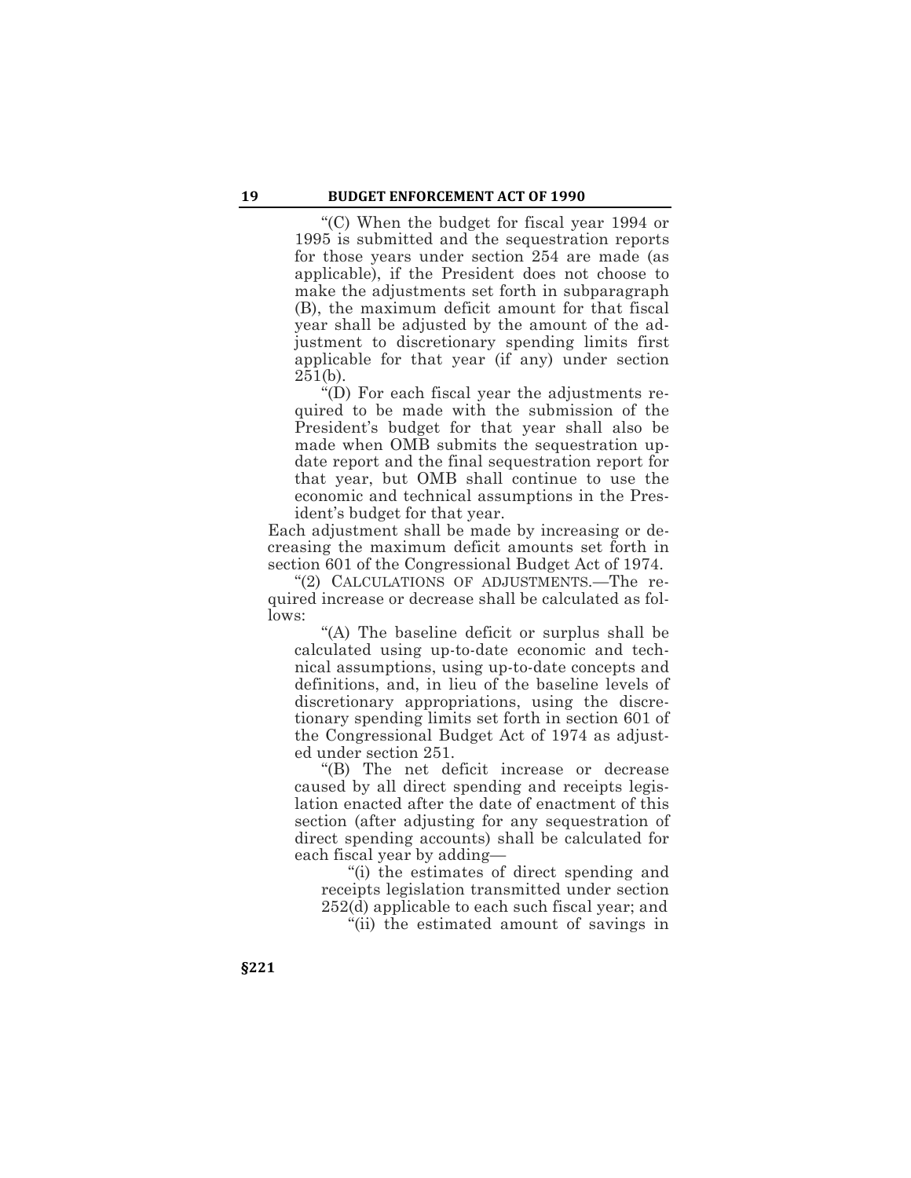"(C) When the budget for fiscal year 1994 or 1995 is submitted and the sequestration reports for those years under section 254 are made (as applicable), if the President does not choose to make the adjustments set forth in subparagraph (B), the maximum deficit amount for that fiscal year shall be adjusted by the amount of the adjustment to discretionary spending limits first applicable for that year (if any) under section 251(b).

"(D) For each fiscal year the adjustments required to be made with the submission of the President's budget for that year shall also be made when OMB submits the sequestration update report and the final sequestration report for that year, but OMB shall continue to use the economic and technical assumptions in the President's budget for that year.

Each adjustment shall be made by increasing or decreasing the maximum deficit amounts set forth in section 601 of the Congressional Budget Act of 1974.

"(2) CALCULATIONS OF ADJUSTMENTS.—The required increase or decrease shall be calculated as follows:

"(A) The baseline deficit or surplus shall be calculated using up-to-date economic and technical assumptions, using up-to-date concepts and definitions, and, in lieu of the baseline levels of discretionary appropriations, using the discretionary spending limits set forth in section 601 of the Congressional Budget Act of 1974 as adjusted under section 251.

"(B) The net deficit increase or decrease caused by all direct spending and receipts legislation enacted after the date of enactment of this section (after adjusting for any sequestration of direct spending accounts) shall be calculated for each fiscal year by adding—

"(i) the estimates of direct spending and receipts legislation transmitted under section 252(d) applicable to each such fiscal year; and

"(ii) the estimated amount of savings in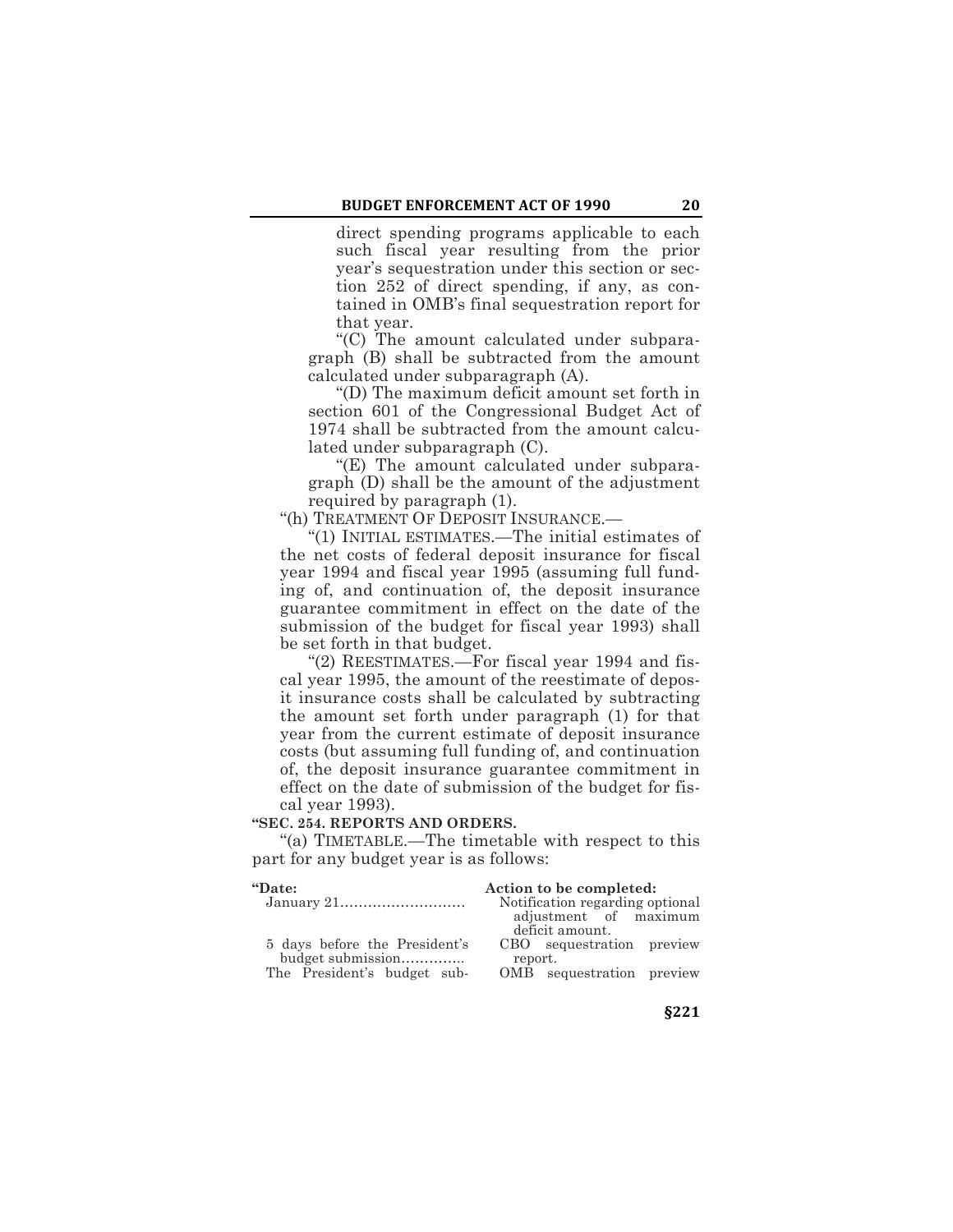direct spending programs applicable to each such fiscal year resulting from the prior year's sequestration under this section or section 252 of direct spending, if any, as contained in OMB's final sequestration report for that year.

"(C) The amount calculated under subparagraph (B) shall be subtracted from the amount calculated under subparagraph (A).

"(D) The maximum deficit amount set forth in section 601 of the Congressional Budget Act of 1974 shall be subtracted from the amount calculated under subparagraph (C).

"(E) The amount calculated under subparagraph (D) shall be the amount of the adjustment required by paragraph (1).

"(h) TREATMENT OF DEPOSIT INSURANCE.—

"(1) INITIAL ESTIMATES.—The initial estimates of the net costs of federal deposit insurance for fiscal year 1994 and fiscal year 1995 (assuming full funding of, and continuation of, the deposit insurance guarantee commitment in effect on the date of the submission of the budget for fiscal year 1993) shall be set forth in that budget.

"(2) REESTIMATES.—For fiscal year 1994 and fiscal year 1995, the amount of the reestimate of deposit insurance costs shall be calculated by subtracting the amount set forth under paragraph (1) for that year from the current estimate of deposit insurance costs (but assuming full funding of, and continuation of, the deposit insurance guarantee commitment in effect on the date of submission of the budget for fiscal year 1993).

**"SEC. 254. REPORTS AND ORDERS.**

"(a) TIMETABLE.—The timetable with respect to this part for any budget year is as follows:

| **"Date:** | **Action to be completed:** |
|---|---|
| January 21........................... | Notification regarding optional adjustment of maximum deficit amount. |
| 5 days before the President's budget submission.............. | CBO sequestration preview report. |
| The President's budget sub- | OMB sequestration preview |

§221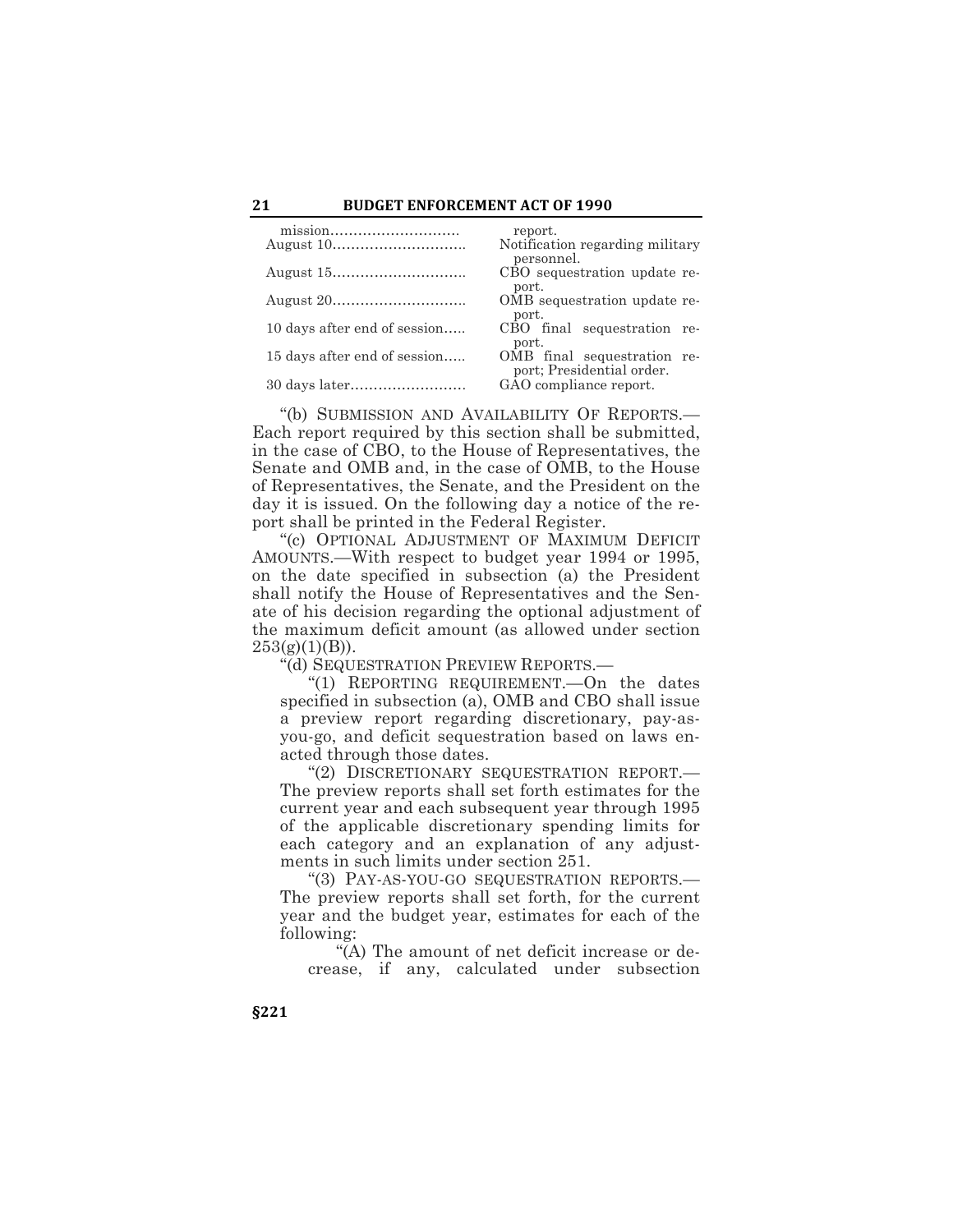| | |
|---|---|
| mission………………………. | report. |
| August 10………………………. | Notification regarding military personnel. |
| August 15………………………. | CBO sequestration update report. |
| August 20………………………. | OMB sequestration update report. |
| 10 days after end of session….. | CBO final sequestration report. |
| 15 days after end of session….. | OMB final sequestration report; Presidential order. |
| 30 days later……………………. | GAO compliance report. |

"(b) SUBMISSION AND AVAILABILITY OF REPORTS.—Each report required by this section shall be submitted, in the case of CBO, to the House of Representatives, the Senate and OMB and, in the case of OMB, to the House of Representatives, the Senate, and the President on the day it is issued. On the following day a notice of the report shall be printed in the Federal Register.

"(c) OPTIONAL ADJUSTMENT OF MAXIMUM DEFICIT AMOUNTS.—With respect to budget year 1994 or 1995, on the date specified in subsection (a) the President shall notify the House of Representatives and the Senate of his decision regarding the optional adjustment of the maximum deficit amount (as allowed under section 253(g)(1)(B)).

"(d) SEQUESTRATION PREVIEW REPORTS.—

"(1) REPORTING REQUIREMENT.—On the dates specified in subsection (a), OMB and CBO shall issue a preview report regarding discretionary, pay-as-you-go, and deficit sequestration based on laws enacted through those dates.

"(2) DISCRETIONARY SEQUESTRATION REPORT.—The preview reports shall set forth estimates for the current year and each subsequent year through 1995 of the applicable discretionary spending limits for each category and an explanation of any adjustments in such limits under section 251.

"(3) PAY-AS-YOU-GO SEQUESTRATION REPORTS.—The preview reports shall set forth, for the current year and the budget year, estimates for each of the following:

"(A) The amount of net deficit increase or decrease, if any, calculated under subsection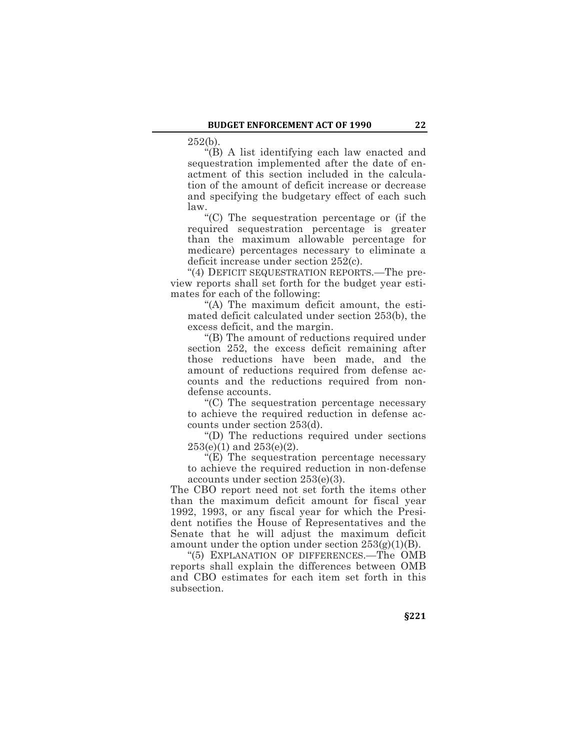252(b).

"(B) A list identifying each law enacted and sequestration implemented after the date of enactment of this section included in the calculation of the amount of deficit increase or decrease and specifying the budgetary effect of each such law.

"(C) The sequestration percentage or (if the required sequestration percentage is greater than the maximum allowable percentage for medicare) percentages necessary to eliminate a deficit increase under section 252(c).

"(4) DEFICIT SEQUESTRATION REPORTS.—The preview reports shall set forth for the budget year estimates for each of the following:

"(A) The maximum deficit amount, the estimated deficit calculated under section 253(b), the excess deficit, and the margin.

"(B) The amount of reductions required under section 252, the excess deficit remaining after those reductions have been made, and the amount of reductions required from defense accounts and the reductions required from nondefense accounts.

"(C) The sequestration percentage necessary to achieve the required reduction in defense accounts under section 253(d).

"(D) The reductions required under sections 253(e)(1) and 253(e)(2).

"(E) The sequestration percentage necessary to achieve the required reduction in non-defense accounts under section 253(e)(3).

The CBO report need not set forth the items other than the maximum deficit amount for fiscal year 1992, 1993, or any fiscal year for which the President notifies the House of Representatives and the Senate that he will adjust the maximum deficit amount under the option under section 253(g)(1)(B).

"(5) EXPLANATION OF DIFFERENCES.—The OMB reports shall explain the differences between OMB and CBO estimates for each item set forth in this subsection.

§221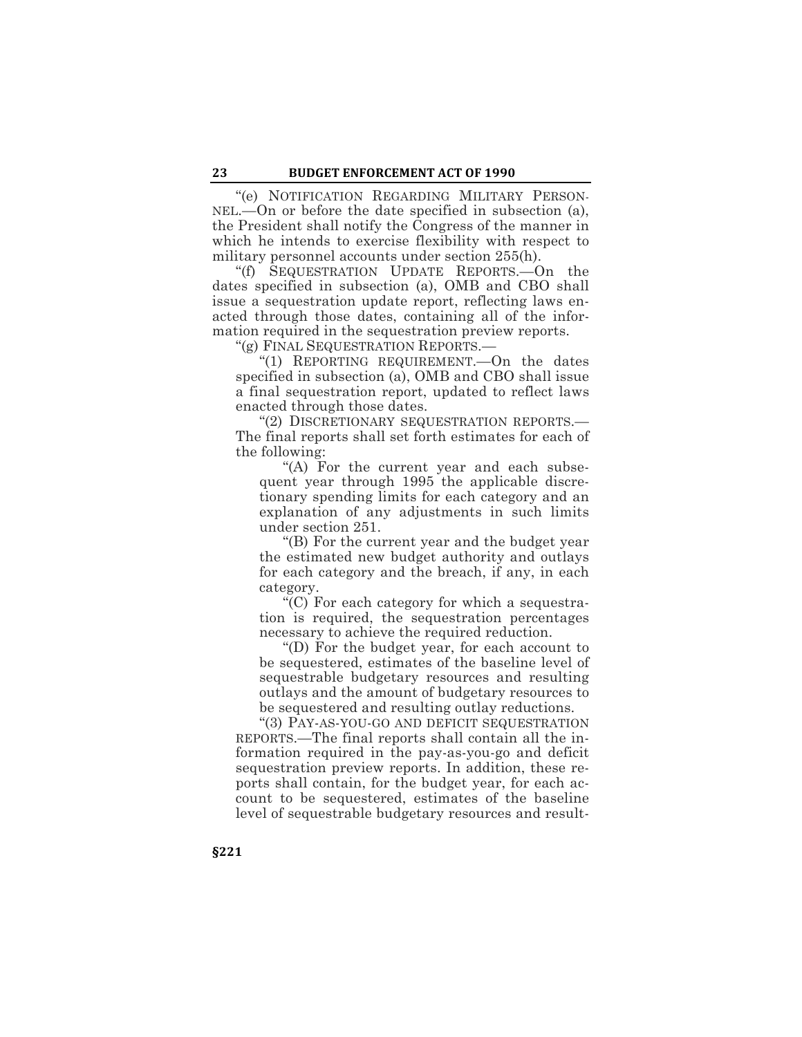"(e) NOTIFICATION REGARDING MILITARY PERSONNEL.—On or before the date specified in subsection (a), the President shall notify the Congress of the manner in which he intends to exercise flexibility with respect to military personnel accounts under section 255(h).

"(f) SEQUESTRATION UPDATE REPORTS.—On the dates specified in subsection (a), OMB and CBO shall issue a sequestration update report, reflecting laws enacted through those dates, containing all of the information required in the sequestration preview reports.

"(g) FINAL SEQUESTRATION REPORTS.—

"(1) REPORTING REQUIREMENT.—On the dates specified in subsection (a), OMB and CBO shall issue a final sequestration report, updated to reflect laws enacted through those dates.

"(2) DISCRETIONARY SEQUESTRATION REPORTS.—The final reports shall set forth estimates for each of the following:

"(A) For the current year and each subsequent year through 1995 the applicable discretionary spending limits for each category and an explanation of any adjustments in such limits under section 251.

"(B) For the current year and the budget year the estimated new budget authority and outlays for each category and the breach, if any, in each category.

"(C) For each category for which a sequestration is required, the sequestration percentages necessary to achieve the required reduction.

"(D) For the budget year, for each account to be sequestered, estimates of the baseline level of sequestrable budgetary resources and resulting outlays and the amount of budgetary resources to be sequestered and resulting outlay reductions.

"(3) PAY-AS-YOU-GO AND DEFICIT SEQUESTRATION REPORTS.—The final reports shall contain all the information required in the pay-as-you-go and deficit sequestration preview reports. In addition, these reports shall contain, for the budget year, for each account to be sequestered, estimates of the baseline level of sequestrable budgetary resources and result-

§221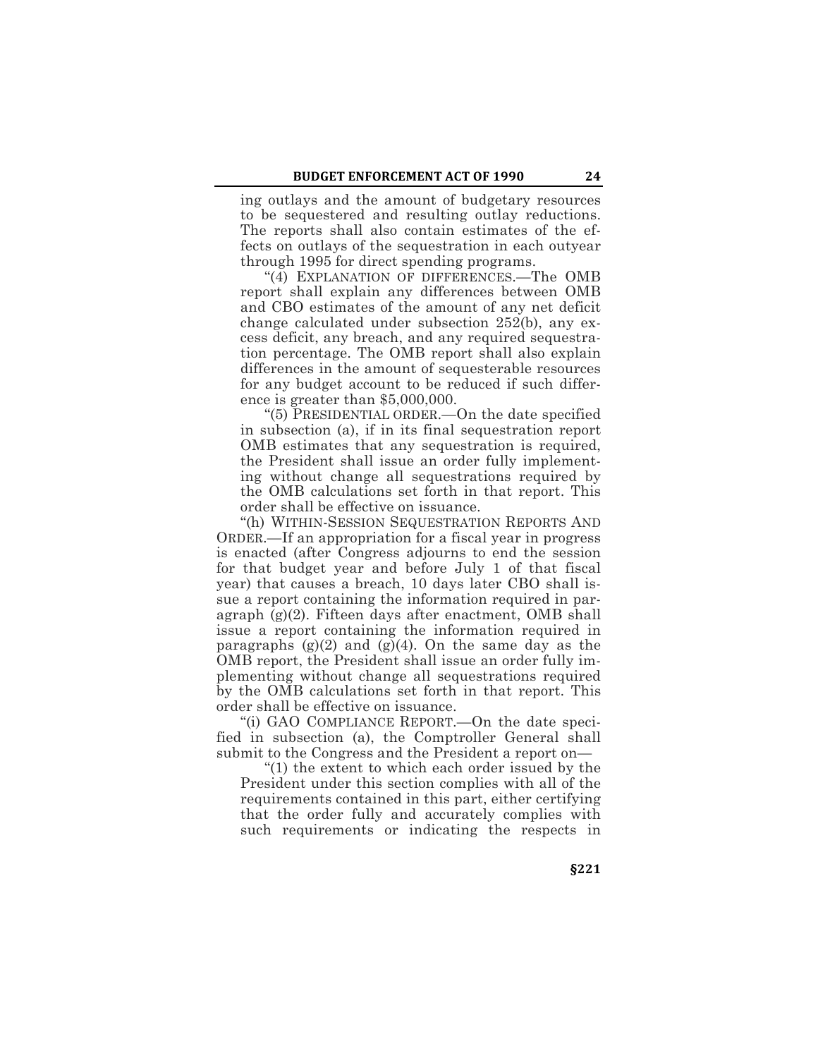ing outlays and the amount of budgetary resources to be sequestered and resulting outlay reductions. The reports shall also contain estimates of the effects on outlays of the sequestration in each outyear through 1995 for direct spending programs.

"(4) EXPLANATION OF DIFFERENCES.—The OMB report shall explain any differences between OMB and CBO estimates of the amount of any net deficit change calculated under subsection 252(b), any excess deficit, any breach, and any required sequestration percentage. The OMB report shall also explain differences in the amount of sequesterable resources for any budget account to be reduced if such difference is greater than $5,000,000.

"(5) PRESIDENTIAL ORDER.—On the date specified in subsection (a), if in its final sequestration report OMB estimates that any sequestration is required, the President shall issue an order fully implementing without change all sequestrations required by the OMB calculations set forth in that report. This order shall be effective on issuance.

"(h) WITHIN-SESSION SEQUESTRATION REPORTS AND ORDER.—If an appropriation for a fiscal year in progress is enacted (after Congress adjourns to end the session for that budget year and before July 1 of that fiscal year) that causes a breach, 10 days later CBO shall issue a report containing the information required in paragraph (g)(2). Fifteen days after enactment, OMB shall issue a report containing the information required in paragraphs (g)(2) and (g)(4). On the same day as the OMB report, the President shall issue an order fully implementing without change all sequestrations required by the OMB calculations set forth in that report. This order shall be effective on issuance.

"(i) GAO COMPLIANCE REPORT.—On the date specified in subsection (a), the Comptroller General shall submit to the Congress and the President a report on—

"(1) the extent to which each order issued by the President under this section complies with all of the requirements contained in this part, either certifying that the order fully and accurately complies with such requirements or indicating the respects in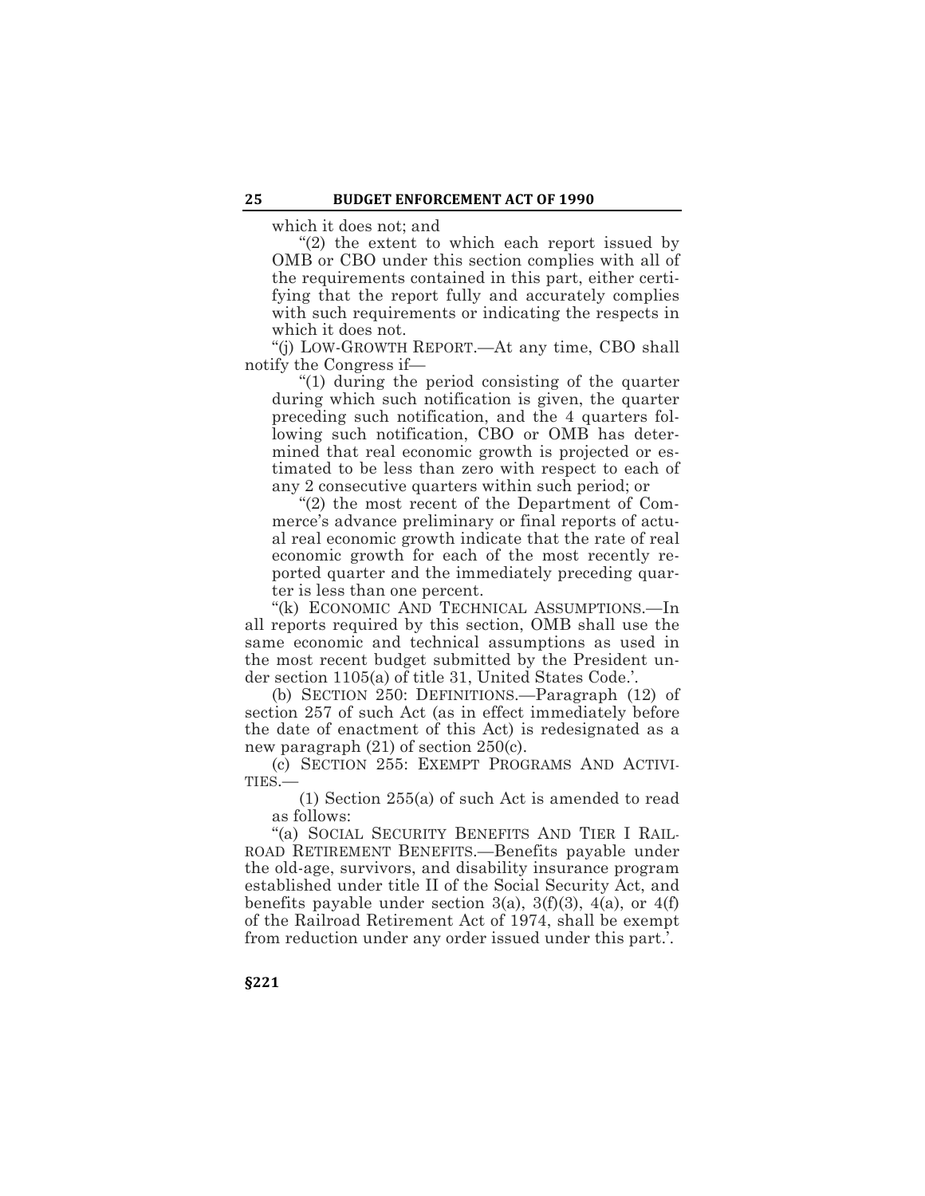which it does not; and

"(2) the extent to which each report issued by OMB or CBO under this section complies with all of the requirements contained in this part, either certifying that the report fully and accurately complies with such requirements or indicating the respects in which it does not.

"(j) LOW-GROWTH REPORT.—At any time, CBO shall notify the Congress if—

"(1) during the period consisting of the quarter during which such notification is given, the quarter preceding such notification, and the 4 quarters following such notification, CBO or OMB has determined that real economic growth is projected or estimated to be less than zero with respect to each of any 2 consecutive quarters within such period; or

"(2) the most recent of the Department of Commerce's advance preliminary or final reports of actual real economic growth indicate that the rate of real economic growth for each of the most recently reported quarter and the immediately preceding quarter is less than one percent.

"(k) ECONOMIC AND TECHNICAL ASSUMPTIONS.—In all reports required by this section, OMB shall use the same economic and technical assumptions as used in the most recent budget submitted by the President under section 1105(a) of title 31, United States Code.'.

(b) SECTION 250: DEFINITIONS.—Paragraph (12) of section 257 of such Act (as in effect immediately before the date of enactment of this Act) is redesignated as a new paragraph (21) of section 250(c).

(c) SECTION 255: EXEMPT PROGRAMS AND ACTIVITIES.—

(1) Section 255(a) of such Act is amended to read as follows:

"(a) SOCIAL SECURITY BENEFITS AND TIER I RAILROAD RETIREMENT BENEFITS.—Benefits payable under the old-age, survivors, and disability insurance program established under title II of the Social Security Act, and benefits payable under section 3(a), 3(f)(3), 4(a), or 4(f) of the Railroad Retirement Act of 1974, shall be exempt from reduction under any order issued under this part.'.

**§221**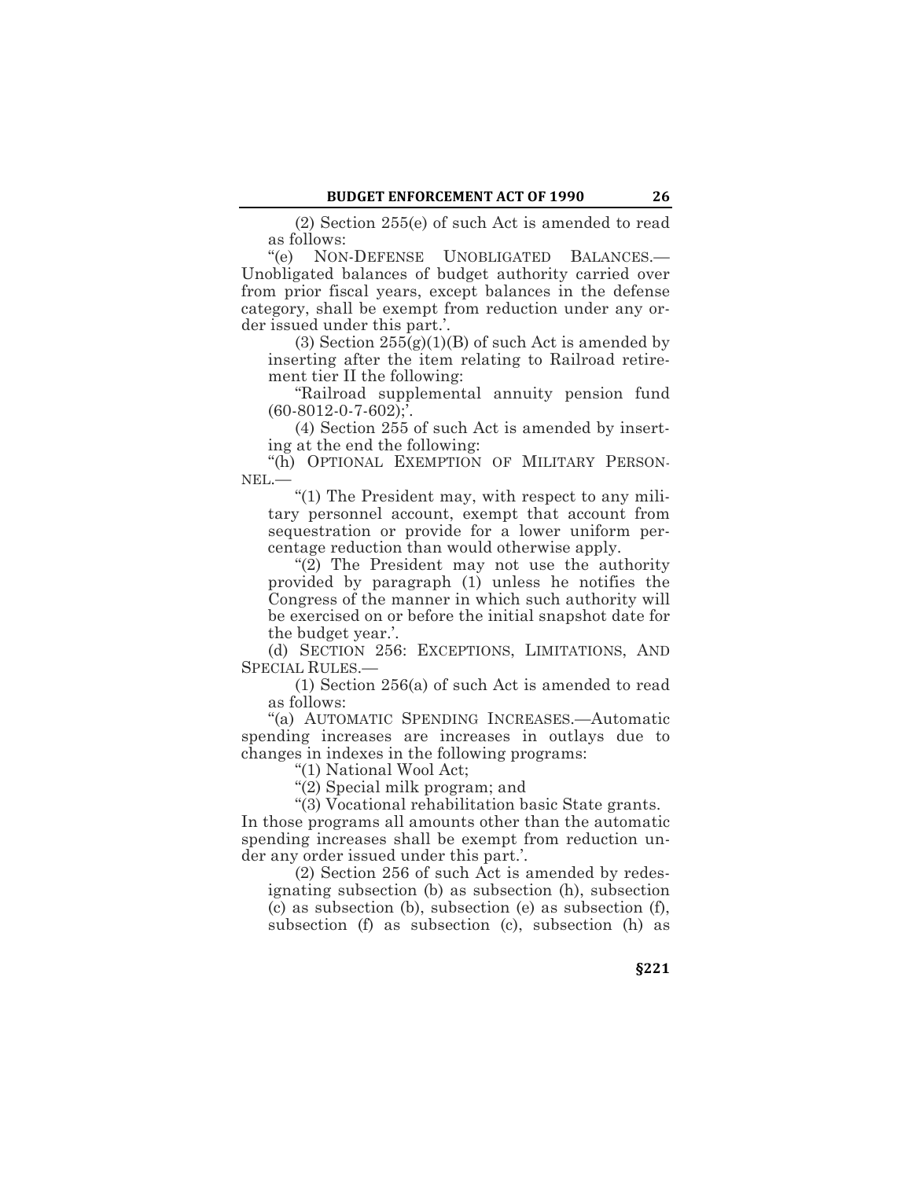(2) Section 255(e) of such Act is amended to read as follows:

"(e) NON-DEFENSE UNOBLIGATED BALANCES.—Unobligated balances of budget authority carried over from prior fiscal years, except balances in the defense category, shall be exempt from reduction under any order issued under this part.'.

(3) Section 255(g)(1)(B) of such Act is amended by inserting after the item relating to Railroad retirement tier II the following:

"Railroad supplemental annuity pension fund (60-8012-0-7-602);'.

(4) Section 255 of such Act is amended by inserting at the end the following:

"(h) OPTIONAL EXEMPTION OF MILITARY PERSONNEL.—

"(1) The President may, with respect to any military personnel account, exempt that account from sequestration or provide for a lower uniform percentage reduction than would otherwise apply.

"(2) The President may not use the authority provided by paragraph (1) unless he notifies the Congress of the manner in which such authority will be exercised on or before the initial snapshot date for the budget year.'.

(d) SECTION 256: EXCEPTIONS, LIMITATIONS, AND SPECIAL RULES.—

(1) Section 256(a) of such Act is amended to read as follows:

"(a) AUTOMATIC SPENDING INCREASES.—Automatic spending increases are increases in outlays due to changes in indexes in the following programs:

"(1) National Wool Act;

"(2) Special milk program; and

"(3) Vocational rehabilitation basic State grants.

In those programs all amounts other than the automatic spending increases shall be exempt from reduction under any order issued under this part.'.

(2) Section 256 of such Act is amended by redesignating subsection (b) as subsection (h), subsection (c) as subsection (b), subsection (e) as subsection (f), subsection (f) as subsection (c), subsection (h) as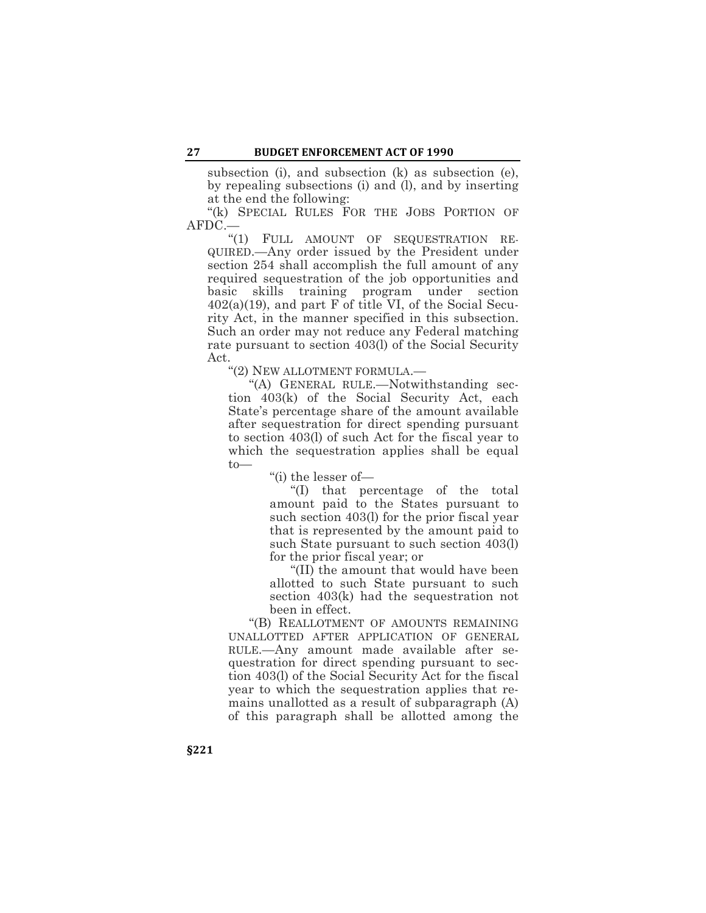subsection (i), and subsection (k) as subsection (e), by repealing subsections (i) and (l), and by inserting at the end the following:

"(k) SPECIAL RULES FOR THE JOBS PORTION OF AFDC.—

"(1) FULL AMOUNT OF SEQUESTRATION REQUIRED.—Any order issued by the President under section 254 shall accomplish the full amount of any required sequestration of the job opportunities and basic skills training program under section 402(a)(19), and part F of title VI, of the Social Security Act, in the manner specified in this subsection. Such an order may not reduce any Federal matching rate pursuant to section 403(l) of the Social Security Act.

"(2) NEW ALLOTMENT FORMULA.—

"(A) GENERAL RULE.—Notwithstanding section 403(k) of the Social Security Act, each State's percentage share of the amount available after sequestration for direct spending pursuant to section 403(l) of such Act for the fiscal year to which the sequestration applies shall be equal to—

"(i) the lesser of—

"(I) that percentage of the total amount paid to the States pursuant to such section 403(l) for the prior fiscal year that is represented by the amount paid to such State pursuant to such section 403(l) for the prior fiscal year; or

"(II) the amount that would have been allotted to such State pursuant to such section 403(k) had the sequestration not been in effect.

"(B) REALLOTMENT OF AMOUNTS REMAINING UNALLOTTED AFTER APPLICATION OF GENERAL RULE.—Any amount made available after sequestration for direct spending pursuant to section 403(l) of the Social Security Act for the fiscal year to which the sequestration applies that remains unallotted as a result of subparagraph (A) of this paragraph shall be allotted among the

§221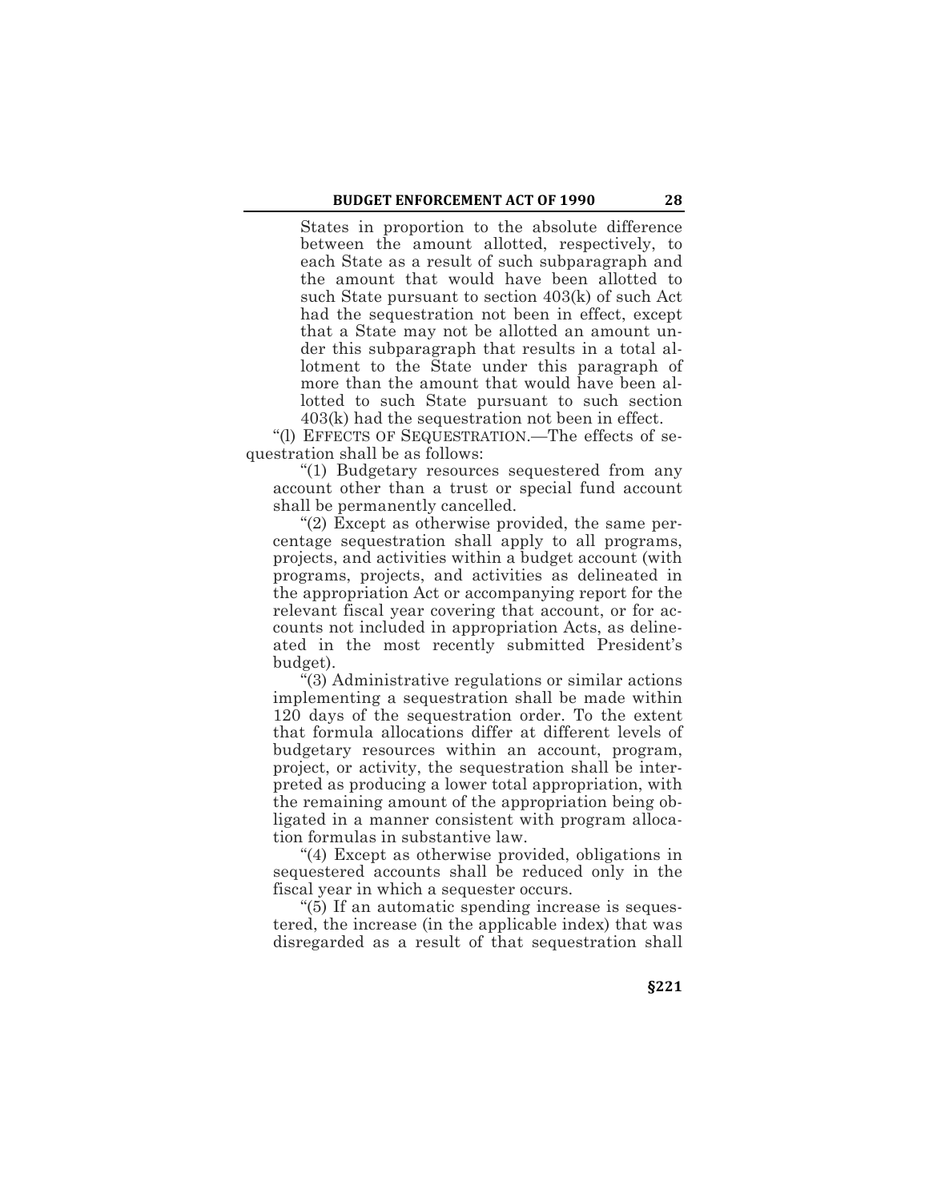States in proportion to the absolute difference between the amount allotted, respectively, to each State as a result of such subparagraph and the amount that would have been allotted to such State pursuant to section 403(k) of such Act had the sequestration not been in effect, except that a State may not be allotted an amount under this subparagraph that results in a total allotment to the State under this paragraph of more than the amount that would have been allotted to such State pursuant to such section 403(k) had the sequestration not been in effect.

"(l) EFFECTS OF SEQUESTRATION.—The effects of sequestration shall be as follows:

"(1) Budgetary resources sequestered from any account other than a trust or special fund account shall be permanently cancelled.

"(2) Except as otherwise provided, the same percentage sequestration shall apply to all programs, projects, and activities within a budget account (with programs, projects, and activities as delineated in the appropriation Act or accompanying report for the relevant fiscal year covering that account, or for accounts not included in appropriation Acts, as delineated in the most recently submitted President's budget).

"(3) Administrative regulations or similar actions implementing a sequestration shall be made within 120 days of the sequestration order. To the extent that formula allocations differ at different levels of budgetary resources within an account, program, project, or activity, the sequestration shall be interpreted as producing a lower total appropriation, with the remaining amount of the appropriation being obligated in a manner consistent with program allocation formulas in substantive law.

"(4) Except as otherwise provided, obligations in sequestered accounts shall be reduced only in the fiscal year in which a sequester occurs.

"(5) If an automatic spending increase is sequestered, the increase (in the applicable index) that was disregarded as a result of that sequestration shall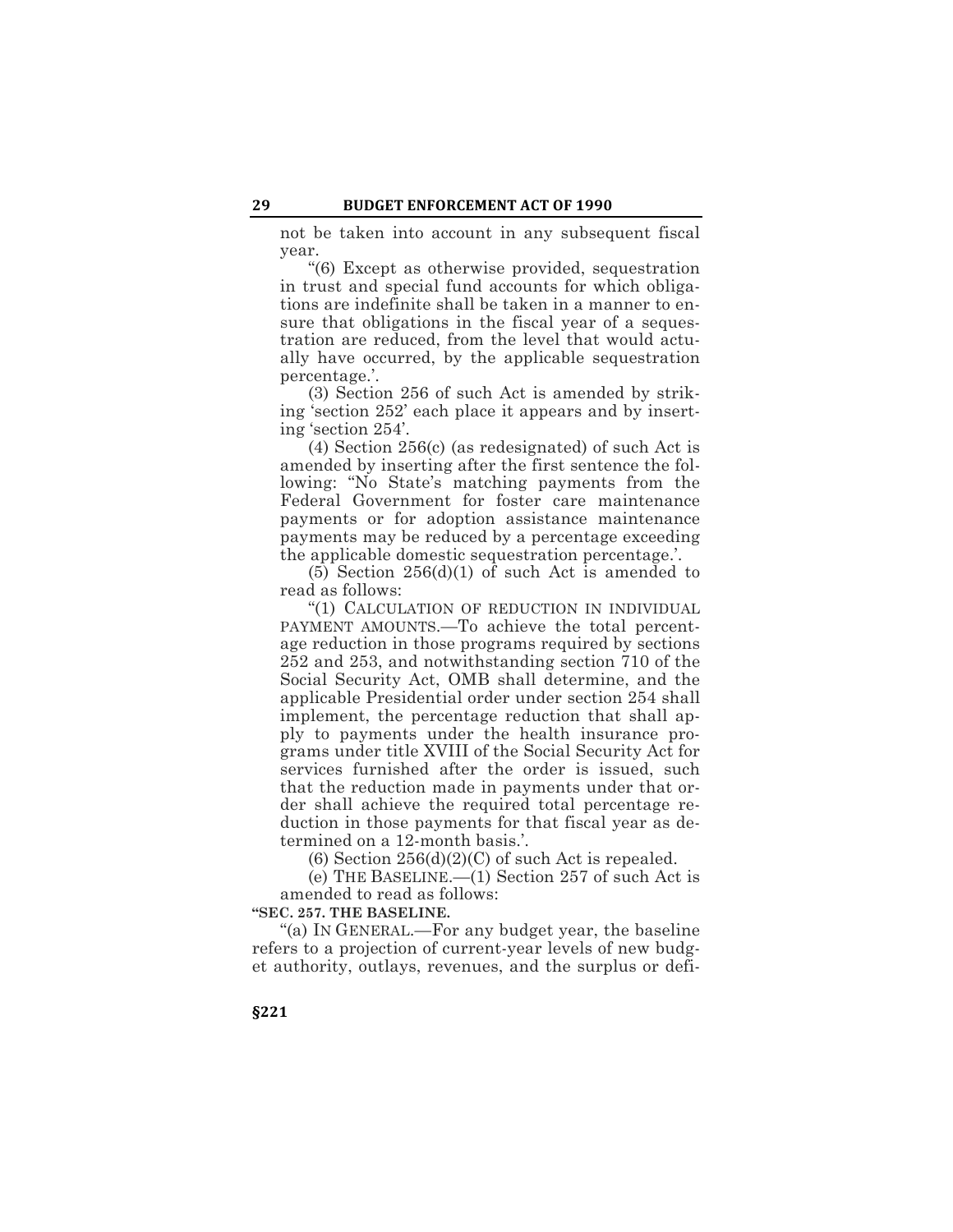not be taken into account in any subsequent fiscal year.

"(6) Except as otherwise provided, sequestration in trust and special fund accounts for which obligations are indefinite shall be taken in a manner to ensure that obligations in the fiscal year of a sequestration are reduced, from the level that would actually have occurred, by the applicable sequestration percentage.'.

(3) Section 256 of such Act is amended by striking 'section 252' each place it appears and by inserting 'section 254'.

(4) Section 256(c) (as redesignated) of such Act is amended by inserting after the first sentence the following: "No State's matching payments from the Federal Government for foster care maintenance payments or for adoption assistance maintenance payments may be reduced by a percentage exceeding the applicable domestic sequestration percentage.'.

(5) Section 256(d)(1) of such Act is amended to read as follows:

"(1) CALCULATION OF REDUCTION IN INDIVIDUAL PAYMENT AMOUNTS.—To achieve the total percentage reduction in those programs required by sections 252 and 253, and notwithstanding section 710 of the Social Security Act, OMB shall determine, and the applicable Presidential order under section 254 shall implement, the percentage reduction that shall apply to payments under the health insurance programs under title XVIII of the Social Security Act for services furnished after the order is issued, such that the reduction made in payments under that order shall achieve the required total percentage reduction in those payments for that fiscal year as determined on a 12-month basis.'.

(6) Section 256(d)(2)(C) of such Act is repealed.

(e) THE BASELINE.—(1) Section 257 of such Act is amended to read as follows:

**"SEC. 257. THE BASELINE.**

"(a) IN GENERAL.—For any budget year, the baseline refers to a projection of current-year levels of new budget authority, outlays, revenues, and the surplus or defi-

§221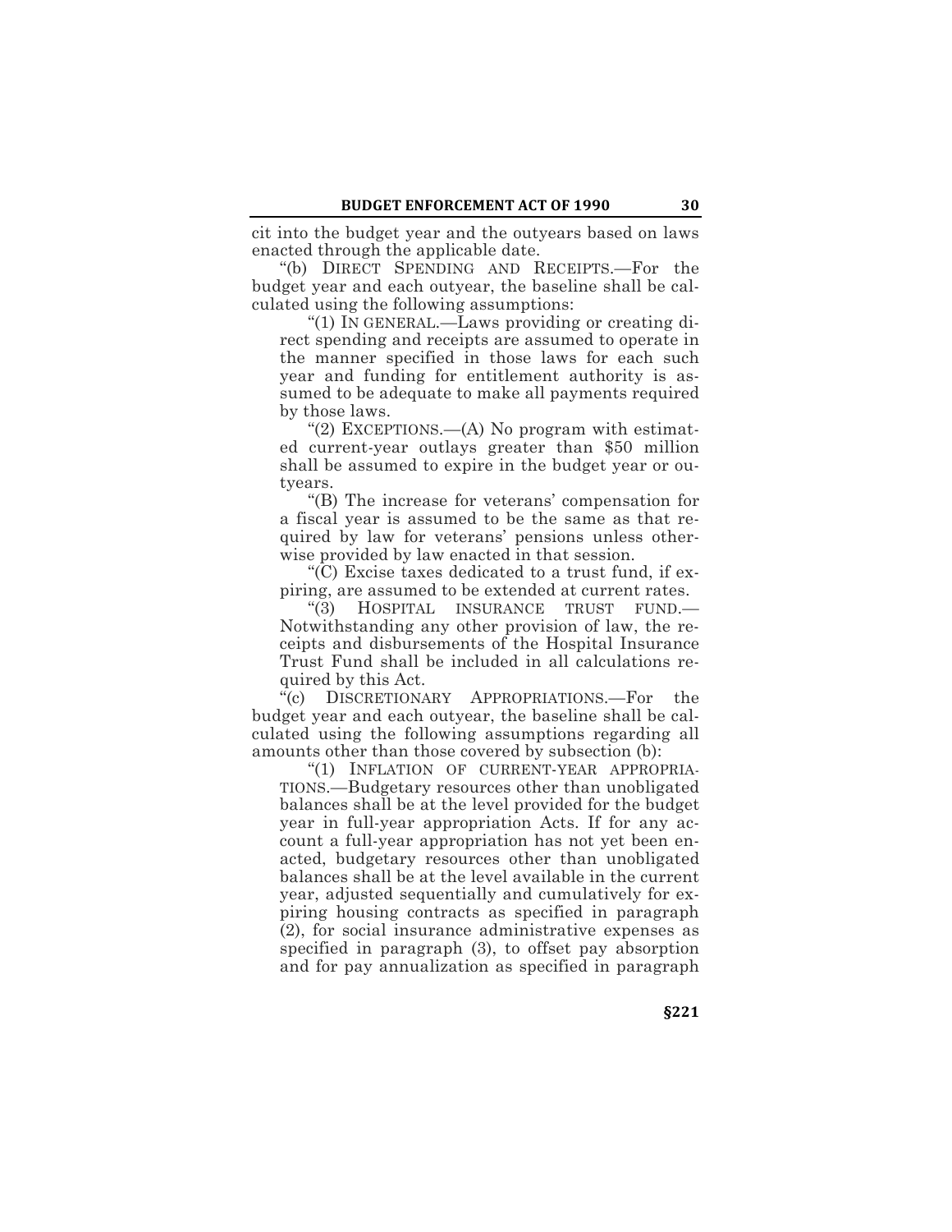cit into the budget year and the outyears based on laws enacted through the applicable date.

"(b) DIRECT SPENDING AND RECEIPTS.—For the budget year and each outyear, the baseline shall be calculated using the following assumptions:

"(1) IN GENERAL.—Laws providing or creating direct spending and receipts are assumed to operate in the manner specified in those laws for each such year and funding for entitlement authority is assumed to be adequate to make all payments required by those laws.

"(2) EXCEPTIONS.—(A) No program with estimated current-year outlays greater than $50 million shall be assumed to expire in the budget year or outyears.

"(B) The increase for veterans' compensation for a fiscal year is assumed to be the same as that required by law for veterans' pensions unless otherwise provided by law enacted in that session.

"(C) Excise taxes dedicated to a trust fund, if expiring, are assumed to be extended at current rates.

"(3) HOSPITAL INSURANCE TRUST FUND.—Notwithstanding any other provision of law, the receipts and disbursements of the Hospital Insurance Trust Fund shall be included in all calculations required by this Act.

"(c) DISCRETIONARY APPROPRIATIONS.—For the budget year and each outyear, the baseline shall be calculated using the following assumptions regarding all amounts other than those covered by subsection (b):

"(1) INFLATION OF CURRENT-YEAR APPROPRIATIONS.—Budgetary resources other than unobligated balances shall be at the level provided for the budget year in full-year appropriation Acts. If for any account a full-year appropriation has not yet been enacted, budgetary resources other than unobligated balances shall be at the level available in the current year, adjusted sequentially and cumulatively for expiring housing contracts as specified in paragraph (2), for social insurance administrative expenses as specified in paragraph (3), to offset pay absorption and for pay annualization as specified in paragraph

§221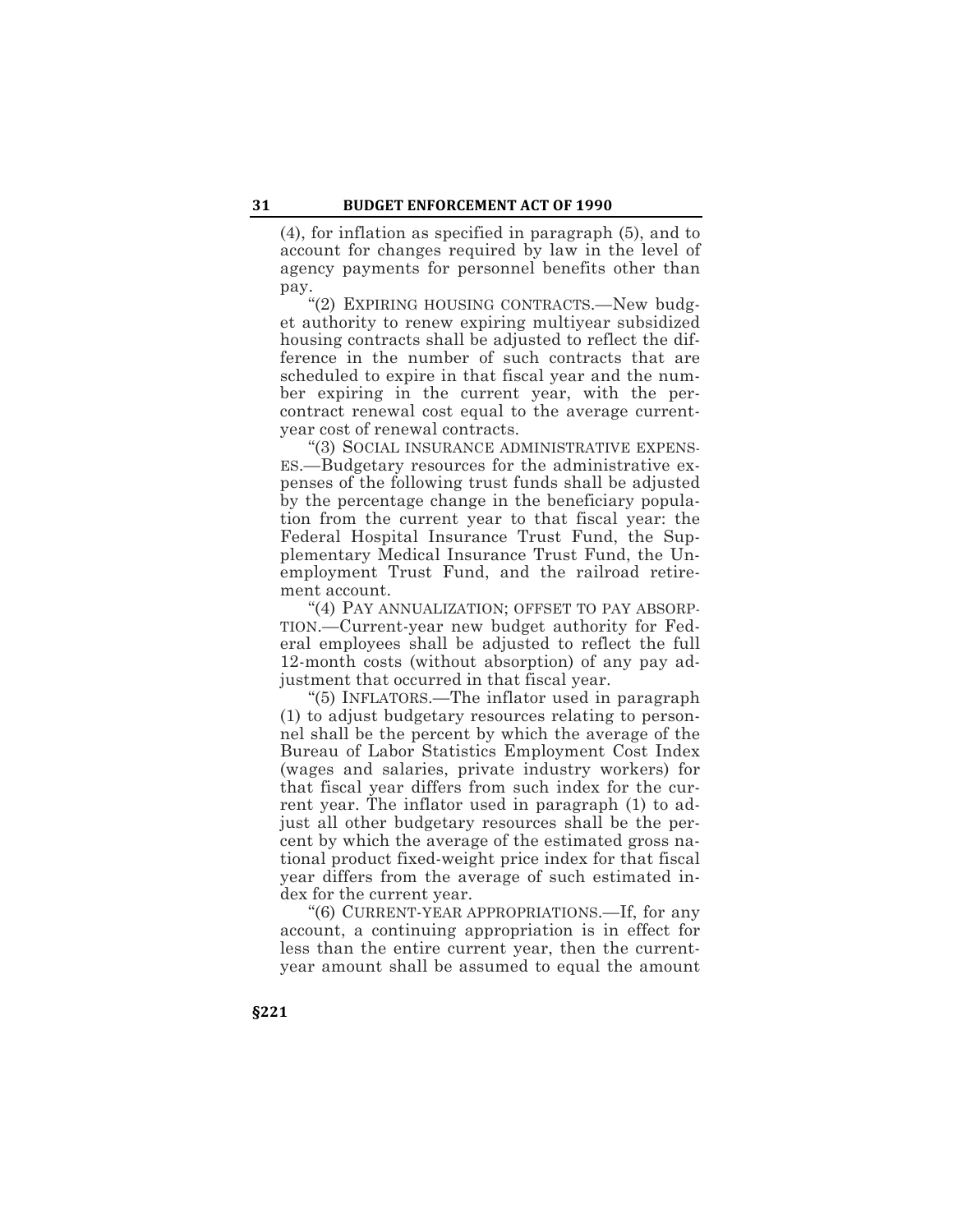(4), for inflation as specified in paragraph (5), and to account for changes required by law in the level of agency payments for personnel benefits other than pay.

"(2) EXPIRING HOUSING CONTRACTS.—New budget authority to renew expiring multiyear subsidized housing contracts shall be adjusted to reflect the difference in the number of such contracts that are scheduled to expire in that fiscal year and the number expiring in the current year, with the per-contract renewal cost equal to the average current-year cost of renewal contracts.

"(3) SOCIAL INSURANCE ADMINISTRATIVE EXPENSES.—Budgetary resources for the administrative expenses of the following trust funds shall be adjusted by the percentage change in the beneficiary population from the current year to that fiscal year: the Federal Hospital Insurance Trust Fund, the Supplementary Medical Insurance Trust Fund, the Unemployment Trust Fund, and the railroad retirement account.

"(4) PAY ANNUALIZATION; OFFSET TO PAY ABSORPTION.—Current-year new budget authority for Federal employees shall be adjusted to reflect the full 12-month costs (without absorption) of any pay adjustment that occurred in that fiscal year.

"(5) INFLATORS.—The inflator used in paragraph (1) to adjust budgetary resources relating to personnel shall be the percent by which the average of the Bureau of Labor Statistics Employment Cost Index (wages and salaries, private industry workers) for that fiscal year differs from such index for the current year. The inflator used in paragraph (1) to adjust all other budgetary resources shall be the percent by which the average of the estimated gross national product fixed-weight price index for that fiscal year differs from the average of such estimated index for the current year.

"(6) CURRENT-YEAR APPROPRIATIONS.—If, for any account, a continuing appropriation is in effect for less than the entire current year, then the current-year amount shall be assumed to equal the amount

§221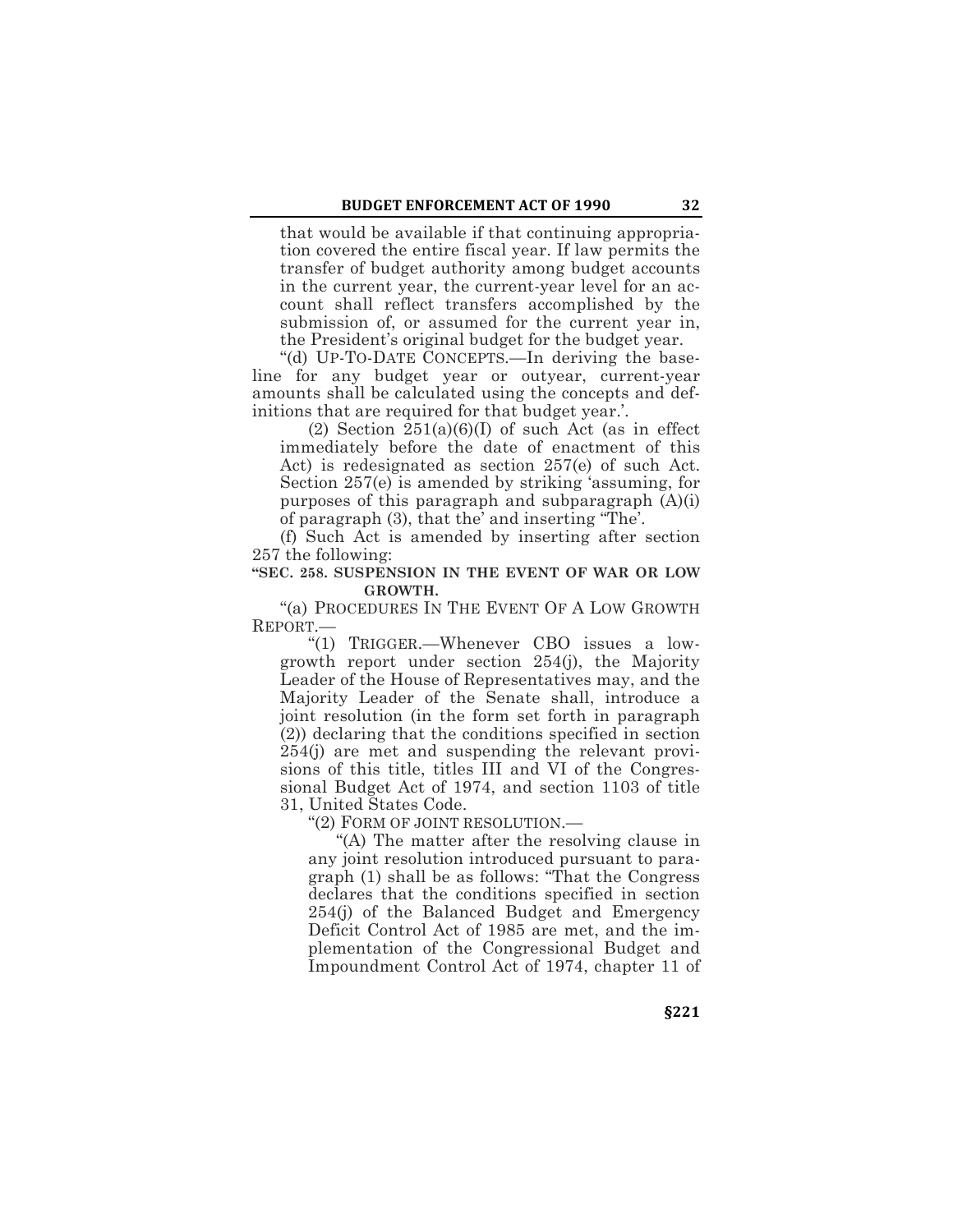that would be available if that continuing appropriation covered the entire fiscal year. If law permits the transfer of budget authority among budget accounts in the current year, the current-year level for an account shall reflect transfers accomplished by the submission of, or assumed for the current year in, the President's original budget for the budget year.

"(d) UP-TO-DATE CONCEPTS.—In deriving the baseline for any budget year or outyear, current-year amounts shall be calculated using the concepts and definitions that are required for that budget year.'.

(2) Section 251(a)(6)(I) of such Act (as in effect immediately before the date of enactment of this Act) is redesignated as section 257(e) of such Act. Section 257(e) is amended by striking 'assuming, for purposes of this paragraph and subparagraph (A)(i) of paragraph (3), that the' and inserting "The'.

(f) Such Act is amended by inserting after section 257 the following:

**"SEC. 258. SUSPENSION IN THE EVENT OF WAR OR LOW GROWTH.**

"(a) PROCEDURES IN THE EVENT OF A LOW GROWTH REPORT.—

"(1) TRIGGER.—Whenever CBO issues a low-growth report under section 254(j), the Majority Leader of the House of Representatives may, and the Majority Leader of the Senate shall, introduce a joint resolution (in the form set forth in paragraph (2)) declaring that the conditions specified in section 254(j) are met and suspending the relevant provisions of this title, titles III and VI of the Congressional Budget Act of 1974, and section 1103 of title 31, United States Code.

"(2) FORM OF JOINT RESOLUTION.—

"(A) The matter after the resolving clause in any joint resolution introduced pursuant to paragraph (1) shall be as follows: "That the Congress declares that the conditions specified in section 254(j) of the Balanced Budget and Emergency Deficit Control Act of 1985 are met, and the implementation of the Congressional Budget and Impoundment Control Act of 1974, chapter 11 of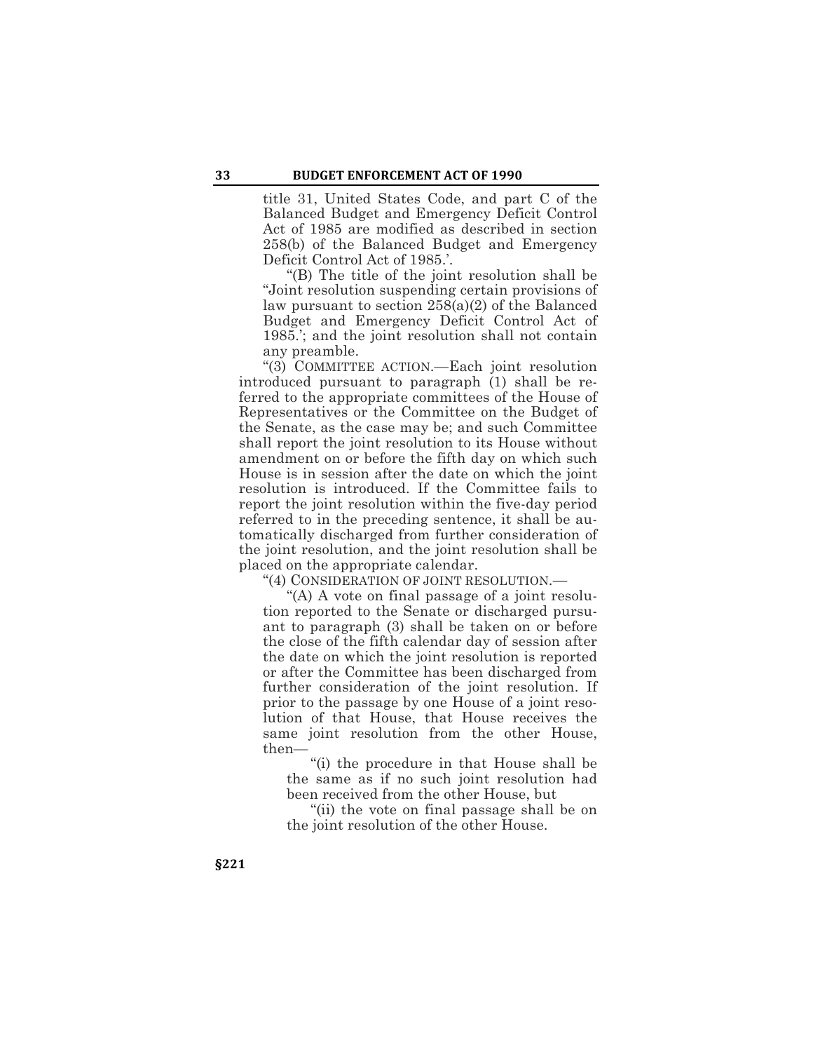title 31, United States Code, and part C of the Balanced Budget and Emergency Deficit Control Act of 1985 are modified as described in section 258(b) of the Balanced Budget and Emergency Deficit Control Act of 1985.'.

"(B) The title of the joint resolution shall be "Joint resolution suspending certain provisions of law pursuant to section 258(a)(2) of the Balanced Budget and Emergency Deficit Control Act of 1985.'; and the joint resolution shall not contain any preamble.

"(3) COMMITTEE ACTION.—Each joint resolution introduced pursuant to paragraph (1) shall be referred to the appropriate committees of the House of Representatives or the Committee on the Budget of the Senate, as the case may be; and such Committee shall report the joint resolution to its House without amendment on or before the fifth day on which such House is in session after the date on which the joint resolution is introduced. If the Committee fails to report the joint resolution within the five-day period referred to in the preceding sentence, it shall be automatically discharged from further consideration of the joint resolution, and the joint resolution shall be placed on the appropriate calendar.

"(4) CONSIDERATION OF JOINT RESOLUTION.—

"(A) A vote on final passage of a joint resolution reported to the Senate or discharged pursuant to paragraph (3) shall be taken on or before the close of the fifth calendar day of session after the date on which the joint resolution is reported or after the Committee has been discharged from further consideration of the joint resolution. If prior to the passage by one House of a joint resolution of that House, that House receives the same joint resolution from the other House, then—

"(i) the procedure in that House shall be the same as if no such joint resolution had been received from the other House, but

"(ii) the vote on final passage shall be on the joint resolution of the other House.

§221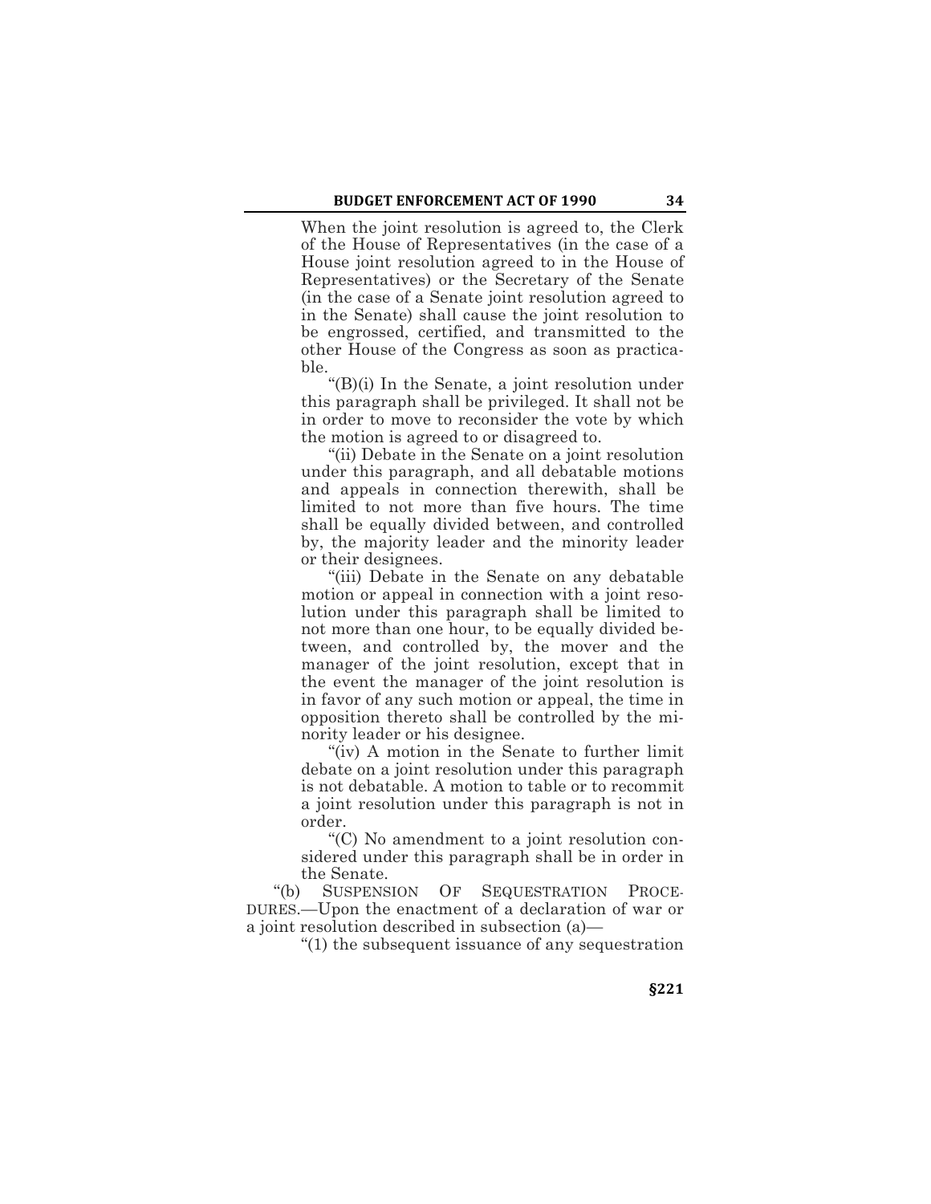When the joint resolution is agreed to, the Clerk of the House of Representatives (in the case of a House joint resolution agreed to in the House of Representatives) or the Secretary of the Senate (in the case of a Senate joint resolution agreed to in the Senate) shall cause the joint resolution to be engrossed, certified, and transmitted to the other House of the Congress as soon as practicable.

"(B)(i) In the Senate, a joint resolution under this paragraph shall be privileged. It shall not be in order to move to reconsider the vote by which the motion is agreed to or disagreed to.

"(ii) Debate in the Senate on a joint resolution under this paragraph, and all debatable motions and appeals in connection therewith, shall be limited to not more than five hours. The time shall be equally divided between, and controlled by, the majority leader and the minority leader or their designees.

"(iii) Debate in the Senate on any debatable motion or appeal in connection with a joint resolution under this paragraph shall be limited to not more than one hour, to be equally divided between, and controlled by, the mover and the manager of the joint resolution, except that in the event the manager of the joint resolution is in favor of any such motion or appeal, the time in opposition thereto shall be controlled by the minority leader or his designee.

"(iv) A motion in the Senate to further limit debate on a joint resolution under this paragraph is not debatable. A motion to table or to recommit a joint resolution under this paragraph is not in order.

"(C) No amendment to a joint resolution considered under this paragraph shall be in order in the Senate.

"(b) SUSPENSION OF SEQUESTRATION PROCEDURES.—Upon the enactment of a declaration of war or a joint resolution described in subsection (a)—

"(1) the subsequent issuance of any sequestration

§221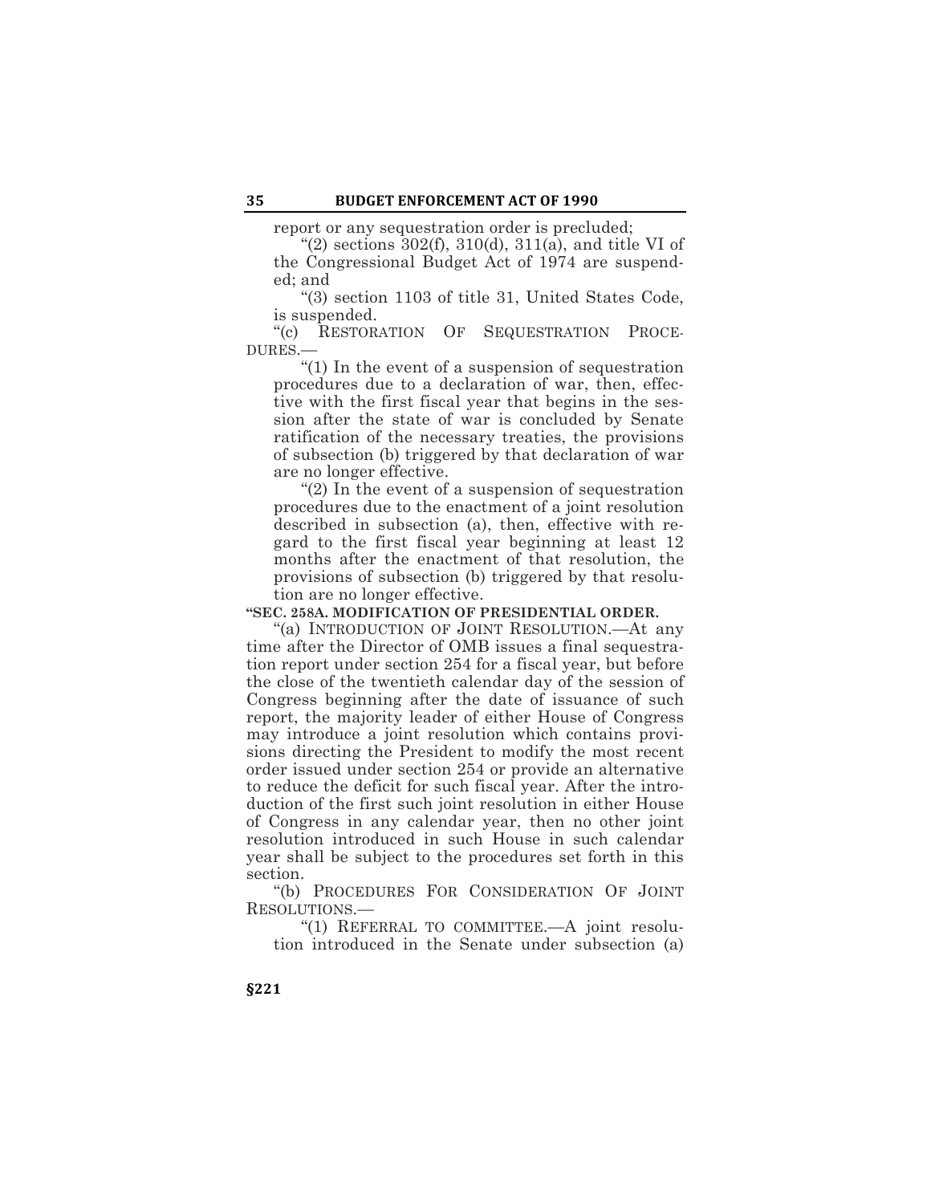report or any sequestration order is precluded;

"(2) sections 302(f), 310(d), 311(a), and title VI of the Congressional Budget Act of 1974 are suspended; and

"(3) section 1103 of title 31, United States Code, is suspended.

"(c) RESTORATION OF SEQUESTRATION PROCEDURES.—

"(1) In the event of a suspension of sequestration procedures due to a declaration of war, then, effective with the first fiscal year that begins in the session after the state of war is concluded by Senate ratification of the necessary treaties, the provisions of subsection (b) triggered by that declaration of war are no longer effective.

"(2) In the event of a suspension of sequestration procedures due to the enactment of a joint resolution described in subsection (a), then, effective with regard to the first fiscal year beginning at least 12 months after the enactment of that resolution, the provisions of subsection (b) triggered by that resolution are no longer effective.

**"SEC. 258A. MODIFICATION OF PRESIDENTIAL ORDER.**

"(a) INTRODUCTION OF JOINT RESOLUTION.—At any time after the Director of OMB issues a final sequestration report under section 254 for a fiscal year, but before the close of the twentieth calendar day of the session of Congress beginning after the date of issuance of such report, the majority leader of either House of Congress may introduce a joint resolution which contains provisions directing the President to modify the most recent order issued under section 254 or provide an alternative to reduce the deficit for such fiscal year. After the introduction of the first such joint resolution in either House of Congress in any calendar year, then no other joint resolution introduced in such House in such calendar year shall be subject to the procedures set forth in this section.

"(b) PROCEDURES FOR CONSIDERATION OF JOINT RESOLUTIONS.—

"(1) REFERRAL TO COMMITTEE.—A joint resolution introduced in the Senate under subsection (a)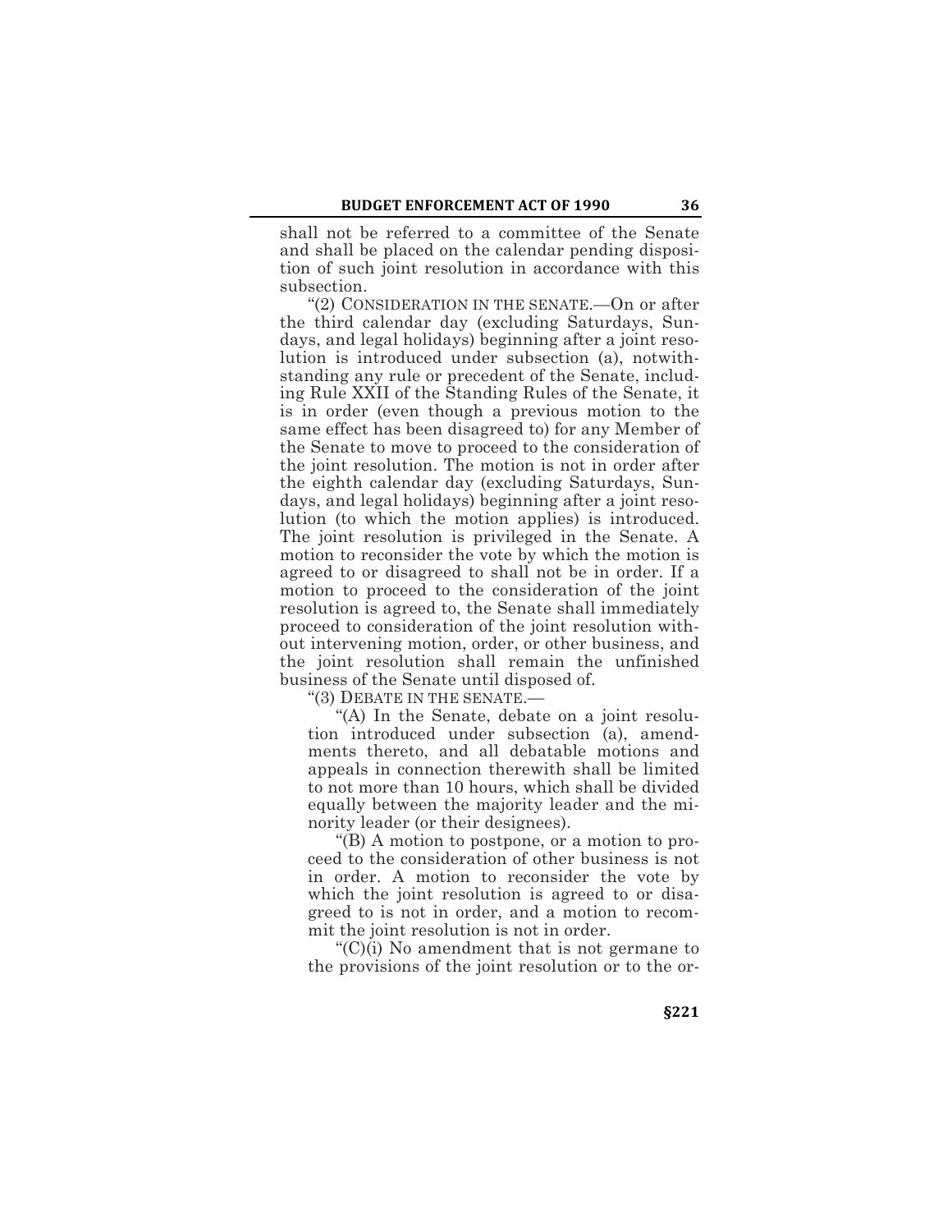shall not be referred to a committee of the Senate and shall be placed on the calendar pending disposition of such joint resolution in accordance with this subsection.

"(2) CONSIDERATION IN THE SENATE.—On or after the third calendar day (excluding Saturdays, Sundays, and legal holidays) beginning after a joint resolution is introduced under subsection (a), notwithstanding any rule or precedent of the Senate, including Rule XXII of the Standing Rules of the Senate, it is in order (even though a previous motion to the same effect has been disagreed to) for any Member of the Senate to move to proceed to the consideration of the joint resolution. The motion is not in order after the eighth calendar day (excluding Saturdays, Sundays, and legal holidays) beginning after a joint resolution (to which the motion applies) is introduced. The joint resolution is privileged in the Senate. A motion to reconsider the vote by which the motion is agreed to or disagreed to shall not be in order. If a motion to proceed to the consideration of the joint resolution is agreed to, the Senate shall immediately proceed to consideration of the joint resolution without intervening motion, order, or other business, and the joint resolution shall remain the unfinished business of the Senate until disposed of.

"(3) DEBATE IN THE SENATE.—

"(A) In the Senate, debate on a joint resolution introduced under subsection (a), amendments thereto, and all debatable motions and appeals in connection therewith shall be limited to not more than 10 hours, which shall be divided equally between the majority leader and the minority leader (or their designees).

"(B) A motion to postpone, or a motion to proceed to the consideration of other business is not in order. A motion to reconsider the vote by which the joint resolution is agreed to or disagreed to is not in order, and a motion to recommit the joint resolution is not in order.

"(C)(i) No amendment that is not germane to the provisions of the joint resolution or to the or-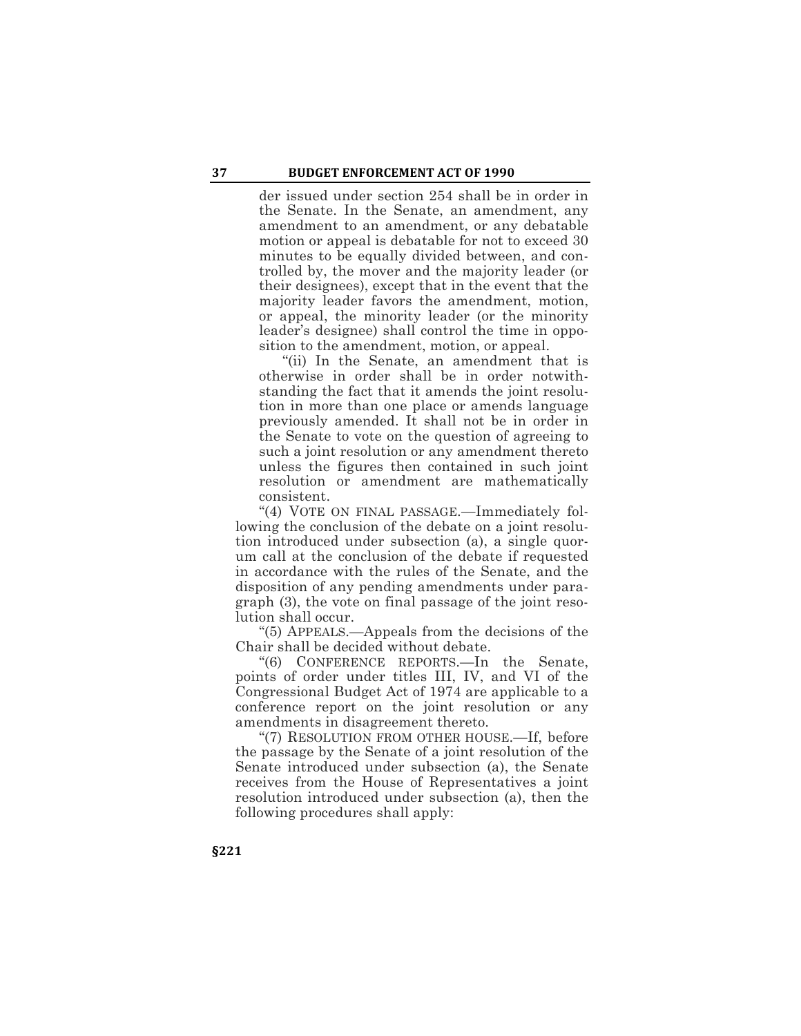der issued under section 254 shall be in order in the Senate. In the Senate, an amendment, any amendment to an amendment, or any debatable motion or appeal is debatable for not to exceed 30 minutes to be equally divided between, and controlled by, the mover and the majority leader (or their designees), except that in the event that the majority leader favors the amendment, motion, or appeal, the minority leader (or the minority leader's designee) shall control the time in opposition to the amendment, motion, or appeal.

"(ii) In the Senate, an amendment that is otherwise in order shall be in order notwithstanding the fact that it amends the joint resolution in more than one place or amends language previously amended. It shall not be in order in the Senate to vote on the question of agreeing to such a joint resolution or any amendment thereto unless the figures then contained in such joint resolution or amendment are mathematically consistent.

"(4) VOTE ON FINAL PASSAGE.—Immediately following the conclusion of the debate on a joint resolution introduced under subsection (a), a single quorum call at the conclusion of the debate if requested in accordance with the rules of the Senate, and the disposition of any pending amendments under paragraph (3), the vote on final passage of the joint resolution shall occur.

"(5) APPEALS.—Appeals from the decisions of the Chair shall be decided without debate.

"(6) CONFERENCE REPORTS.—In the Senate, points of order under titles III, IV, and VI of the Congressional Budget Act of 1974 are applicable to a conference report on the joint resolution or any amendments in disagreement thereto.

"(7) RESOLUTION FROM OTHER HOUSE.—If, before the passage by the Senate of a joint resolution of the Senate introduced under subsection (a), the Senate receives from the House of Representatives a joint resolution introduced under subsection (a), then the following procedures shall apply:

§221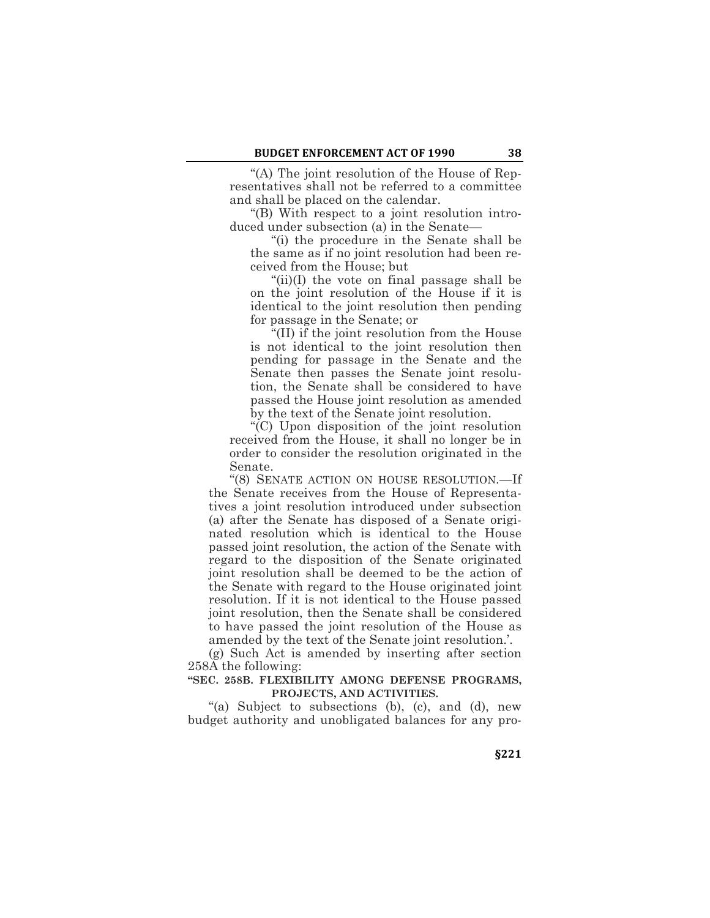"(A) The joint resolution of the House of Representatives shall not be referred to a committee and shall be placed on the calendar.

"(B) With respect to a joint resolution introduced under subsection (a) in the Senate—

"(i) the procedure in the Senate shall be the same as if no joint resolution had been received from the House; but

"(ii)(I) the vote on final passage shall be on the joint resolution of the House if it is identical to the joint resolution then pending for passage in the Senate; or

"(II) if the joint resolution from the House is not identical to the joint resolution then pending for passage in the Senate and the Senate then passes the Senate joint resolution, the Senate shall be considered to have passed the House joint resolution as amended by the text of the Senate joint resolution.

"(C) Upon disposition of the joint resolution received from the House, it shall no longer be in order to consider the resolution originated in the Senate.

"(8) SENATE ACTION ON HOUSE RESOLUTION.—If the Senate receives from the House of Representatives a joint resolution introduced under subsection (a) after the Senate has disposed of a Senate originated resolution which is identical to the House passed joint resolution, the action of the Senate with regard to the disposition of the Senate originated joint resolution shall be deemed to be the action of the Senate with regard to the House originated joint resolution. If it is not identical to the House passed joint resolution, then the Senate shall be considered to have passed the joint resolution of the House as amended by the text of the Senate joint resolution.'.

(g) Such Act is amended by inserting after section 258A the following:

**"SEC. 258B. FLEXIBILITY AMONG DEFENSE PROGRAMS, PROJECTS, AND ACTIVITIES.**

"(a) Subject to subsections (b), (c), and (d), new budget authority and unobligated balances for any pro-

§221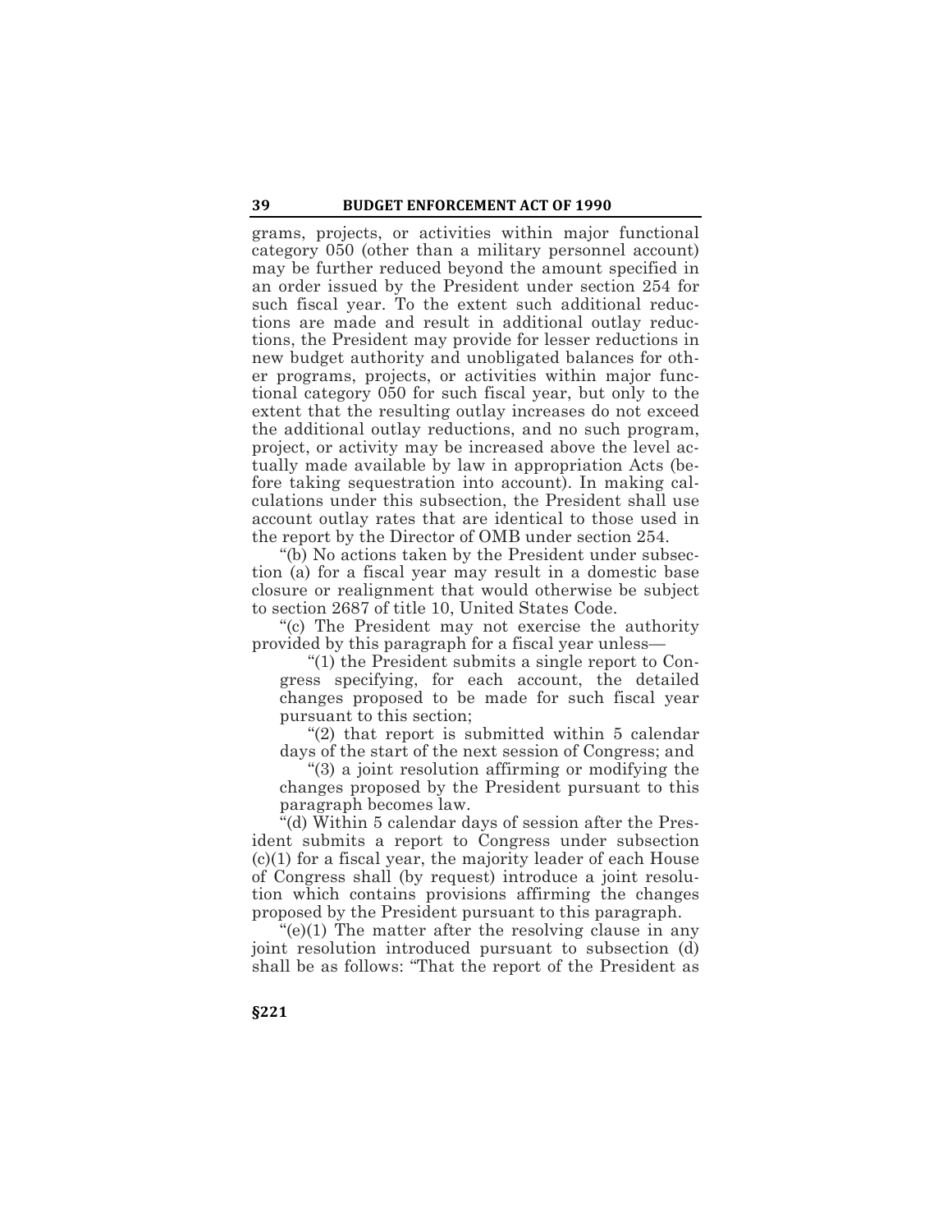grams, projects, or activities within major functional category 050 (other than a military personnel account) may be further reduced beyond the amount specified in an order issued by the President under section 254 for such fiscal year. To the extent such additional reductions are made and result in additional outlay reductions, the President may provide for lesser reductions in new budget authority and unobligated balances for other programs, projects, or activities within major functional category 050 for such fiscal year, but only to the extent that the resulting outlay increases do not exceed the additional outlay reductions, and no such program, project, or activity may be increased above the level actually made available by law in appropriation Acts (before taking sequestration into account). In making calculations under this subsection, the President shall use account outlay rates that are identical to those used in the report by the Director of OMB under section 254.

"(b) No actions taken by the President under subsection (a) for a fiscal year may result in a domestic base closure or realignment that would otherwise be subject to section 2687 of title 10, United States Code.

"(c) The President may not exercise the authority provided by this paragraph for a fiscal year unless—

"(1) the President submits a single report to Congress specifying, for each account, the detailed changes proposed to be made for such fiscal year pursuant to this section;

"(2) that report is submitted within 5 calendar days of the start of the next session of Congress; and

"(3) a joint resolution affirming or modifying the changes proposed by the President pursuant to this paragraph becomes law.

"(d) Within 5 calendar days of session after the President submits a report to Congress under subsection (c)(1) for a fiscal year, the majority leader of each House of Congress shall (by request) introduce a joint resolution which contains provisions affirming the changes proposed by the President pursuant to this paragraph.

"(e)(1) The matter after the resolving clause in any joint resolution introduced pursuant to subsection (d) shall be as follows: "That the report of the President as

§221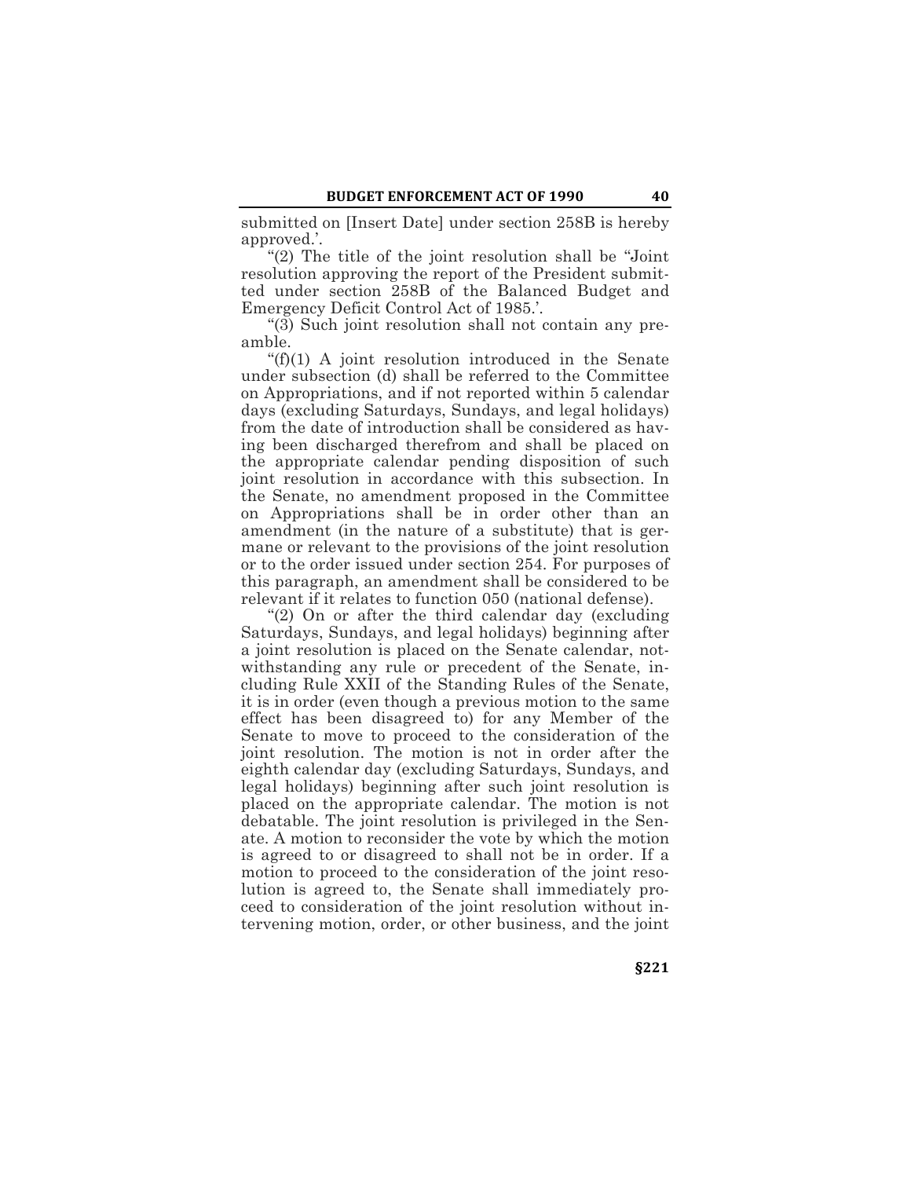submitted on [Insert Date] under section 258B is hereby approved.'.

"(2) The title of the joint resolution shall be "Joint resolution approving the report of the President submitted under section 258B of the Balanced Budget and Emergency Deficit Control Act of 1985.'.

"(3) Such joint resolution shall not contain any preamble.

"(f)(1) A joint resolution introduced in the Senate under subsection (d) shall be referred to the Committee on Appropriations, and if not reported within 5 calendar days (excluding Saturdays, Sundays, and legal holidays) from the date of introduction shall be considered as having been discharged therefrom and shall be placed on the appropriate calendar pending disposition of such joint resolution in accordance with this subsection. In the Senate, no amendment proposed in the Committee on Appropriations shall be in order other than an amendment (in the nature of a substitute) that is germane or relevant to the provisions of the joint resolution or to the order issued under section 254. For purposes of this paragraph, an amendment shall be considered to be relevant if it relates to function 050 (national defense).

"(2) On or after the third calendar day (excluding Saturdays, Sundays, and legal holidays) beginning after a joint resolution is placed on the Senate calendar, notwithstanding any rule or precedent of the Senate, including Rule XXII of the Standing Rules of the Senate, it is in order (even though a previous motion to the same effect has been disagreed to) for any Member of the Senate to move to proceed to the consideration of the joint resolution. The motion is not in order after the eighth calendar day (excluding Saturdays, Sundays, and legal holidays) beginning after such joint resolution is placed on the appropriate calendar. The motion is not debatable. The joint resolution is privileged in the Senate. A motion to reconsider the vote by which the motion is agreed to or disagreed to shall not be in order. If a motion to proceed to the consideration of the joint resolution is agreed to, the Senate shall immediately proceed to consideration of the joint resolution without intervening motion, order, or other business, and the joint

§221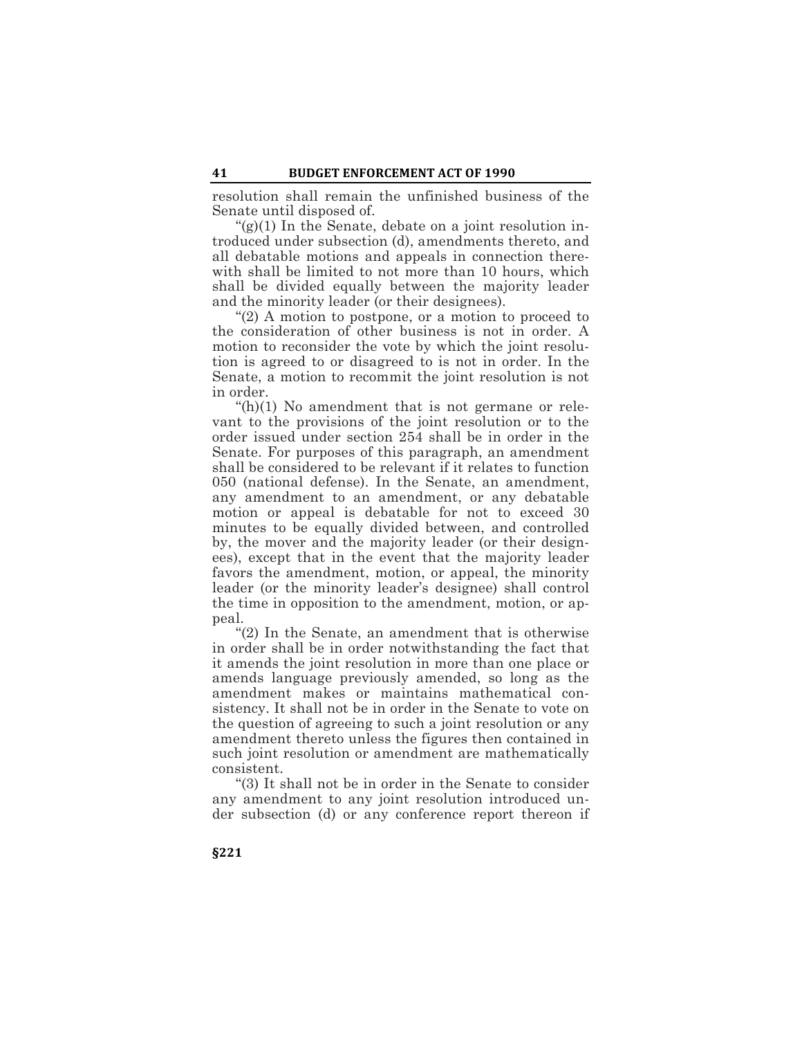resolution shall remain the unfinished business of the Senate until disposed of.

"(g)(1) In the Senate, debate on a joint resolution introduced under subsection (d), amendments thereto, and all debatable motions and appeals in connection therewith shall be limited to not more than 10 hours, which shall be divided equally between the majority leader and the minority leader (or their designees).

"(2) A motion to postpone, or a motion to proceed to the consideration of other business is not in order. A motion to reconsider the vote by which the joint resolution is agreed to or disagreed to is not in order. In the Senate, a motion to recommit the joint resolution is not in order.

"(h)(1) No amendment that is not germane or relevant to the provisions of the joint resolution or to the order issued under section 254 shall be in order in the Senate. For purposes of this paragraph, an amendment shall be considered to be relevant if it relates to function 050 (national defense). In the Senate, an amendment, any amendment to an amendment, or any debatable motion or appeal is debatable for not to exceed 30 minutes to be equally divided between, and controlled by, the mover and the majority leader (or their designees), except that in the event that the majority leader favors the amendment, motion, or appeal, the minority leader (or the minority leader's designee) shall control the time in opposition to the amendment, motion, or appeal.

"(2) In the Senate, an amendment that is otherwise in order shall be in order notwithstanding the fact that it amends the joint resolution in more than one place or amends language previously amended, so long as the amendment makes or maintains mathematical consistency. It shall not be in order in the Senate to vote on the question of agreeing to such a joint resolution or any amendment thereto unless the figures then contained in such joint resolution or amendment are mathematically consistent.

"(3) It shall not be in order in the Senate to consider any amendment to any joint resolution introduced under subsection (d) or any conference report thereon if

§221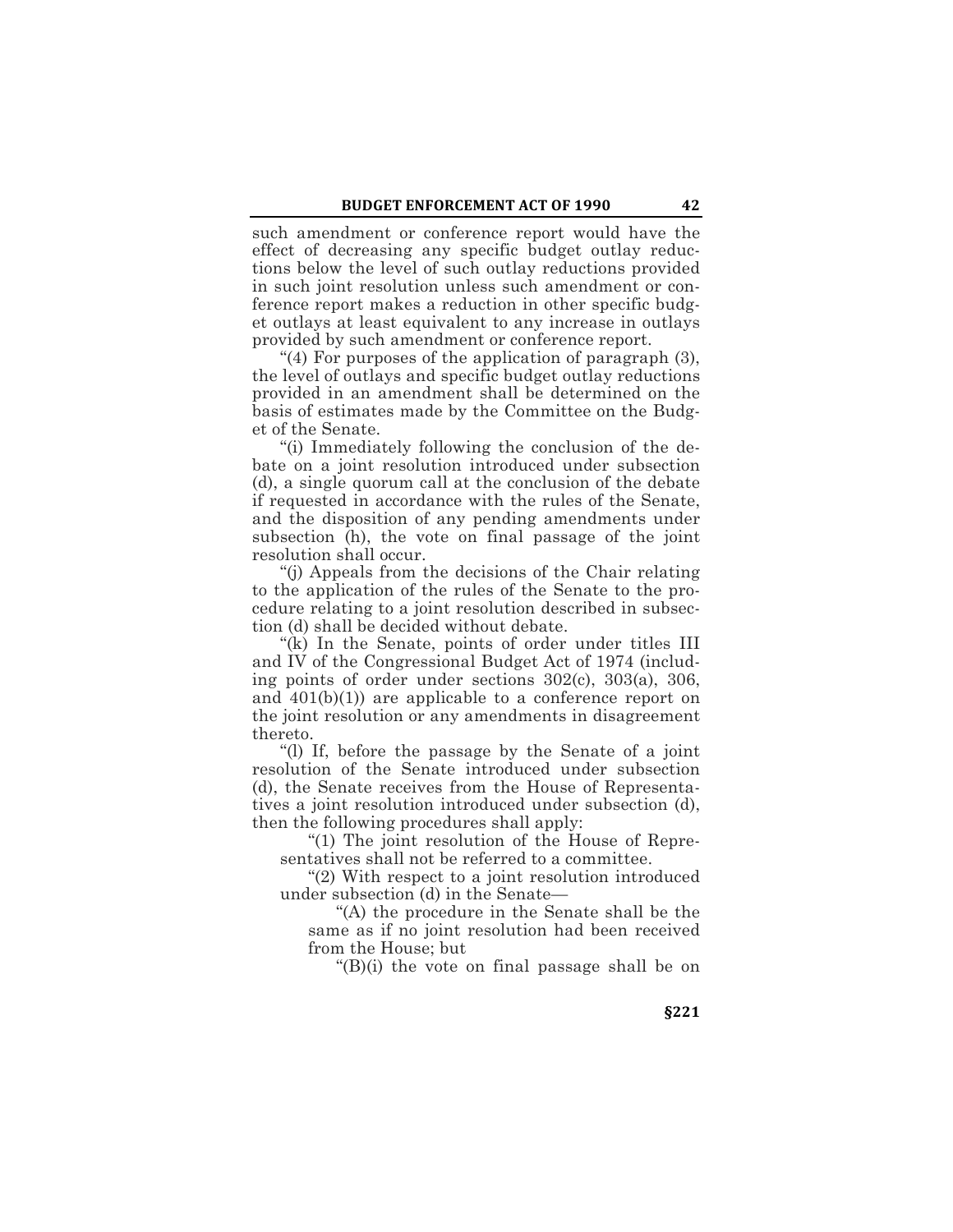such amendment or conference report would have the effect of decreasing any specific budget outlay reductions below the level of such outlay reductions provided in such joint resolution unless such amendment or conference report makes a reduction in other specific budget outlays at least equivalent to any increase in outlays provided by such amendment or conference report.

"(4) For purposes of the application of paragraph (3), the level of outlays and specific budget outlay reductions provided in an amendment shall be determined on the basis of estimates made by the Committee on the Budget of the Senate.

"(i) Immediately following the conclusion of the debate on a joint resolution introduced under subsection (d), a single quorum call at the conclusion of the debate if requested in accordance with the rules of the Senate, and the disposition of any pending amendments under subsection (h), the vote on final passage of the joint resolution shall occur.

"(j) Appeals from the decisions of the Chair relating to the application of the rules of the Senate to the procedure relating to a joint resolution described in subsection (d) shall be decided without debate.

"(k) In the Senate, points of order under titles III and IV of the Congressional Budget Act of 1974 (including points of order under sections 302(c), 303(a), 306, and 401(b)(1)) are applicable to a conference report on the joint resolution or any amendments in disagreement thereto.

"(l) If, before the passage by the Senate of a joint resolution of the Senate introduced under subsection (d), the Senate receives from the House of Representatives a joint resolution introduced under subsection (d), then the following procedures shall apply:

"(1) The joint resolution of the House of Representatives shall not be referred to a committee.

"(2) With respect to a joint resolution introduced under subsection (d) in the Senate—

"(A) the procedure in the Senate shall be the same as if no joint resolution had been received from the House; but

"(B)(i) the vote on final passage shall be on

§221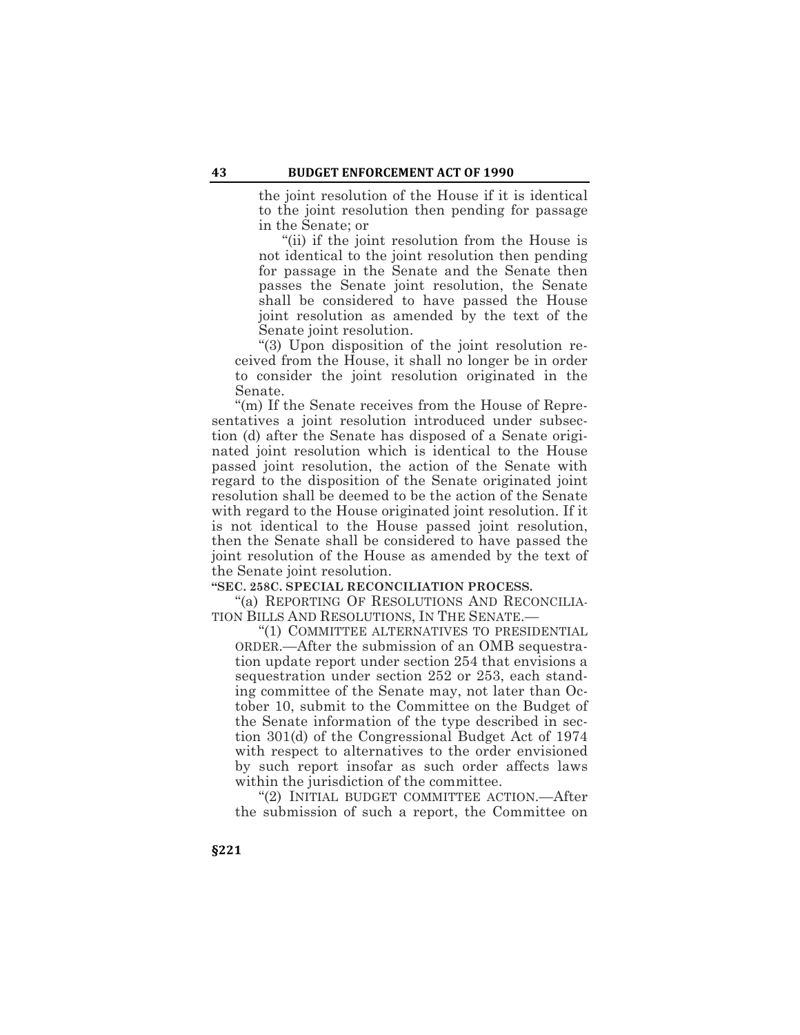the joint resolution of the House if it is identical to the joint resolution then pending for passage in the Senate; or

"(ii) if the joint resolution from the House is not identical to the joint resolution then pending for passage in the Senate and the Senate then passes the Senate joint resolution, the Senate shall be considered to have passed the House joint resolution as amended by the text of the Senate joint resolution.

"(3) Upon disposition of the joint resolution received from the House, it shall no longer be in order to consider the joint resolution originated in the Senate.

"(m) If the Senate receives from the House of Representatives a joint resolution introduced under subsection (d) after the Senate has disposed of a Senate originated joint resolution which is identical to the House passed joint resolution, the action of the Senate with regard to the disposition of the Senate originated joint resolution shall be deemed to be the action of the Senate with regard to the House originated joint resolution. If it is not identical to the House passed joint resolution, then the Senate shall be considered to have passed the joint resolution of the House as amended by the text of the Senate joint resolution.

**"SEC. 258C. SPECIAL RECONCILIATION PROCESS.**

"(a) REPORTING OF RESOLUTIONS AND RECONCILIATION BILLS AND RESOLUTIONS, IN THE SENATE.—

"(1) COMMITTEE ALTERNATIVES TO PRESIDENTIAL ORDER.—After the submission of an OMB sequestration update report under section 254 that envisions a sequestration under section 252 or 253, each standing committee of the Senate may, not later than October 10, submit to the Committee on the Budget of the Senate information of the type described in section 301(d) of the Congressional Budget Act of 1974 with respect to alternatives to the order envisioned by such report insofar as such order affects laws within the jurisdiction of the committee.

"(2) INITIAL BUDGET COMMITTEE ACTION.—After the submission of such a report, the Committee on

§221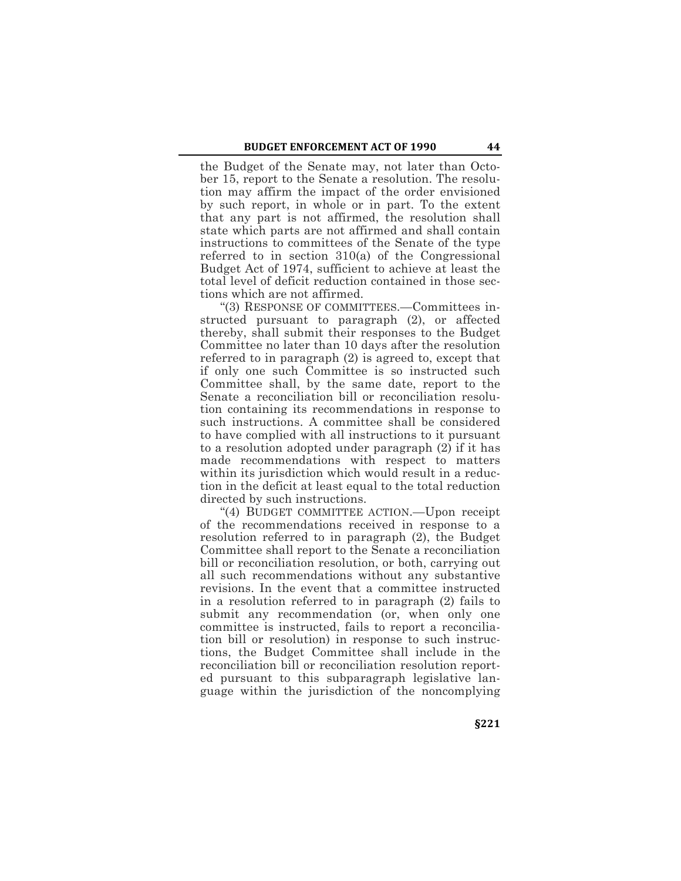the Budget of the Senate may, not later than October 15, report to the Senate a resolution. The resolution may affirm the impact of the order envisioned by such report, in whole or in part. To the extent that any part is not affirmed, the resolution shall state which parts are not affirmed and shall contain instructions to committees of the Senate of the type referred to in section 310(a) of the Congressional Budget Act of 1974, sufficient to achieve at least the total level of deficit reduction contained in those sections which are not affirmed.

"(3) RESPONSE OF COMMITTEES.—Committees instructed pursuant to paragraph (2), or affected thereby, shall submit their responses to the Budget Committee no later than 10 days after the resolution referred to in paragraph (2) is agreed to, except that if only one such Committee is so instructed such Committee shall, by the same date, report to the Senate a reconciliation bill or reconciliation resolution containing its recommendations in response to such instructions. A committee shall be considered to have complied with all instructions to it pursuant to a resolution adopted under paragraph (2) if it has made recommendations with respect to matters within its jurisdiction which would result in a reduction in the deficit at least equal to the total reduction directed by such instructions.

"(4) BUDGET COMMITTEE ACTION.—Upon receipt of the recommendations received in response to a resolution referred to in paragraph (2), the Budget Committee shall report to the Senate a reconciliation bill or reconciliation resolution, or both, carrying out all such recommendations without any substantive revisions. In the event that a committee instructed in a resolution referred to in paragraph (2) fails to submit any recommendation (or, when only one committee is instructed, fails to report a reconciliation bill or resolution) in response to such instructions, the Budget Committee shall include in the reconciliation bill or reconciliation resolution reported pursuant to this subparagraph legislative language within the jurisdiction of the noncomplying

§221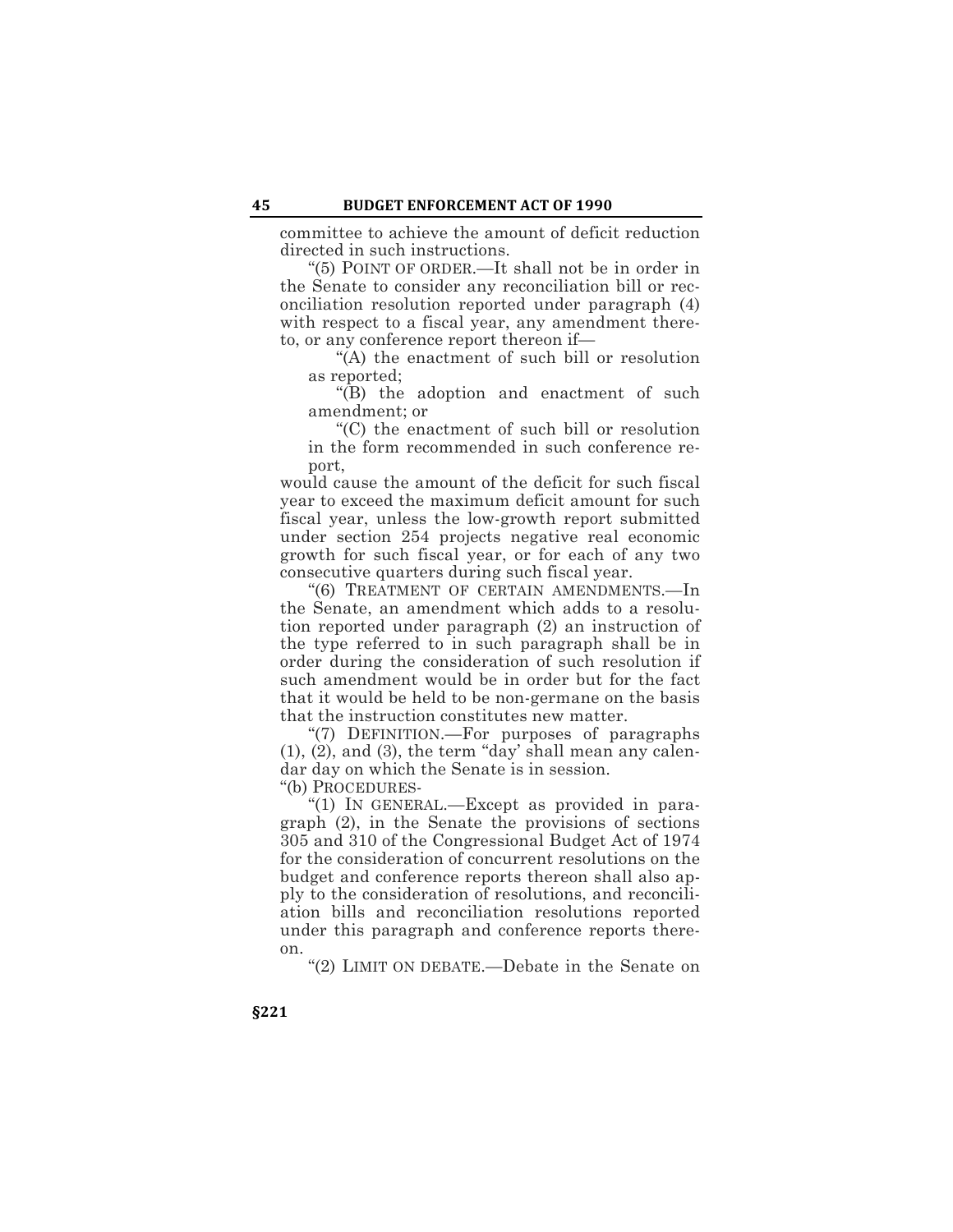committee to achieve the amount of deficit reduction directed in such instructions.

"(5) POINT OF ORDER.—It shall not be in order in the Senate to consider any reconciliation bill or reconciliation resolution reported under paragraph (4) with respect to a fiscal year, any amendment thereto, or any conference report thereon if—

"(A) the enactment of such bill or resolution as reported;

"(B) the adoption and enactment of such amendment; or

"(C) the enactment of such bill or resolution in the form recommended in such conference report,

would cause the amount of the deficit for such fiscal year to exceed the maximum deficit amount for such fiscal year, unless the low-growth report submitted under section 254 projects negative real economic growth for such fiscal year, or for each of any two consecutive quarters during such fiscal year.

"(6) TREATMENT OF CERTAIN AMENDMENTS.—In the Senate, an amendment which adds to a resolution reported under paragraph (2) an instruction of the type referred to in such paragraph shall be in order during the consideration of such resolution if such amendment would be in order but for the fact that it would be held to be non-germane on the basis that the instruction constitutes new matter.

"(7) DEFINITION.—For purposes of paragraphs (1), (2), and (3), the term "day' shall mean any calendar day on which the Senate is in session.

"(b) PROCEDURES-

"(1) IN GENERAL.—Except as provided in paragraph (2), in the Senate the provisions of sections 305 and 310 of the Congressional Budget Act of 1974 for the consideration of concurrent resolutions on the budget and conference reports thereon shall also apply to the consideration of resolutions, and reconciliation bills and reconciliation resolutions reported under this paragraph and conference reports thereon.

"(2) LIMIT ON DEBATE.—Debate in the Senate on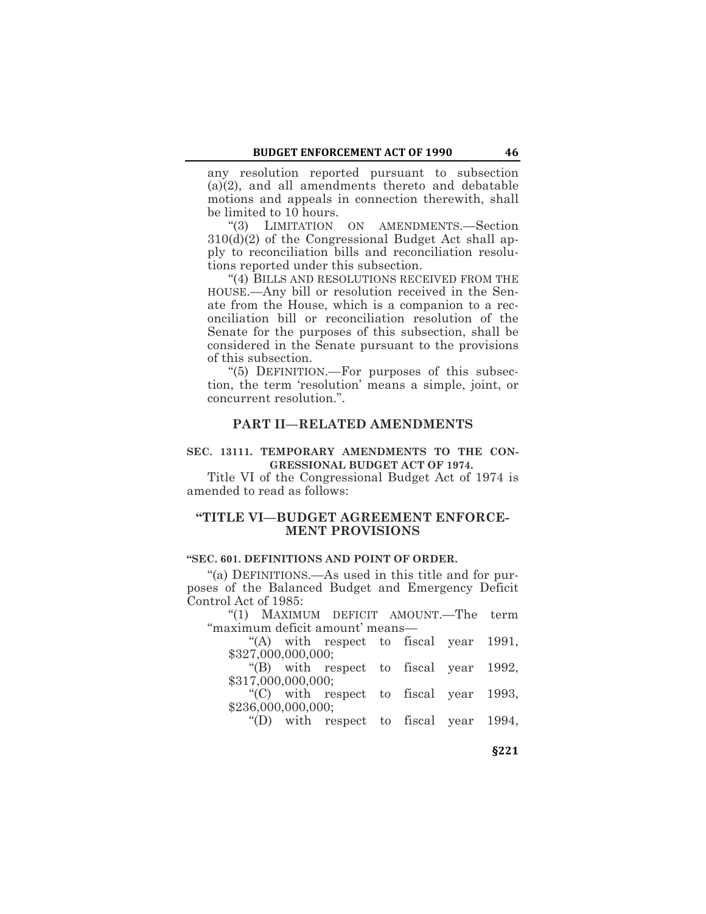any resolution reported pursuant to subsection (a)(2), and all amendments thereto and debatable motions and appeals in connection therewith, shall be limited to 10 hours.

"(3) LIMITATION ON AMENDMENTS.—Section 310(d)(2) of the Congressional Budget Act shall apply to reconciliation bills and reconciliation resolutions reported under this subsection.

"(4) BILLS AND RESOLUTIONS RECEIVED FROM THE HOUSE.—Any bill or resolution received in the Senate from the House, which is a companion to a reconciliation bill or reconciliation resolution of the Senate for the purposes of this subsection, shall be considered in the Senate pursuant to the provisions of this subsection.

"(5) DEFINITION.—For purposes of this subsection, the term 'resolution' means a simple, joint, or concurrent resolution.".

## PART II—RELATED AMENDMENTS

### SEC. 13111. TEMPORARY AMENDMENTS TO THE CONGRESSIONAL BUDGET ACT OF 1974.

Title VI of the Congressional Budget Act of 1974 is amended to read as follows:

## "TITLE VI—BUDGET AGREEMENT ENFORCEMENT PROVISIONS

### "SEC. 601. DEFINITIONS AND POINT OF ORDER.

"(a) DEFINITIONS.—As used in this title and for purposes of the Balanced Budget and Emergency Deficit Control Act of 1985:

"(1) MAXIMUM DEFICIT AMOUNT.—The term "maximum deficit amount' means—

"(A) with respect to fiscal year 1991, $327,000,000,000;

"(B) with respect to fiscal year 1992, $317,000,000,000;

"(C) with respect to fiscal year 1993, $236,000,000,000;

"(D) with respect to fiscal year 1994,

§221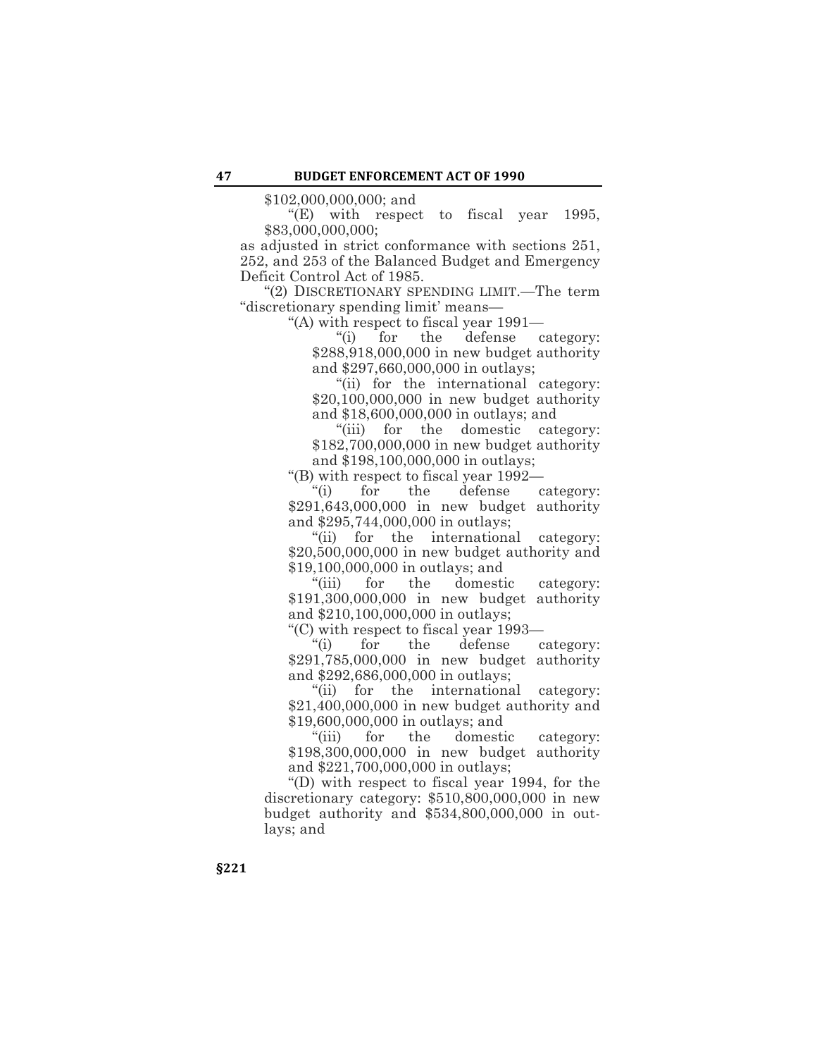$102,000,000,000; and

"(E) with respect to fiscal year 1995, $83,000,000,000;

as adjusted in strict conformance with sections 251, 252, and 253 of the Balanced Budget and Emergency Deficit Control Act of 1985.

"(2) DISCRETIONARY SPENDING LIMIT.—The term "discretionary spending limit' means—

"(A) with respect to fiscal year 1991—

"(i) for the defense category: $288,918,000,000 in new budget authority and $297,660,000,000 in outlays;

"(ii) for the international category: $20,100,000,000 in new budget authority and $18,600,000,000 in outlays; and

"(iii) for the domestic category: $182,700,000,000 in new budget authority and $198,100,000,000 in outlays;

"(B) with respect to fiscal year 1992—

"(i) for the defense category: $291,643,000,000 in new budget authority and $295,744,000,000 in outlays;

"(ii) for the international category: $20,500,000,000 in new budget authority and $19,100,000,000 in outlays; and

"(iii) for the domestic category: $191,300,000,000 in new budget authority and $210,100,000,000 in outlays;

"(C) with respect to fiscal year 1993—

"(i) for the defense category: $291,785,000,000 in new budget authority and $292,686,000,000 in outlays;

"(ii) for the international category: $21,400,000,000 in new budget authority and $19,600,000,000 in outlays; and

"(iii) for the domestic category: $198,300,000,000 in new budget authority and $221,700,000,000 in outlays;

"(D) with respect to fiscal year 1994, for the discretionary category: $510,800,000,000 in new budget authority and $534,800,000,000 in outlays; and

§221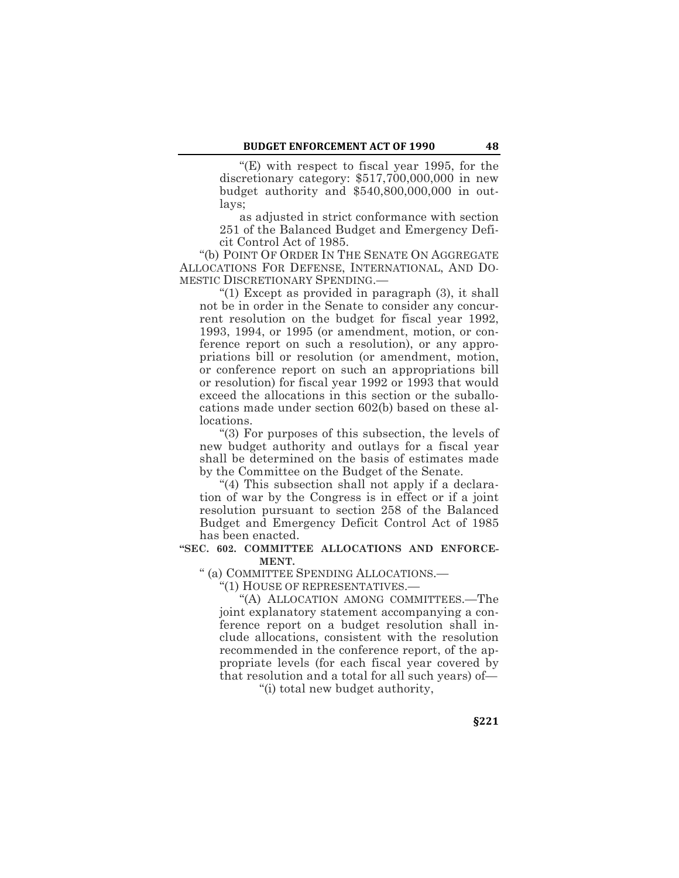"(E) with respect to fiscal year 1995, for the discretionary category: $517,700,000,000 in new budget authority and $540,800,000,000 in outlays;

as adjusted in strict conformance with section 251 of the Balanced Budget and Emergency Deficit Control Act of 1985.

"(b) POINT OF ORDER IN THE SENATE ON AGGREGATE ALLOCATIONS FOR DEFENSE, INTERNATIONAL, AND DOMESTIC DISCRETIONARY SPENDING.—

"(1) Except as provided in paragraph (3), it shall not be in order in the Senate to consider any concurrent resolution on the budget for fiscal year 1992, 1993, 1994, or 1995 (or amendment, motion, or conference report on such a resolution), or any appropriations bill or resolution (or amendment, motion, or conference report on such an appropriations bill or resolution) for fiscal year 1992 or 1993 that would exceed the allocations in this section or the suballocations made under section 602(b) based on these allocations.

"(3) For purposes of this subsection, the levels of new budget authority and outlays for a fiscal year shall be determined on the basis of estimates made by the Committee on the Budget of the Senate.

"(4) This subsection shall not apply if a declaration of war by the Congress is in effect or if a joint resolution pursuant to section 258 of the Balanced Budget and Emergency Deficit Control Act of 1985 has been enacted.

**"SEC. 602. COMMITTEE ALLOCATIONS AND ENFORCEMENT.**

" (a) COMMITTEE SPENDING ALLOCATIONS.—

"(1) HOUSE OF REPRESENTATIVES.—

"(A) ALLOCATION AMONG COMMITTEES.—The joint explanatory statement accompanying a conference report on a budget resolution shall include allocations, consistent with the resolution recommended in the conference report, of the appropriate levels (for each fiscal year covered by that resolution and a total for all such years) of—

"(i) total new budget authority,

**§221**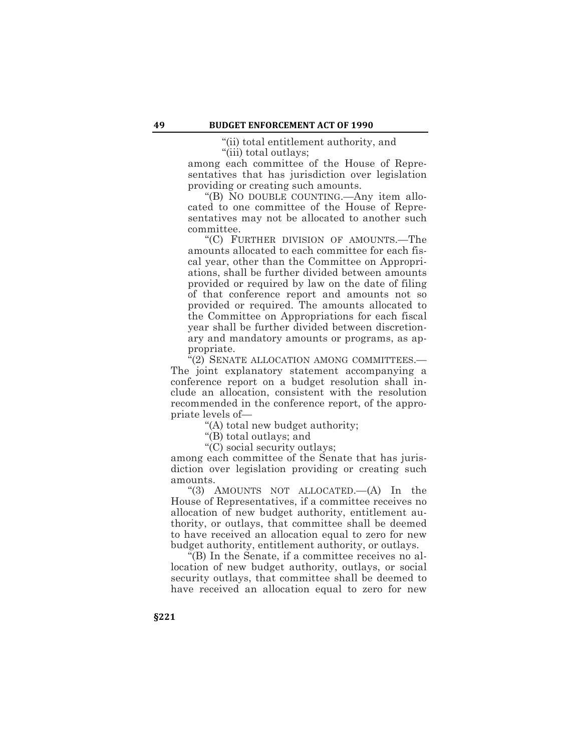"(ii) total entitlement authority, and

"(iii) total outlays;

among each committee of the House of Representatives that has jurisdiction over legislation providing or creating such amounts.

"(B) NO DOUBLE COUNTING.—Any item allocated to one committee of the House of Representatives may not be allocated to another such committee.

"(C) FURTHER DIVISION OF AMOUNTS.—The amounts allocated to each committee for each fiscal year, other than the Committee on Appropriations, shall be further divided between amounts provided or required by law on the date of filing of that conference report and amounts not so provided or required. The amounts allocated to the Committee on Appropriations for each fiscal year shall be further divided between discretionary and mandatory amounts or programs, as appropriate.

"(2) SENATE ALLOCATION AMONG COMMITTEES.—The joint explanatory statement accompanying a conference report on a budget resolution shall include an allocation, consistent with the resolution recommended in the conference report, of the appropriate levels of—

"(A) total new budget authority;

"(B) total outlays; and

"(C) social security outlays;

among each committee of the Senate that has jurisdiction over legislation providing or creating such amounts.

"(3) AMOUNTS NOT ALLOCATED.—(A) In the House of Representatives, if a committee receives no allocation of new budget authority, entitlement authority, or outlays, that committee shall be deemed to have received an allocation equal to zero for new budget authority, entitlement authority, or outlays.

"(B) In the Senate, if a committee receives no allocation of new budget authority, outlays, or social security outlays, that committee shall be deemed to have received an allocation equal to zero for new

§221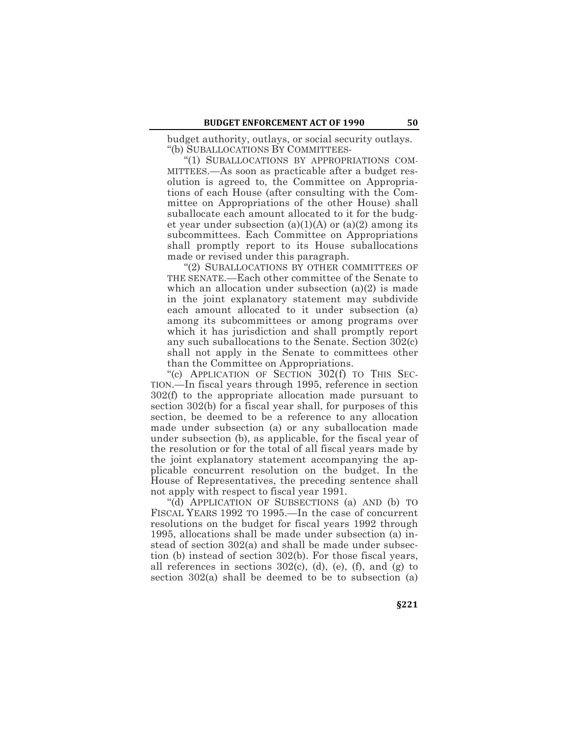budget authority, outlays, or social security outlays.

"(b) SUBALLOCATIONS BY COMMITTEES-

"(1) SUBALLOCATIONS BY APPROPRIATIONS COMMITTEES.—As soon as practicable after a budget resolution is agreed to, the Committee on Appropriations of each House (after consulting with the Committee on Appropriations of the other House) shall suballocate each amount allocated to it for the budget year under subsection (a)(1)(A) or (a)(2) among its subcommittees. Each Committee on Appropriations shall promptly report to its House suballocations made or revised under this paragraph.

"(2) SUBALLOCATIONS BY OTHER COMMITTEES OF THE SENATE.—Each other committee of the Senate to which an allocation under subsection (a)(2) is made in the joint explanatory statement may subdivide each amount allocated to it under subsection (a) among its subcommittees or among programs over which it has jurisdiction and shall promptly report any such suballocations to the Senate. Section 302(c) shall not apply in the Senate to committees other than the Committee on Appropriations.

"(c) APPLICATION OF SECTION 302(f) TO THIS SECTION.—In fiscal years through 1995, reference in section 302(f) to the appropriate allocation made pursuant to section 302(b) for a fiscal year shall, for purposes of this section, be deemed to be a reference to any allocation made under subsection (a) or any suballocation made under subsection (b), as applicable, for the fiscal year of the resolution or for the total of all fiscal years made by the joint explanatory statement accompanying the applicable concurrent resolution on the budget. In the House of Representatives, the preceding sentence shall not apply with respect to fiscal year 1991.

"(d) APPLICATION OF SUBSECTIONS (a) AND (b) TO FISCAL YEARS 1992 TO 1995.—In the case of concurrent resolutions on the budget for fiscal years 1992 through 1995, allocations shall be made under subsection (a) instead of section 302(a) and shall be made under subsection (b) instead of section 302(b). For those fiscal years, all references in sections 302(c), (d), (e), (f), and (g) to section 302(a) shall be deemed to be to subsection (a)

§221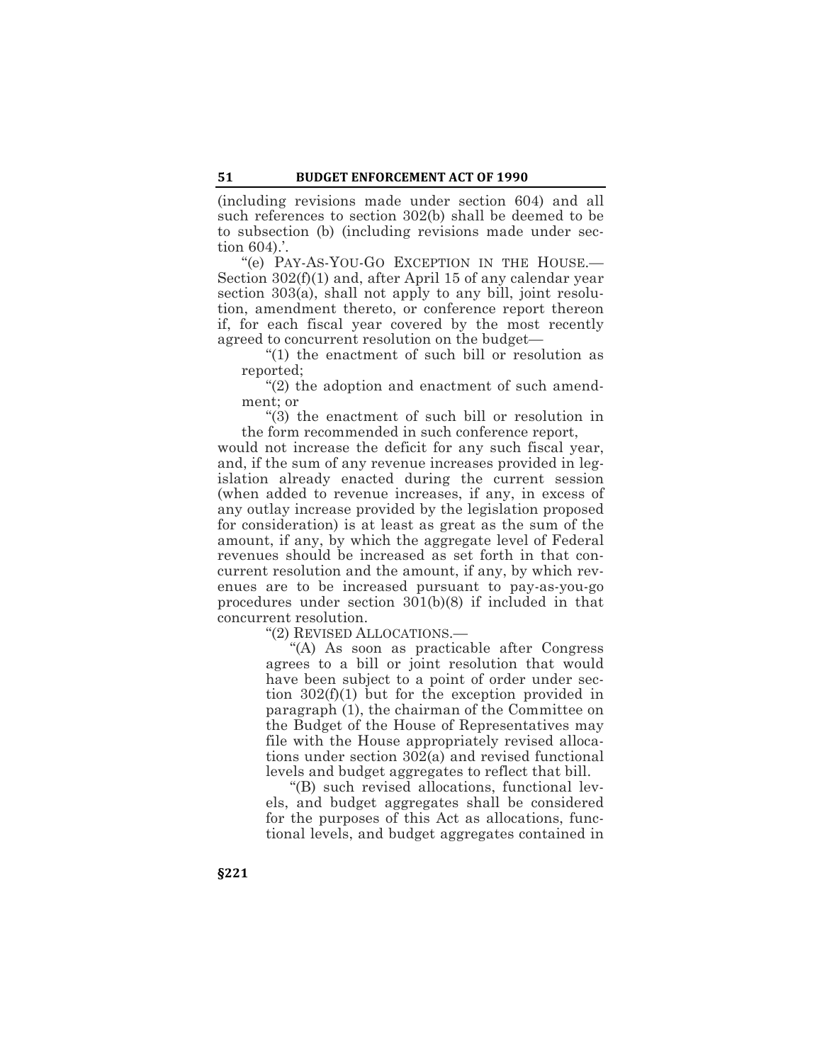(including revisions made under section 604) and all such references to section 302(b) shall be deemed to be to subsection (b) (including revisions made under section 604).'.

"(e) PAY-AS-YOU-GO EXCEPTION IN THE HOUSE.—Section 302(f)(1) and, after April 15 of any calendar year section 303(a), shall not apply to any bill, joint resolution, amendment thereto, or conference report thereon if, for each fiscal year covered by the most recently agreed to concurrent resolution on the budget—

"(1) the enactment of such bill or resolution as reported;

"(2) the adoption and enactment of such amendment; or

"(3) the enactment of such bill or resolution in the form recommended in such conference report,

would not increase the deficit for any such fiscal year, and, if the sum of any revenue increases provided in legislation already enacted during the current session (when added to revenue increases, if any, in excess of any outlay increase provided by the legislation proposed for consideration) is at least as great as the sum of the amount, if any, by which the aggregate level of Federal revenues should be increased as set forth in that concurrent resolution and the amount, if any, by which revenues are to be increased pursuant to pay-as-you-go procedures under section 301(b)(8) if included in that concurrent resolution.

"(2) REVISED ALLOCATIONS.—

"(A) As soon as practicable after Congress agrees to a bill or joint resolution that would have been subject to a point of order under section 302(f)(1) but for the exception provided in paragraph (1), the chairman of the Committee on the Budget of the House of Representatives may file with the House appropriately revised allocations under section 302(a) and revised functional levels and budget aggregates to reflect that bill.

"(B) such revised allocations, functional levels, and budget aggregates shall be considered for the purposes of this Act as allocations, functional levels, and budget aggregates contained in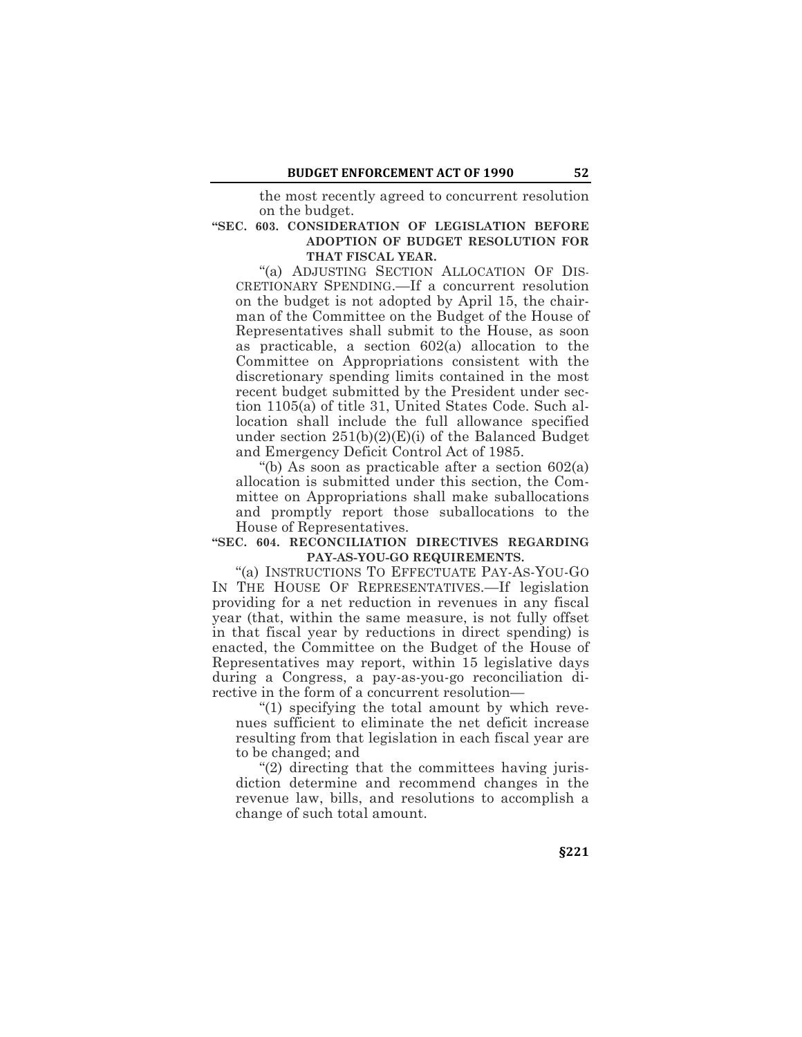the most recently agreed to concurrent resolution on the budget.

**"SEC. 603. CONSIDERATION OF LEGISLATION BEFORE ADOPTION OF BUDGET RESOLUTION FOR THAT FISCAL YEAR.**

"(a) ADJUSTING SECTION ALLOCATION OF DISCRETIONARY SPENDING.—If a concurrent resolution on the budget is not adopted by April 15, the chairman of the Committee on the Budget of the House of Representatives shall submit to the House, as soon as practicable, a section 602(a) allocation to the Committee on Appropriations consistent with the discretionary spending limits contained in the most recent budget submitted by the President under section 1105(a) of title 31, United States Code. Such allocation shall include the full allowance specified under section 251(b)(2)(E)(i) of the Balanced Budget and Emergency Deficit Control Act of 1985.

"(b) As soon as practicable after a section 602(a) allocation is submitted under this section, the Committee on Appropriations shall make suballocations and promptly report those suballocations to the House of Representatives.

**"SEC. 604. RECONCILIATION DIRECTIVES REGARDING PAY-AS-YOU-GO REQUIREMENTS.**

"(a) INSTRUCTIONS TO EFFECTUATE PAY-AS-YOU-GO IN THE HOUSE OF REPRESENTATIVES.—If legislation providing for a net reduction in revenues in any fiscal year (that, within the same measure, is not fully offset in that fiscal year by reductions in direct spending) is enacted, the Committee on the Budget of the House of Representatives may report, within 15 legislative days during a Congress, a pay-as-you-go reconciliation directive in the form of a concurrent resolution—

"(1) specifying the total amount by which revenues sufficient to eliminate the net deficit increase resulting from that legislation in each fiscal year are to be changed; and

"(2) directing that the committees having jurisdiction determine and recommend changes in the revenue law, bills, and resolutions to accomplish a change of such total amount.

§221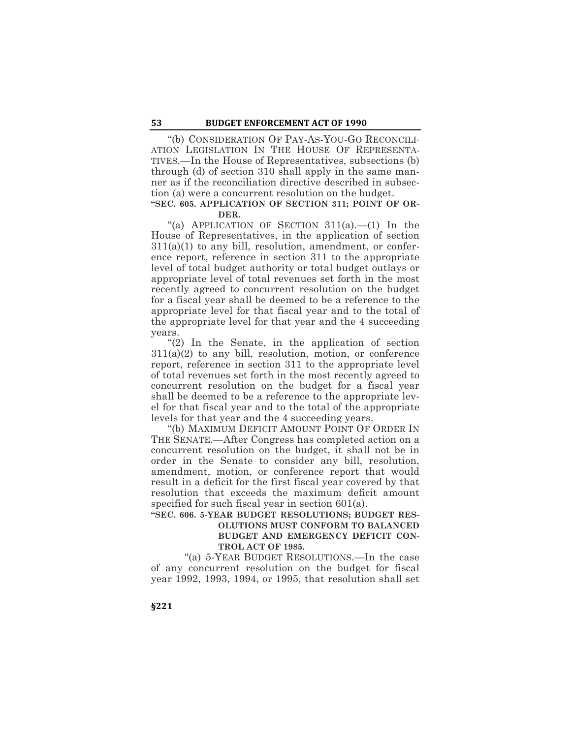"(b) CONSIDERATION OF PAY-AS-YOU-GO RECONCILIATION LEGISLATION IN THE HOUSE OF REPRESENTATIVES.—In the House of Representatives, subsections (b) through (d) of section 310 shall apply in the same manner as if the reconciliation directive described in subsection (a) were a concurrent resolution on the budget.

**"SEC. 605. APPLICATION OF SECTION 311; POINT OF ORDER.**

"(a) APPLICATION OF SECTION 311(a).—(1) In the House of Representatives, in the application of section 311(a)(1) to any bill, resolution, amendment, or conference report, reference in section 311 to the appropriate level of total budget authority or total budget outlays or appropriate level of total revenues set forth in the most recently agreed to concurrent resolution on the budget for a fiscal year shall be deemed to be a reference to the appropriate level for that fiscal year and to the total of the appropriate level for that year and the 4 succeeding years.

"(2) In the Senate, in the application of section 311(a)(2) to any bill, resolution, motion, or conference report, reference in section 311 to the appropriate level of total revenues set forth in the most recently agreed to concurrent resolution on the budget for a fiscal year shall be deemed to be a reference to the appropriate level for that fiscal year and to the total of the appropriate levels for that year and the 4 succeeding years.

"(b) MAXIMUM DEFICIT AMOUNT POINT OF ORDER IN THE SENATE.—After Congress has completed action on a concurrent resolution on the budget, it shall not be in order in the Senate to consider any bill, resolution, amendment, motion, or conference report that would result in a deficit for the first fiscal year covered by that resolution that exceeds the maximum deficit amount specified for such fiscal year in section 601(a).

**"SEC. 606. 5-YEAR BUDGET RESOLUTIONS; BUDGET RESOLUTIONS MUST CONFORM TO BALANCED BUDGET AND EMERGENCY DEFICIT CONTROL ACT OF 1985.**

"(a) 5-YEAR BUDGET RESOLUTIONS.—In the case of any concurrent resolution on the budget for fiscal year 1992, 1993, 1994, or 1995, that resolution shall set

§221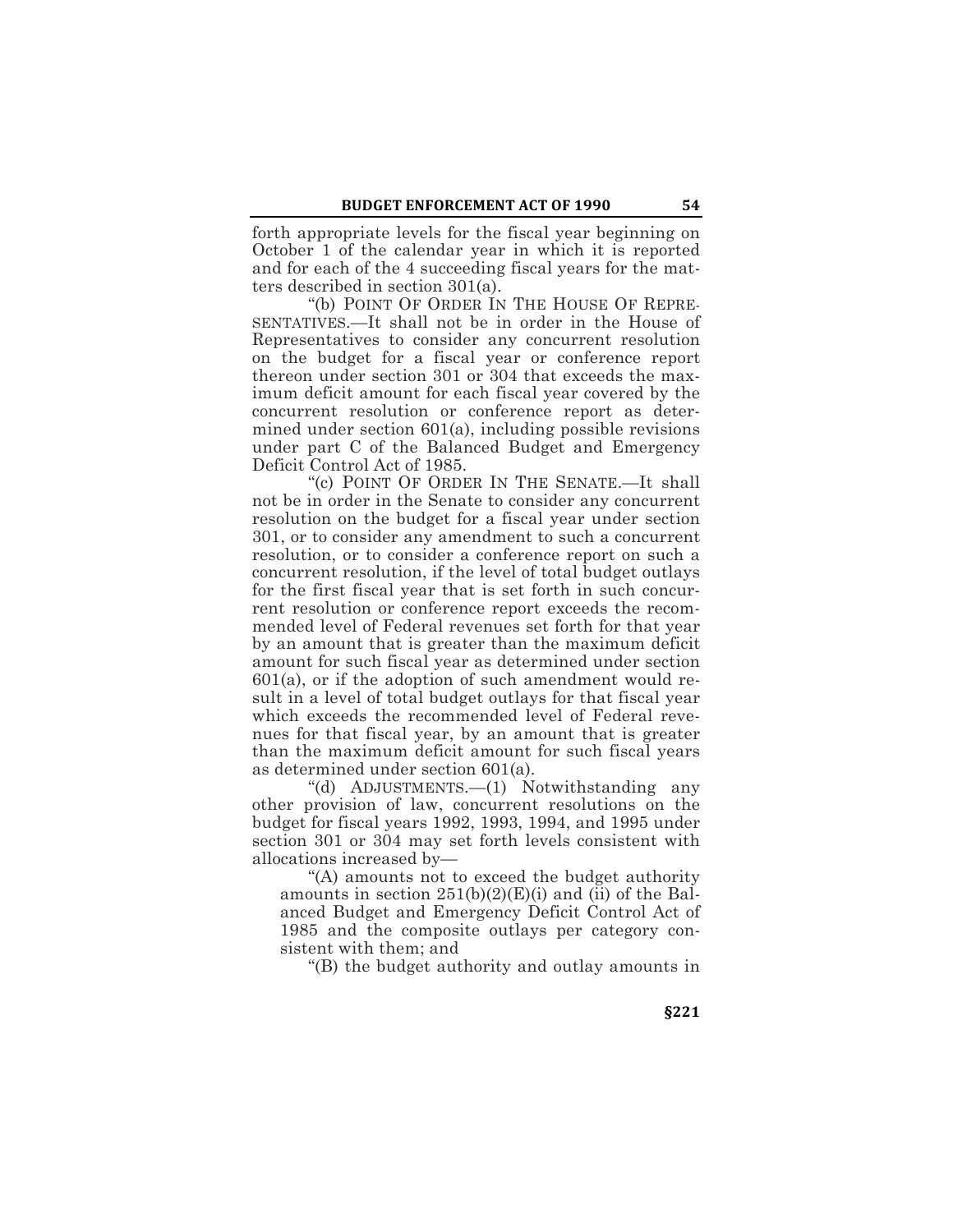forth appropriate levels for the fiscal year beginning on October 1 of the calendar year in which it is reported and for each of the 4 succeeding fiscal years for the matters described in section 301(a).

"(b) POINT OF ORDER IN THE HOUSE OF REPRESENTATIVES.—It shall not be in order in the House of Representatives to consider any concurrent resolution on the budget for a fiscal year or conference report thereon under section 301 or 304 that exceeds the maximum deficit amount for each fiscal year covered by the concurrent resolution or conference report as determined under section 601(a), including possible revisions under part C of the Balanced Budget and Emergency Deficit Control Act of 1985.

"(c) POINT OF ORDER IN THE SENATE.—It shall not be in order in the Senate to consider any concurrent resolution on the budget for a fiscal year under section 301, or to consider any amendment to such a concurrent resolution, or to consider a conference report on such a concurrent resolution, if the level of total budget outlays for the first fiscal year that is set forth in such concurrent resolution or conference report exceeds the recommended level of Federal revenues set forth for that year by an amount that is greater than the maximum deficit amount for such fiscal year as determined under section 601(a), or if the adoption of such amendment would result in a level of total budget outlays for that fiscal year which exceeds the recommended level of Federal revenues for that fiscal year, by an amount that is greater than the maximum deficit amount for such fiscal years as determined under section 601(a).

"(d) ADJUSTMENTS.—(1) Notwithstanding any other provision of law, concurrent resolutions on the budget for fiscal years 1992, 1993, 1994, and 1995 under section 301 or 304 may set forth levels consistent with allocations increased by—

"(A) amounts not to exceed the budget authority amounts in section 251(b)(2)(E)(i) and (ii) of the Balanced Budget and Emergency Deficit Control Act of 1985 and the composite outlays per category consistent with them; and

"(B) the budget authority and outlay amounts in

§221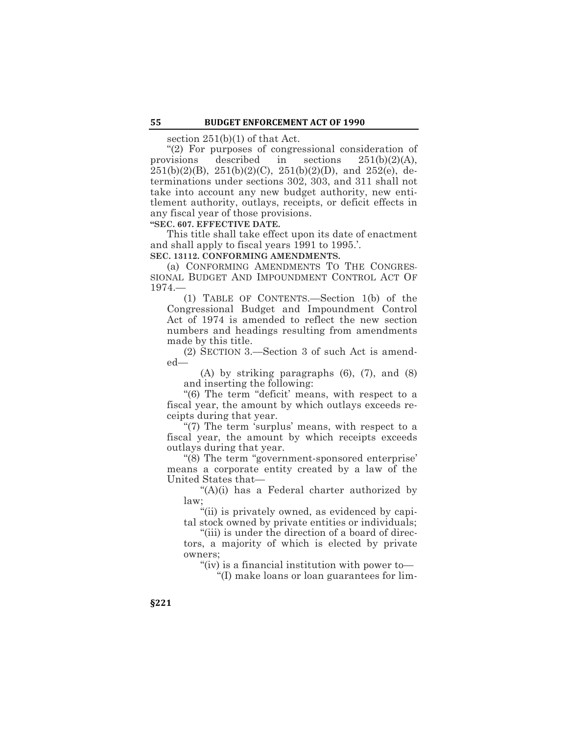section 251(b)(1) of that Act.

"(2) For purposes of congressional consideration of provisions described in sections 251(b)(2)(A), 251(b)(2)(B), 251(b)(2)(C), 251(b)(2)(D), and 252(e), determinations under sections 302, 303, and 311 shall not take into account any new budget authority, new entitlement authority, outlays, receipts, or deficit effects in any fiscal year of those provisions.

**"SEC. 607. EFFECTIVE DATE.**

This title shall take effect upon its date of enactment and shall apply to fiscal years 1991 to 1995.'.

**SEC. 13112. CONFORMING AMENDMENTS.**

(a) CONFORMING AMENDMENTS TO THE CONGRESSIONAL BUDGET AND IMPOUNDMENT CONTROL ACT OF 1974.—

(1) TABLE OF CONTENTS.—Section 1(b) of the Congressional Budget and Impoundment Control Act of 1974 is amended to reflect the new section numbers and headings resulting from amendments made by this title.

(2) SECTION 3.—Section 3 of such Act is amended—

(A) by striking paragraphs (6), (7), and (8) and inserting the following:

"(6) The term "deficit' means, with respect to a fiscal year, the amount by which outlays exceeds receipts during that year.

"(7) The term 'surplus' means, with respect to a fiscal year, the amount by which receipts exceeds outlays during that year.

"(8) The term "government-sponsored enterprise' means a corporate entity created by a law of the United States that—

"(A)(i) has a Federal charter authorized by law;

"(ii) is privately owned, as evidenced by capital stock owned by private entities or individuals;

"(iii) is under the direction of a board of directors, a majority of which is elected by private owners;

"(iv) is a financial institution with power to—

"(I) make loans or loan guarantees for lim-

§221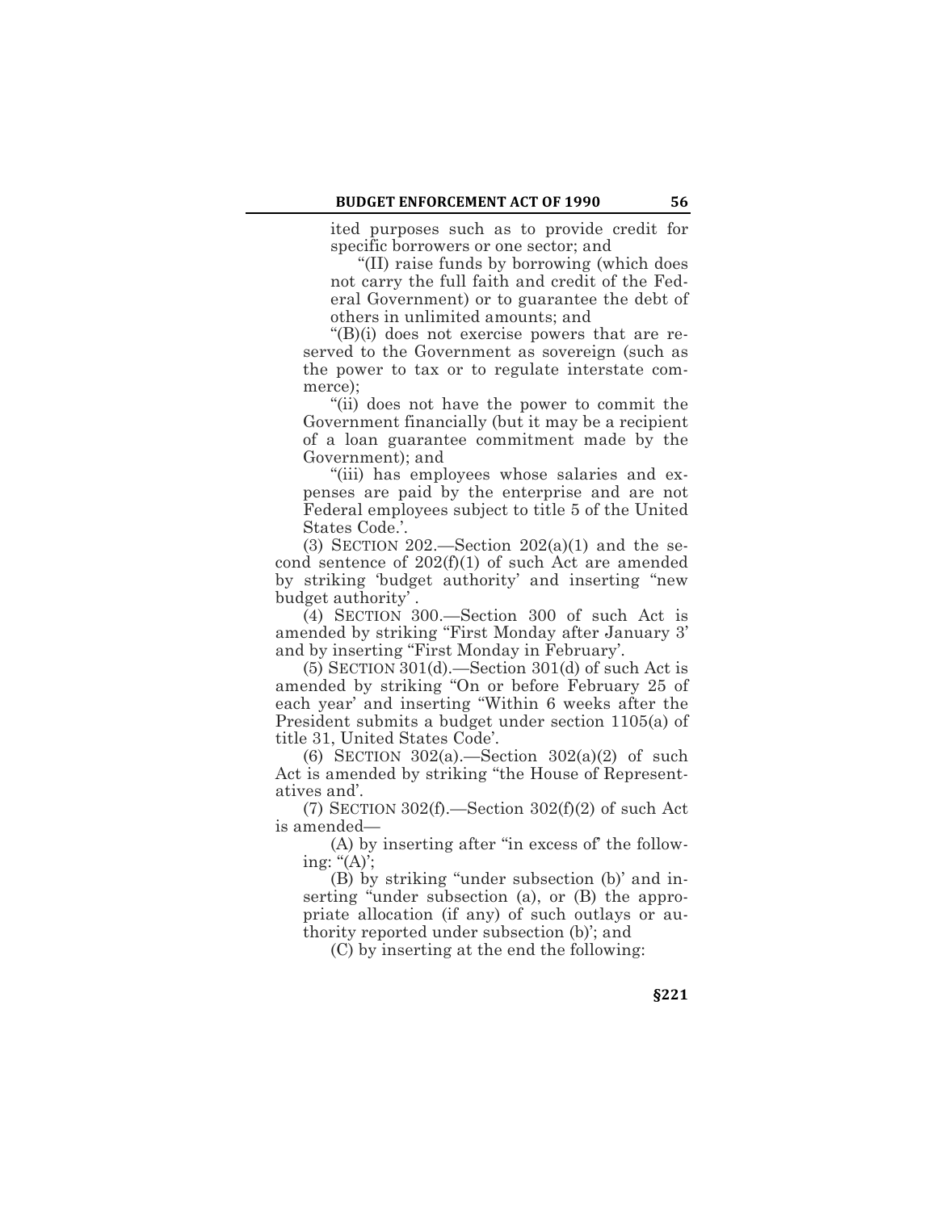ited purposes such as to provide credit for specific borrowers or one sector; and

"(II) raise funds by borrowing (which does not carry the full faith and credit of the Federal Government) or to guarantee the debt of others in unlimited amounts; and

"(B)(i) does not exercise powers that are reserved to the Government as sovereign (such as the power to tax or to regulate interstate commerce);

"(ii) does not have the power to commit the Government financially (but it may be a recipient of a loan guarantee commitment made by the Government); and

"(iii) has employees whose salaries and expenses are paid by the enterprise and are not Federal employees subject to title 5 of the United States Code.'.

(3) SECTION 202.—Section 202(a)(1) and the second sentence of 202(f)(1) of such Act are amended by striking 'budget authority' and inserting "new budget authority'.

(4) SECTION 300.—Section 300 of such Act is amended by striking "First Monday after January 3' and by inserting "First Monday in February'.

(5) SECTION 301(d).—Section 301(d) of such Act is amended by striking "On or before February 25 of each year' and inserting "Within 6 weeks after the President submits a budget under section 1105(a) of title 31, United States Code'.

(6) SECTION 302(a).—Section 302(a)(2) of such Act is amended by striking "the House of Representatives and'.

(7) SECTION 302(f).—Section 302(f)(2) of such Act is amended—

(A) by inserting after "in excess of" the following: "(A)';

(B) by striking "under subsection (b)' and inserting "under subsection (a), or (B) the appropriate allocation (if any) of such outlays or authority reported under subsection (b)'; and

(C) by inserting at the end the following:

§221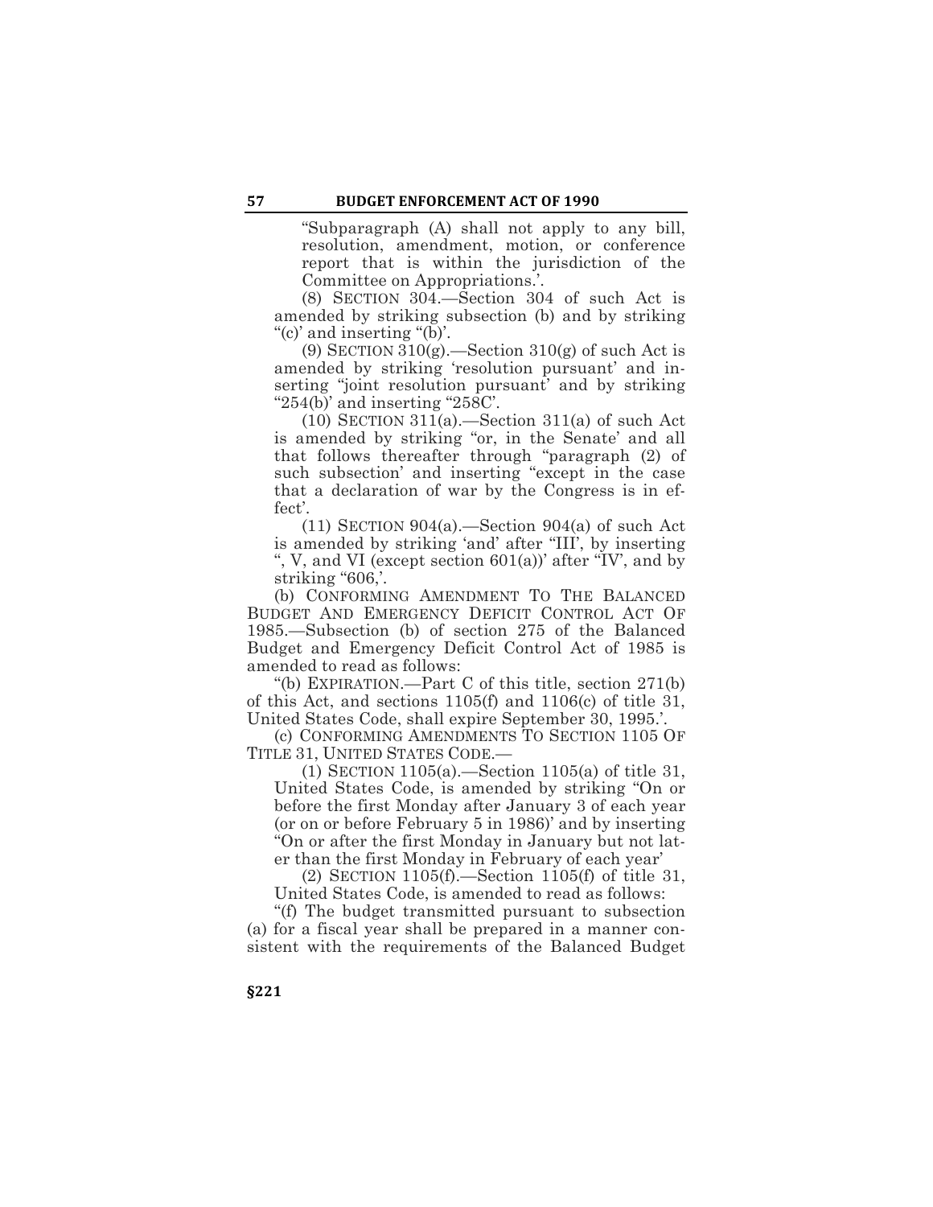"Subparagraph (A) shall not apply to any bill, resolution, amendment, motion, or conference report that is within the jurisdiction of the Committee on Appropriations.'.

(8) SECTION 304.—Section 304 of such Act is amended by striking subsection (b) and by striking "(c)' and inserting "(b)'.

(9) SECTION 310(g).—Section 310(g) of such Act is amended by striking 'resolution pursuant' and inserting "joint resolution pursuant' and by striking "254(b)' and inserting "258C'.

(10) SECTION 311(a).—Section 311(a) of such Act is amended by striking "or, in the Senate' and all that follows thereafter through "paragraph (2) of such subsection' and inserting "except in the case that a declaration of war by the Congress is in effect'.

(11) SECTION 904(a).—Section 904(a) of such Act is amended by striking 'and' after "III', by inserting ", V, and VI (except section 601(a))' after "IV', and by striking "606,'.

(b) CONFORMING AMENDMENT TO THE BALANCED BUDGET AND EMERGENCY DEFICIT CONTROL ACT OF 1985.—Subsection (b) of section 275 of the Balanced Budget and Emergency Deficit Control Act of 1985 is amended to read as follows:

"(b) EXPIRATION.—Part C of this title, section 271(b) of this Act, and sections 1105(f) and 1106(c) of title 31, United States Code, shall expire September 30, 1995.'.

(c) CONFORMING AMENDMENTS TO SECTION 1105 OF TITLE 31, UNITED STATES CODE.—

(1) SECTION 1105(a).—Section 1105(a) of title 31, United States Code, is amended by striking "On or before the first Monday after January 3 of each year (or on or before February 5 in 1986)' and by inserting "On or after the first Monday in January but not later than the first Monday in February of each year'

(2) SECTION 1105(f).—Section 1105(f) of title 31, United States Code, is amended to read as follows:

"(f) The budget transmitted pursuant to subsection (a) for a fiscal year shall be prepared in a manner consistent with the requirements of the Balanced Budget

§221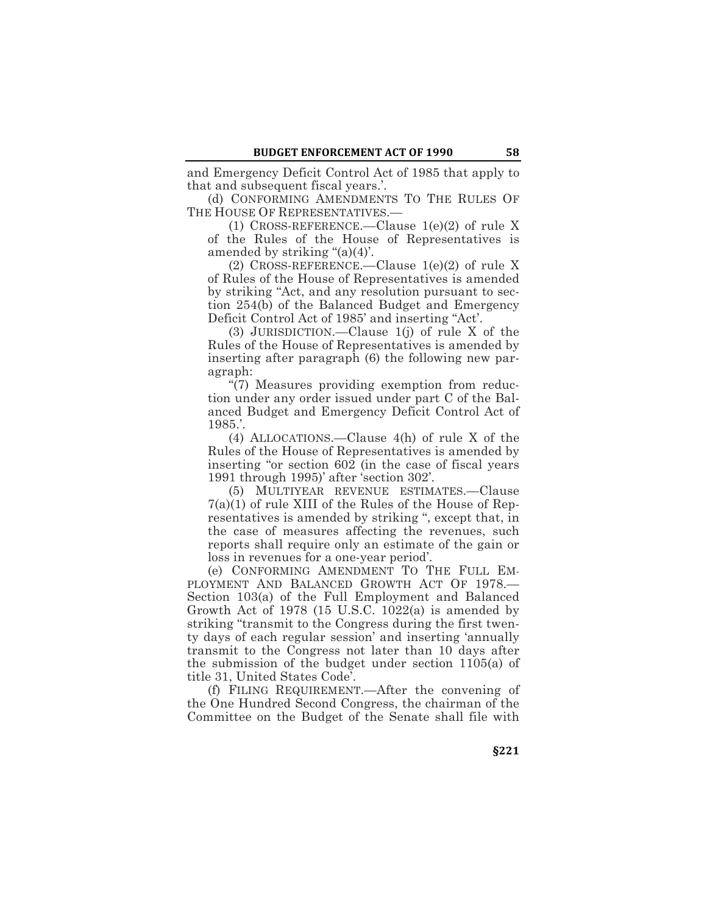and Emergency Deficit Control Act of 1985 that apply to that and subsequent fiscal years.'.

(d) CONFORMING AMENDMENTS TO THE RULES OF THE HOUSE OF REPRESENTATIVES.—

(1) CROSS-REFERENCE.—Clause 1(e)(2) of rule X of the Rules of the House of Representatives is amended by striking "(a)(4)'.

(2) CROSS-REFERENCE.—Clause 1(e)(2) of rule X of Rules of the House of Representatives is amended by striking "Act, and any resolution pursuant to section 254(b) of the Balanced Budget and Emergency Deficit Control Act of 1985' and inserting "Act'.

(3) JURISDICTION.—Clause 1(j) of rule X of the Rules of the House of Representatives is amended by inserting after paragraph (6) the following new paragraph:

"(7) Measures providing exemption from reduction under any order issued under part C of the Balanced Budget and Emergency Deficit Control Act of 1985.'.

(4) ALLOCATIONS.—Clause 4(h) of rule X of the Rules of the House of Representatives is amended by inserting "or section 602 (in the case of fiscal years 1991 through 1995)' after 'section 302'.

(5) MULTIYEAR REVENUE ESTIMATES.—Clause 7(a)(1) of rule XIII of the Rules of the House of Representatives is amended by striking ", except that, in the case of measures affecting the revenues, such reports shall require only an estimate of the gain or loss in revenues for a one-year period'.

(e) CONFORMING AMENDMENT TO THE FULL EMPLOYMENT AND BALANCED GROWTH ACT OF 1978.—Section 103(a) of the Full Employment and Balanced Growth Act of 1978 (15 U.S.C. 1022(a) is amended by striking "transmit to the Congress during the first twenty days of each regular session' and inserting 'annually transmit to the Congress not later than 10 days after the submission of the budget under section 1105(a) of title 31, United States Code'.

(f) FILING REQUIREMENT.—After the convening of the One Hundred Second Congress, the chairman of the Committee on the Budget of the Senate shall file with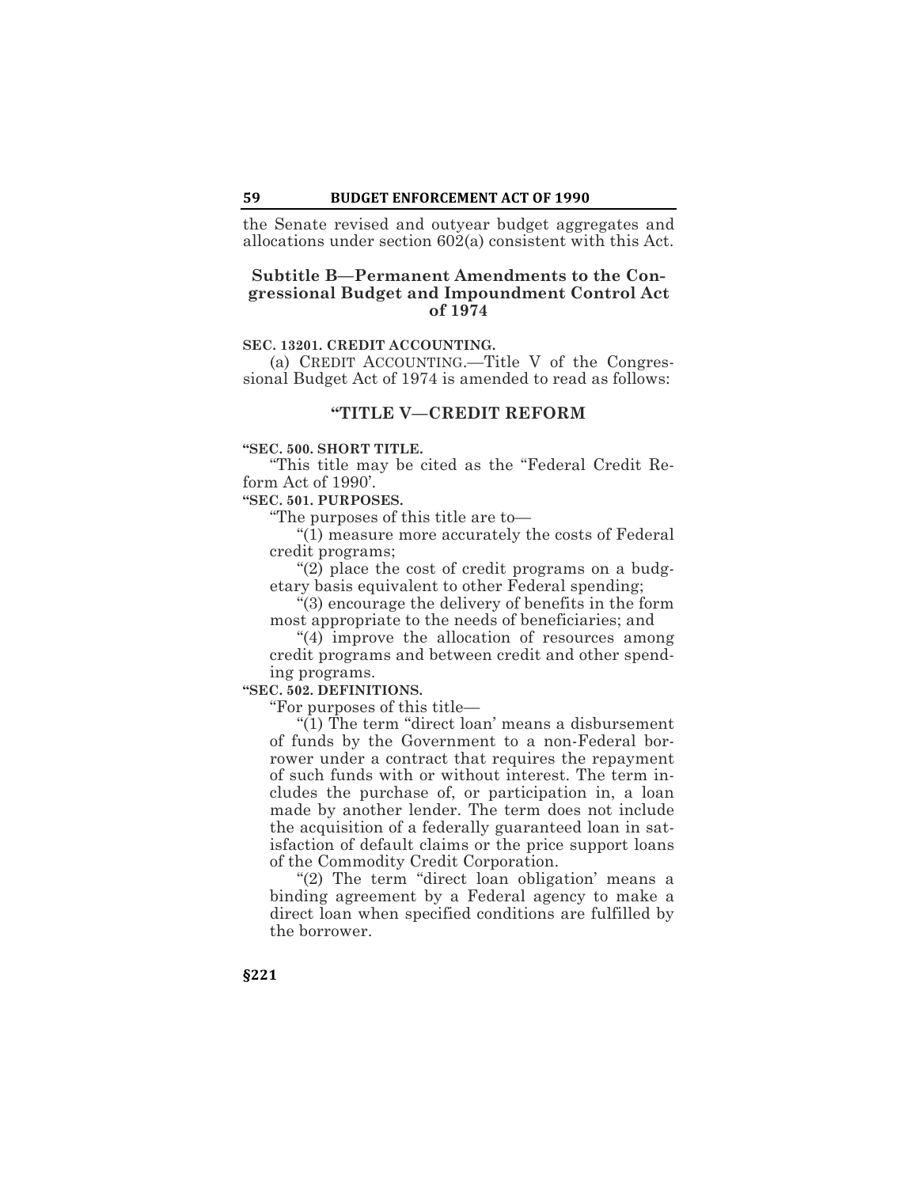the Senate revised and outyear budget aggregates and allocations under section 602(a) consistent with this Act.

### Subtitle B—Permanent Amendments to the Congressional Budget and Impoundment Control Act of 1974

**SEC. 13201. CREDIT ACCOUNTING.**

(a) CREDIT ACCOUNTING.—Title V of the Congressional Budget Act of 1974 is amended to read as follows:

## "TITLE V—CREDIT REFORM

**"SEC. 500. SHORT TITLE.**

"This title may be cited as the "Federal Credit Reform Act of 1990'.

**"SEC. 501. PURPOSES.**

"The purposes of this title are to—

"(1) measure more accurately the costs of Federal credit programs;

"(2) place the cost of credit programs on a budgetary basis equivalent to other Federal spending;

"(3) encourage the delivery of benefits in the form most appropriate to the needs of beneficiaries; and

"(4) improve the allocation of resources among credit programs and between credit and other spending programs.

**"SEC. 502. DEFINITIONS.**

"For purposes of this title—

"(1) The term "direct loan' means a disbursement of funds by the Government to a non-Federal borrower under a contract that requires the repayment of such funds with or without interest. The term includes the purchase of, or participation in, a loan made by another lender. The term does not include the acquisition of a federally guaranteed loan in satisfaction of default claims or the price support loans of the Commodity Credit Corporation.

"(2) The term "direct loan obligation' means a binding agreement by a Federal agency to make a direct loan when specified conditions are fulfilled by the borrower.

§221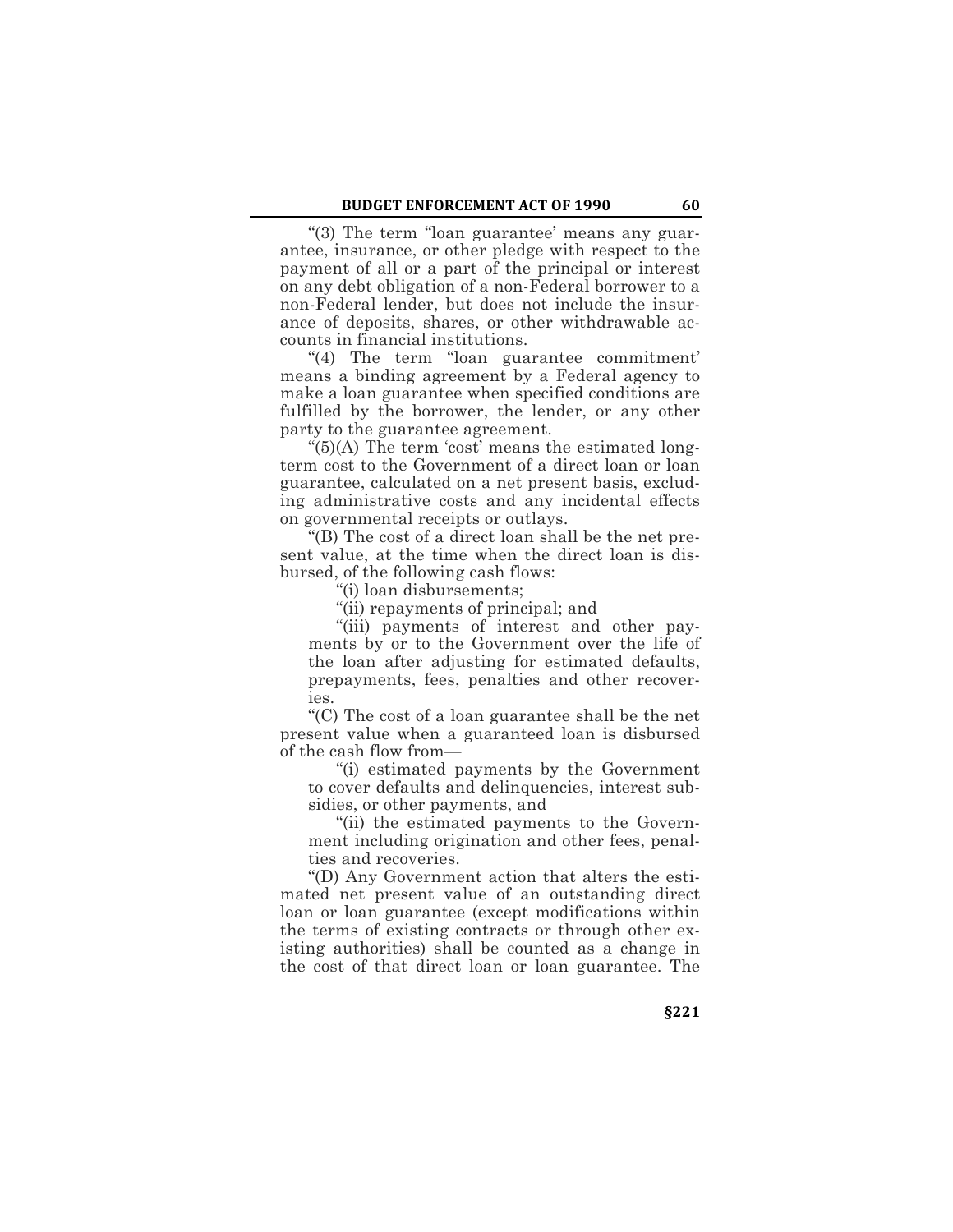"(3) The term "loan guarantee' means any guarantee, insurance, or other pledge with respect to the payment of all or a part of the principal or interest on any debt obligation of a non-Federal borrower to a non-Federal lender, but does not include the insurance of deposits, shares, or other withdrawable accounts in financial institutions.

"(4) The term "loan guarantee commitment' means a binding agreement by a Federal agency to make a loan guarantee when specified conditions are fulfilled by the borrower, the lender, or any other party to the guarantee agreement.

"(5)(A) The term 'cost' means the estimated long-term cost to the Government of a direct loan or loan guarantee, calculated on a net present basis, excluding administrative costs and any incidental effects on governmental receipts or outlays.

"(B) The cost of a direct loan shall be the net present value, at the time when the direct loan is disbursed, of the following cash flows:

"(i) loan disbursements;

"(ii) repayments of principal; and

"(iii) payments of interest and other payments by or to the Government over the life of the loan after adjusting for estimated defaults, prepayments, fees, penalties and other recoveries.

"(C) The cost of a loan guarantee shall be the net present value when a guaranteed loan is disbursed of the cash flow from—

"(i) estimated payments by the Government to cover defaults and delinquencies, interest subsidies, or other payments, and

"(ii) the estimated payments to the Government including origination and other fees, penalties and recoveries.

"(D) Any Government action that alters the estimated net present value of an outstanding direct loan or loan guarantee (except modifications within the terms of existing contracts or through other existing authorities) shall be counted as a change in the cost of that direct loan or loan guarantee. The

§221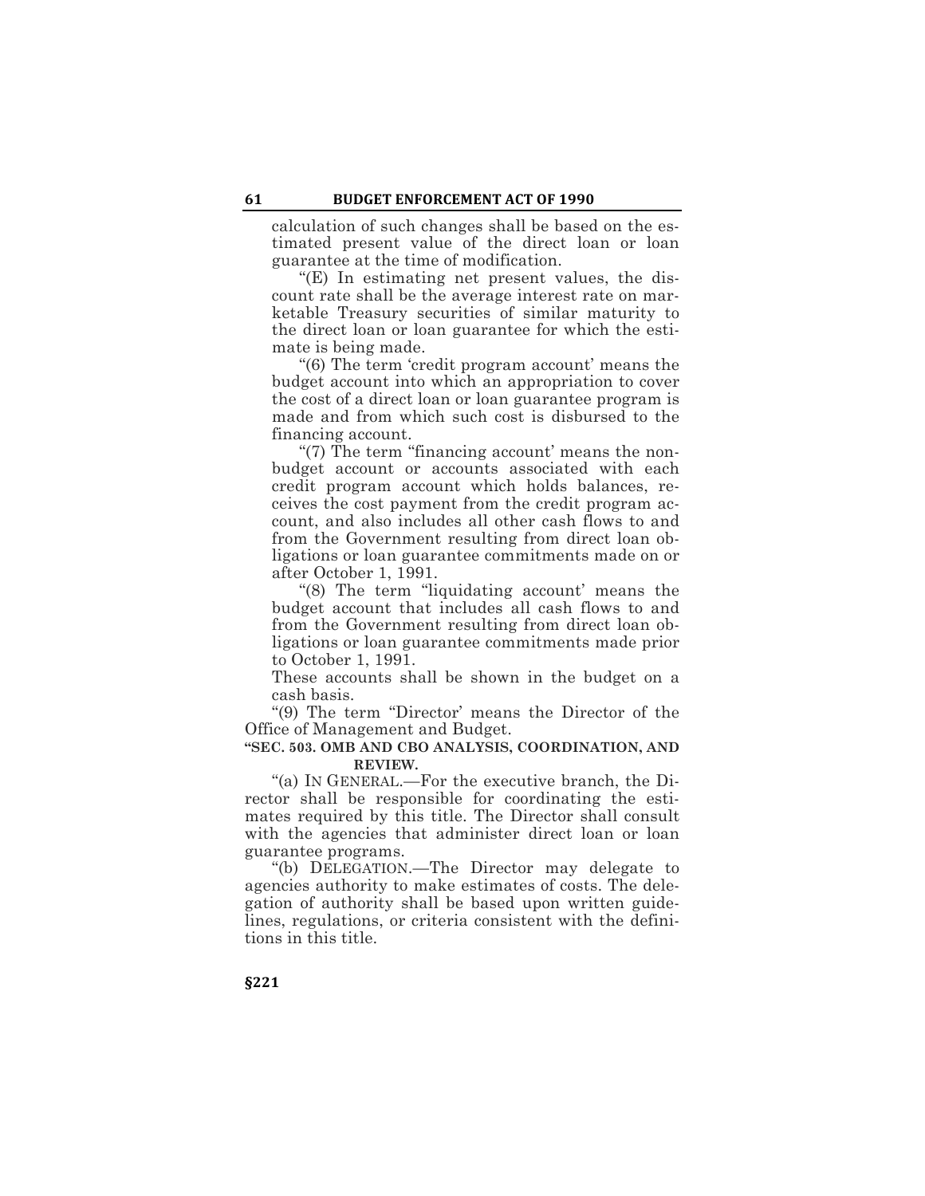calculation of such changes shall be based on the estimated present value of the direct loan or loan guarantee at the time of modification.

"(E) In estimating net present values, the discount rate shall be the average interest rate on marketable Treasury securities of similar maturity to the direct loan or loan guarantee for which the estimate is being made.

"(6) The term 'credit program account' means the budget account into which an appropriation to cover the cost of a direct loan or loan guarantee program is made and from which such cost is disbursed to the financing account.

"(7) The term "financing account' means the nonbudget account or accounts associated with each credit program account which holds balances, receives the cost payment from the credit program account, and also includes all other cash flows to and from the Government resulting from direct loan obligations or loan guarantee commitments made on or after October 1, 1991.

"(8) The term "liquidating account' means the budget account that includes all cash flows to and from the Government resulting from direct loan obligations or loan guarantee commitments made prior to October 1, 1991.

These accounts shall be shown in the budget on a cash basis.

"(9) The term "Director' means the Director of the Office of Management and Budget.

**"SEC. 503. OMB AND CBO ANALYSIS, COORDINATION, AND REVIEW.**

"(a) IN GENERAL.—For the executive branch, the Director shall be responsible for coordinating the estimates required by this title. The Director shall consult with the agencies that administer direct loan or loan guarantee programs.

"(b) DELEGATION.—The Director may delegate to agencies authority to make estimates of costs. The delegation of authority shall be based upon written guidelines, regulations, or criteria consistent with the definitions in this title.

§221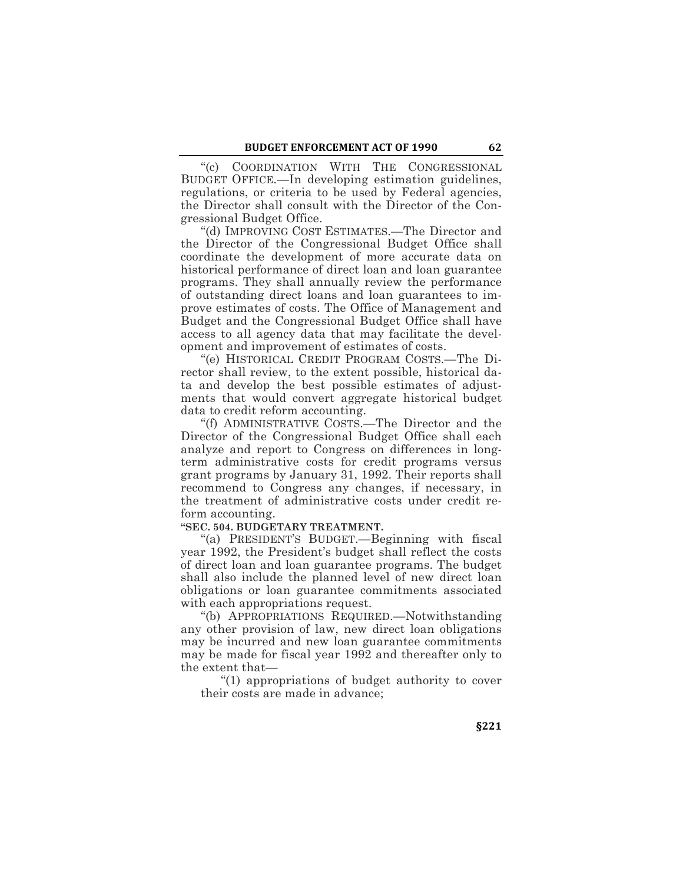"(c) COORDINATION WITH THE CONGRESSIONAL BUDGET OFFICE.—In developing estimation guidelines, regulations, or criteria to be used by Federal agencies, the Director shall consult with the Director of the Congressional Budget Office.

"(d) IMPROVING COST ESTIMATES.—The Director and the Director of the Congressional Budget Office shall coordinate the development of more accurate data on historical performance of direct loan and loan guarantee programs. They shall annually review the performance of outstanding direct loans and loan guarantees to improve estimates of costs. The Office of Management and Budget and the Congressional Budget Office shall have access to all agency data that may facilitate the development and improvement of estimates of costs.

"(e) HISTORICAL CREDIT PROGRAM COSTS.—The Director shall review, to the extent possible, historical data and develop the best possible estimates of adjustments that would convert aggregate historical budget data to credit reform accounting.

"(f) ADMINISTRATIVE COSTS.—The Director and the Director of the Congressional Budget Office shall each analyze and report to Congress on differences in long-term administrative costs for credit programs versus grant programs by January 31, 1992. Their reports shall recommend to Congress any changes, if necessary, in the treatment of administrative costs under credit reform accounting.

**"SEC. 504. BUDGETARY TREATMENT.**

"(a) PRESIDENT'S BUDGET.—Beginning with fiscal year 1992, the President's budget shall reflect the costs of direct loan and loan guarantee programs. The budget shall also include the planned level of new direct loan obligations or loan guarantee commitments associated with each appropriations request.

"(b) APPROPRIATIONS REQUIRED.—Notwithstanding any other provision of law, new direct loan obligations may be incurred and new loan guarantee commitments may be made for fiscal year 1992 and thereafter only to the extent that—

"(1) appropriations of budget authority to cover their costs are made in advance;

**§221**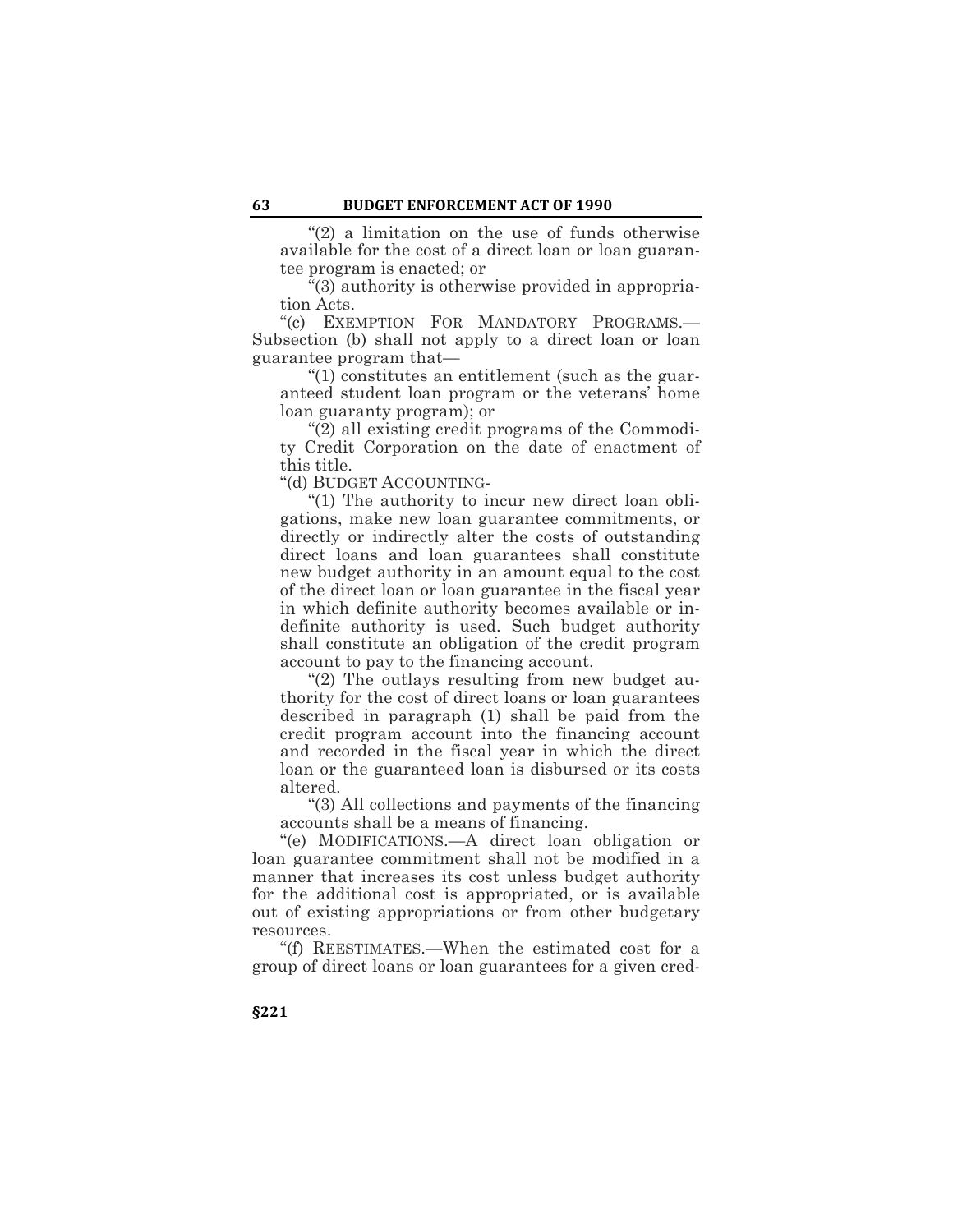"(2) a limitation on the use of funds otherwise available for the cost of a direct loan or loan guarantee program is enacted; or

"(3) authority is otherwise provided in appropriation Acts.

"(c) EXEMPTION FOR MANDATORY PROGRAMS.—Subsection (b) shall not apply to a direct loan or loan guarantee program that—

"(1) constitutes an entitlement (such as the guaranteed student loan program or the veterans' home loan guaranty program); or

"(2) all existing credit programs of the Commodity Credit Corporation on the date of enactment of this title.

"(d) BUDGET ACCOUNTING-

"(1) The authority to incur new direct loan obligations, make new loan guarantee commitments, or directly or indirectly alter the costs of outstanding direct loans and loan guarantees shall constitute new budget authority in an amount equal to the cost of the direct loan or loan guarantee in the fiscal year in which definite authority becomes available or indefinite authority is used. Such budget authority shall constitute an obligation of the credit program account to pay to the financing account.

"(2) The outlays resulting from new budget authority for the cost of direct loans or loan guarantees described in paragraph (1) shall be paid from the credit program account into the financing account and recorded in the fiscal year in which the direct loan or the guaranteed loan is disbursed or its costs altered.

"(3) All collections and payments of the financing accounts shall be a means of financing.

"(e) MODIFICATIONS.—A direct loan obligation or loan guarantee commitment shall not be modified in a manner that increases its cost unless budget authority for the additional cost is appropriated, or is available out of existing appropriations or from other budgetary resources.

"(f) REESTIMATES.—When the estimated cost for a group of direct loans or loan guarantees for a given cred-

§221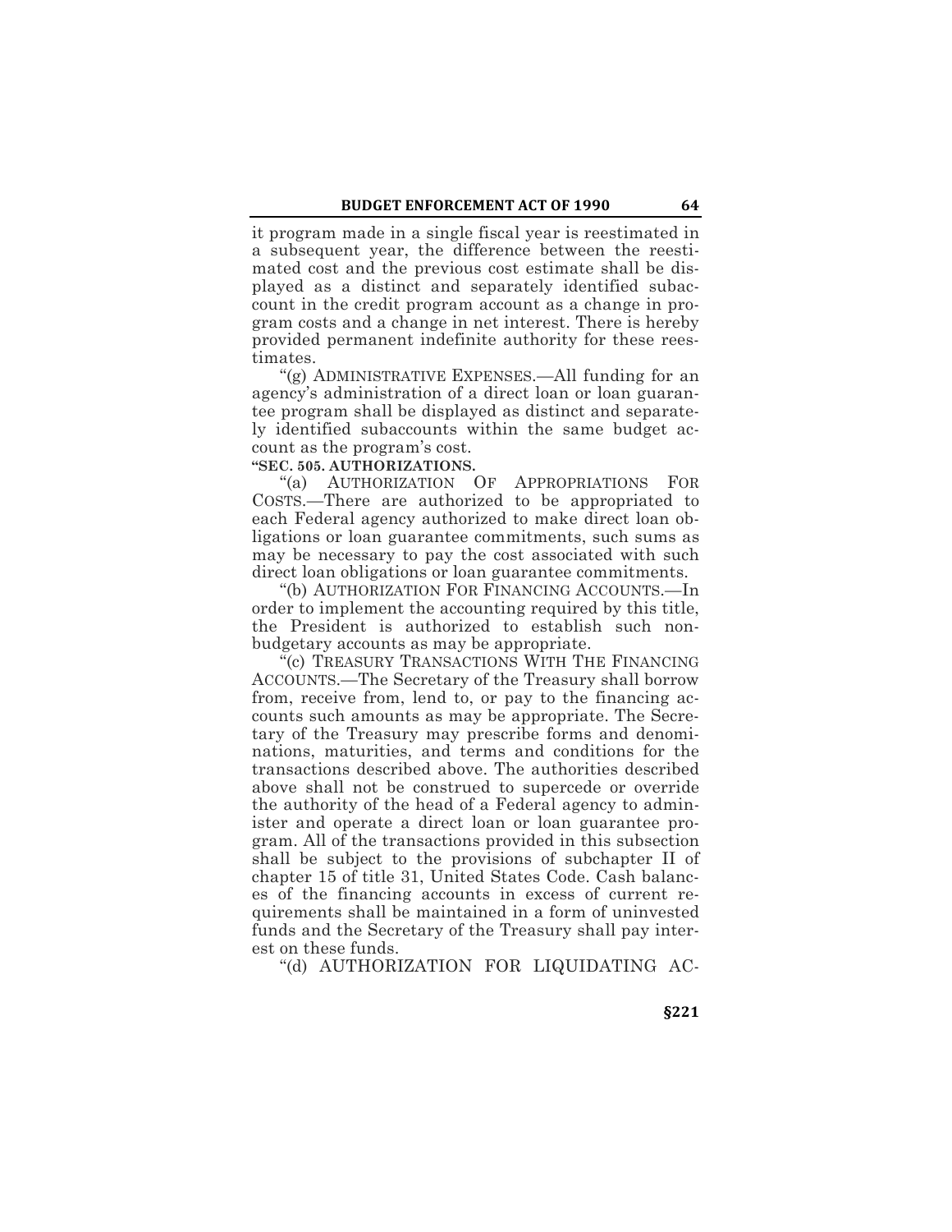it program made in a single fiscal year is reestimated in a subsequent year, the difference between the reestimated cost and the previous cost estimate shall be displayed as a distinct and separately identified subaccount in the credit program account as a change in program costs and a change in net interest. There is hereby provided permanent indefinite authority for these reestimates.

"(g) ADMINISTRATIVE EXPENSES.—All funding for an agency's administration of a direct loan or loan guarantee program shall be displayed as distinct and separately identified subaccounts within the same budget account as the program's cost.

**"SEC. 505. AUTHORIZATIONS.**

"(a) AUTHORIZATION OF APPROPRIATIONS FOR COSTS.—There are authorized to be appropriated to each Federal agency authorized to make direct loan obligations or loan guarantee commitments, such sums as may be necessary to pay the cost associated with such direct loan obligations or loan guarantee commitments.

"(b) AUTHORIZATION FOR FINANCING ACCOUNTS.—In order to implement the accounting required by this title, the President is authorized to establish such nonbudgetary accounts as may be appropriate.

"(c) TREASURY TRANSACTIONS WITH THE FINANCING ACCOUNTS.—The Secretary of the Treasury shall borrow from, receive from, lend to, or pay to the financing accounts such amounts as may be appropriate. The Secretary of the Treasury may prescribe forms and denominations, maturities, and terms and conditions for the transactions described above. The authorities described above shall not be construed to supercede or override the authority of the head of a Federal agency to administer and operate a direct loan or loan guarantee program. All of the transactions provided in this subsection shall be subject to the provisions of subchapter II of chapter 15 of title 31, United States Code. Cash balances of the financing accounts in excess of current requirements shall be maintained in a form of uninvested funds and the Secretary of the Treasury shall pay interest on these funds.

"(d) AUTHORIZATION FOR LIQUIDATING AC-

§221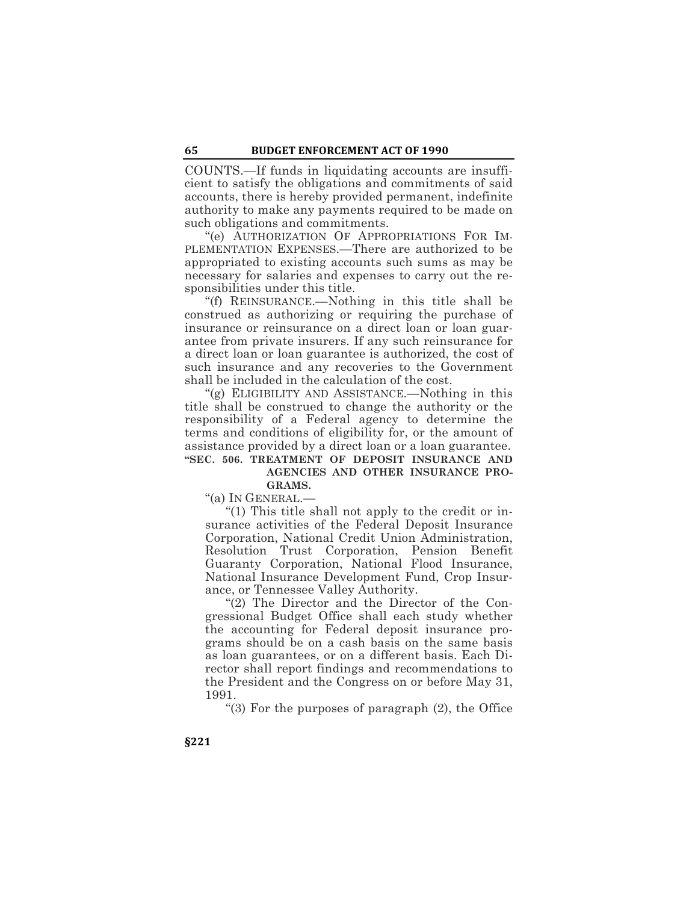COUNTS.—If funds in liquidating accounts are insufficient to satisfy the obligations and commitments of said accounts, there is hereby provided permanent, indefinite authority to make any payments required to be made on such obligations and commitments.

"(e) AUTHORIZATION OF APPROPRIATIONS FOR IMPLEMENTATION EXPENSES.—There are authorized to be appropriated to existing accounts such sums as may be necessary for salaries and expenses to carry out the responsibilities under this title.

"(f) REINSURANCE.—Nothing in this title shall be construed as authorizing or requiring the purchase of insurance or reinsurance on a direct loan or loan guarantee from private insurers. If any such reinsurance for a direct loan or loan guarantee is authorized, the cost of such insurance and any recoveries to the Government shall be included in the calculation of the cost.

"(g) ELIGIBILITY AND ASSISTANCE.—Nothing in this title shall be construed to change the authority or the responsibility of a Federal agency to determine the terms and conditions of eligibility for, or the amount of assistance provided by a direct loan or a loan guarantee.

**"SEC. 506. TREATMENT OF DEPOSIT INSURANCE AND AGENCIES AND OTHER INSURANCE PROGRAMS.**

"(a) IN GENERAL.—

"(1) This title shall not apply to the credit or insurance activities of the Federal Deposit Insurance Corporation, National Credit Union Administration, Resolution Trust Corporation, Pension Benefit Guaranty Corporation, National Flood Insurance, National Insurance Development Fund, Crop Insurance, or Tennessee Valley Authority.

"(2) The Director and the Director of the Congressional Budget Office shall each study whether the accounting for Federal deposit insurance programs should be on a cash basis on the same basis as loan guarantees, or on a different basis. Each Director shall report findings and recommendations to the President and the Congress on or before May 31, 1991.

"(3) For the purposes of paragraph (2), the Office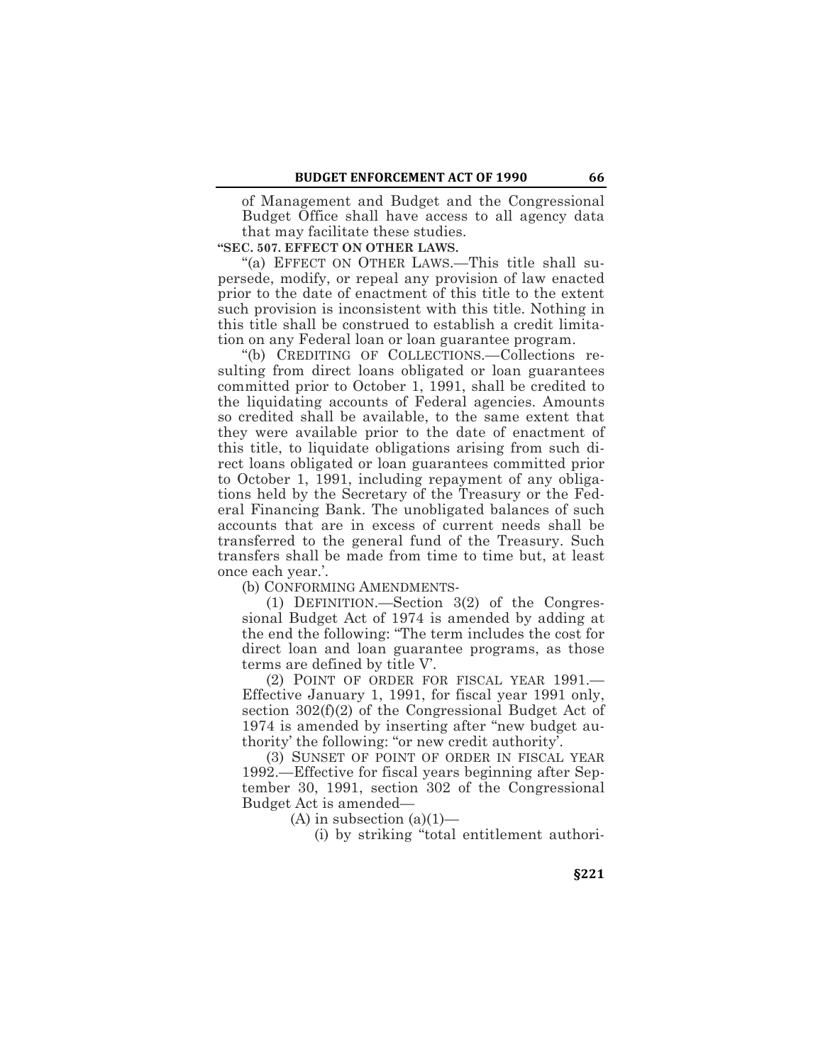of Management and Budget and the Congressional Budget Office shall have access to all agency data that may facilitate these studies.

**"SEC. 507. EFFECT ON OTHER LAWS.**

"(a) EFFECT ON OTHER LAWS.—This title shall supersede, modify, or repeal any provision of law enacted prior to the date of enactment of this title to the extent such provision is inconsistent with this title. Nothing in this title shall be construed to establish a credit limitation on any Federal loan or loan guarantee program.

"(b) CREDITING OF COLLECTIONS.—Collections resulting from direct loans obligated or loan guarantees committed prior to October 1, 1991, shall be credited to the liquidating accounts of Federal agencies. Amounts so credited shall be available, to the same extent that they were available prior to the date of enactment of this title, to liquidate obligations arising from such direct loans obligated or loan guarantees committed prior to October 1, 1991, including repayment of any obligations held by the Secretary of the Treasury or the Federal Financing Bank. The unobligated balances of such accounts that are in excess of current needs shall be transferred to the general fund of the Treasury. Such transfers shall be made from time to time but, at least once each year.'.

(b) CONFORMING AMENDMENTS-

(1) DEFINITION.—Section 3(2) of the Congressional Budget Act of 1974 is amended by adding at the end the following: "The term includes the cost for direct loan and loan guarantee programs, as those terms are defined by title V'.

(2) POINT OF ORDER FOR FISCAL YEAR 1991.—Effective January 1, 1991, for fiscal year 1991 only, section 302(f)(2) of the Congressional Budget Act of 1974 is amended by inserting after "new budget authority' the following: "or new credit authority'.

(3) SUNSET OF POINT OF ORDER IN FISCAL YEAR 1992.—Effective for fiscal years beginning after September 30, 1991, section 302 of the Congressional Budget Act is amended—

(A) in subsection (a)(1)—

(i) by striking "total entitlement authori-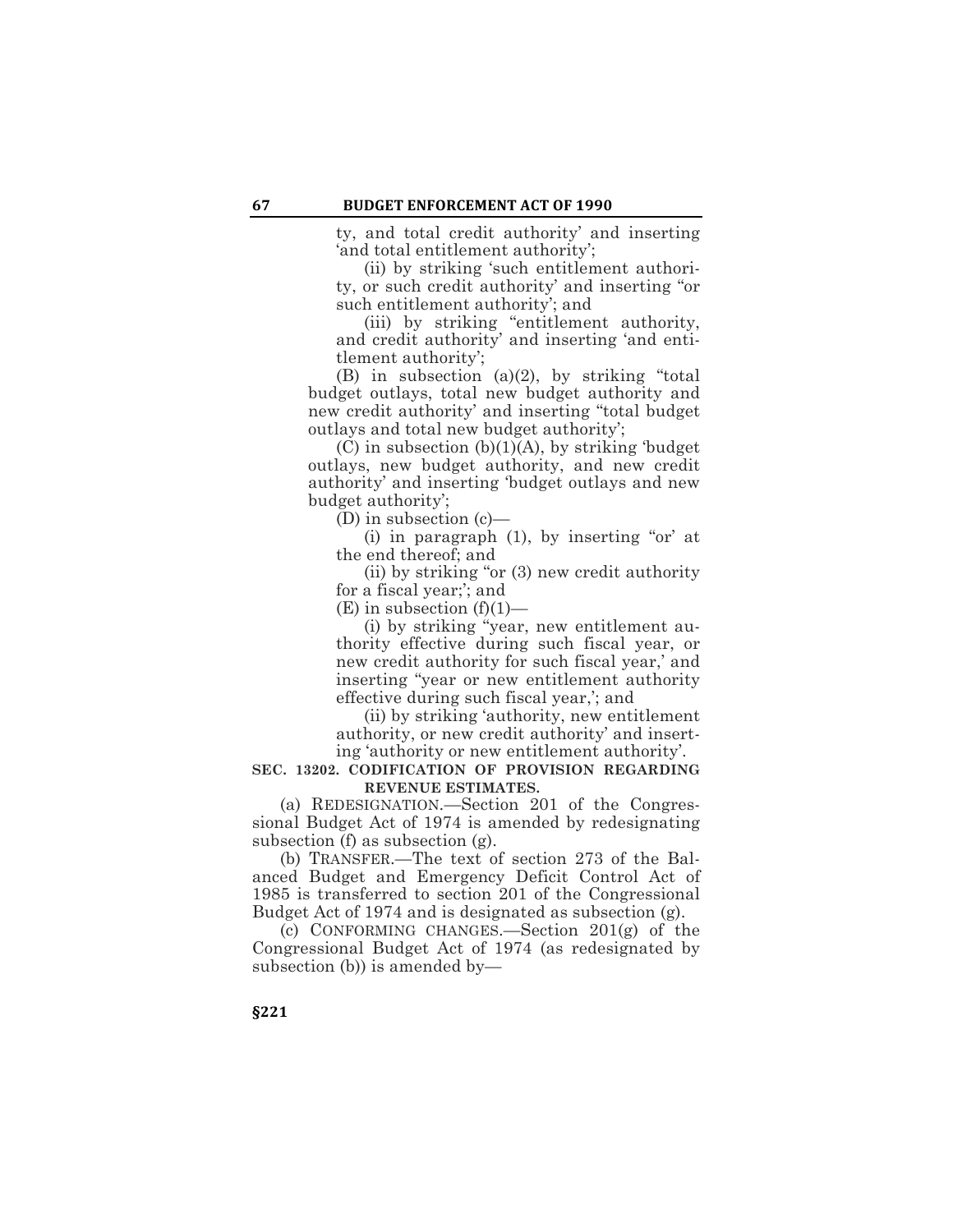ty, and total credit authority' and inserting 'and total entitlement authority';

(ii) by striking 'such entitlement authority, or such credit authority' and inserting "or such entitlement authority'; and

(iii) by striking "entitlement authority, and credit authority' and inserting 'and entitlement authority';

(B) in subsection (a)(2), by striking "total budget outlays, total new budget authority and new credit authority' and inserting "total budget outlays and total new budget authority';

(C) in subsection (b)(1)(A), by striking 'budget outlays, new budget authority, and new credit authority' and inserting 'budget outlays and new budget authority';

(D) in subsection (c)—

(i) in paragraph (1), by inserting "or' at the end thereof; and

(ii) by striking "or (3) new credit authority for a fiscal year;'; and

(E) in subsection (f)(1)—

(i) by striking "year, new entitlement authority effective during such fiscal year, or new credit authority for such fiscal year,' and inserting "year or new entitlement authority effective during such fiscal year,'; and

(ii) by striking 'authority, new entitlement authority, or new credit authority' and inserting 'authority or new entitlement authority'.

**SEC. 13202. CODIFICATION OF PROVISION REGARDING REVENUE ESTIMATES.**

(a) REDESIGNATION.—Section 201 of the Congressional Budget Act of 1974 is amended by redesignating subsection (f) as subsection (g).

(b) TRANSFER.—The text of section 273 of the Balanced Budget and Emergency Deficit Control Act of 1985 is transferred to section 201 of the Congressional Budget Act of 1974 and is designated as subsection (g).

(c) CONFORMING CHANGES.—Section 201(g) of the Congressional Budget Act of 1974 (as redesignated by subsection (b)) is amended by—

§221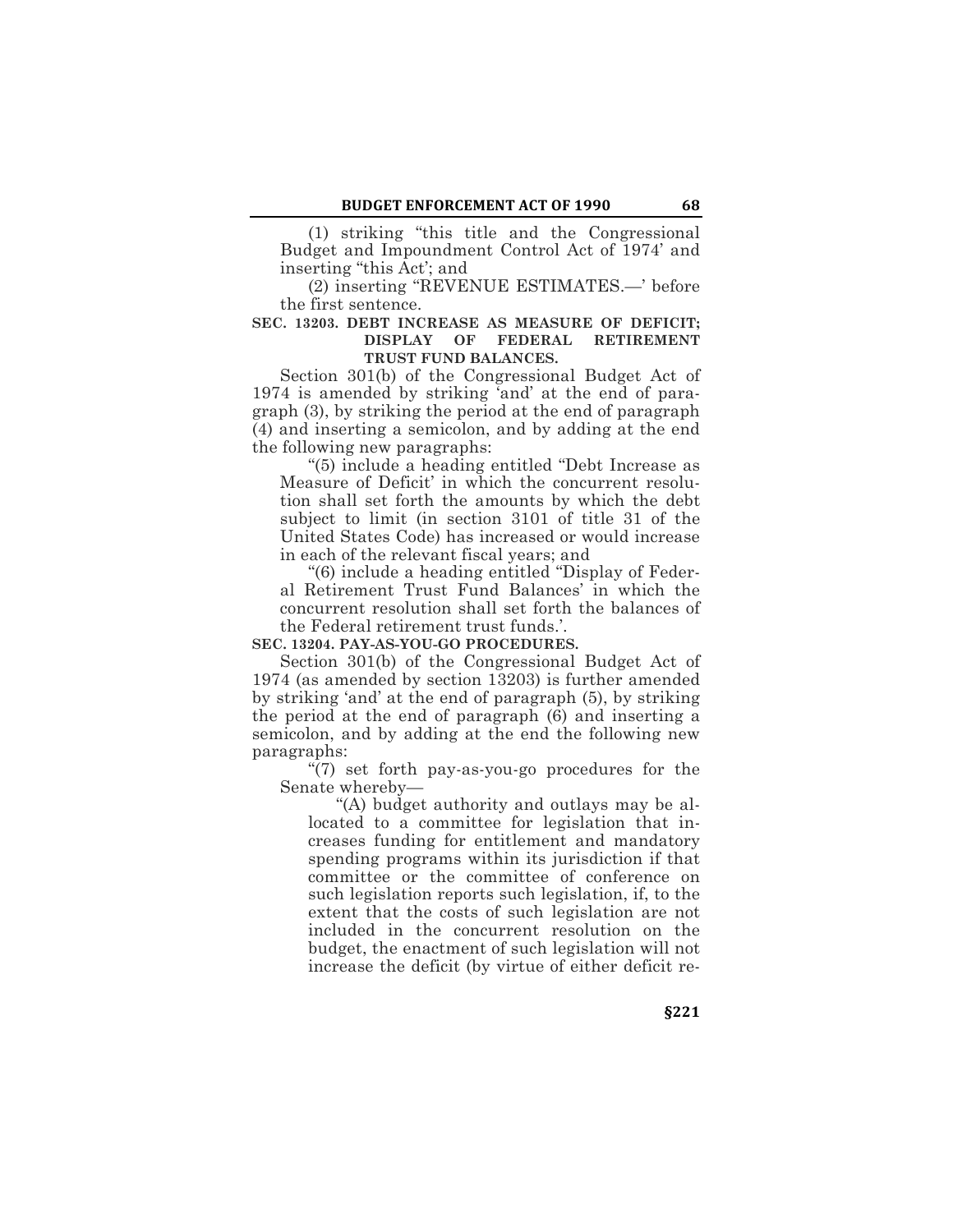(1) striking "this title and the Congressional Budget and Impoundment Control Act of 1974' and inserting "this Act'; and

(2) inserting "REVENUE ESTIMATES.—' before the first sentence.

**SEC. 13203. DEBT INCREASE AS MEASURE OF DEFICIT; DISPLAY OF FEDERAL RETIREMENT TRUST FUND BALANCES.**

Section 301(b) of the Congressional Budget Act of 1974 is amended by striking 'and' at the end of paragraph (3), by striking the period at the end of paragraph (4) and inserting a semicolon, and by adding at the end the following new paragraphs:

"(5) include a heading entitled "Debt Increase as Measure of Deficit' in which the concurrent resolution shall set forth the amounts by which the debt subject to limit (in section 3101 of title 31 of the United States Code) has increased or would increase in each of the relevant fiscal years; and

"(6) include a heading entitled "Display of Federal Retirement Trust Fund Balances' in which the concurrent resolution shall set forth the balances of the Federal retirement trust funds.'.

**SEC. 13204. PAY-AS-YOU-GO PROCEDURES.**

Section 301(b) of the Congressional Budget Act of 1974 (as amended by section 13203) is further amended by striking 'and' at the end of paragraph (5), by striking the period at the end of paragraph (6) and inserting a semicolon, and by adding at the end the following new paragraphs:

"(7) set forth pay-as-you-go procedures for the Senate whereby—

"(A) budget authority and outlays may be allocated to a committee for legislation that increases funding for entitlement and mandatory spending programs within its jurisdiction if that committee or the committee of conference on such legislation reports such legislation, if, to the extent that the costs of such legislation are not included in the concurrent resolution on the budget, the enactment of such legislation will not increase the deficit (by virtue of either deficit re-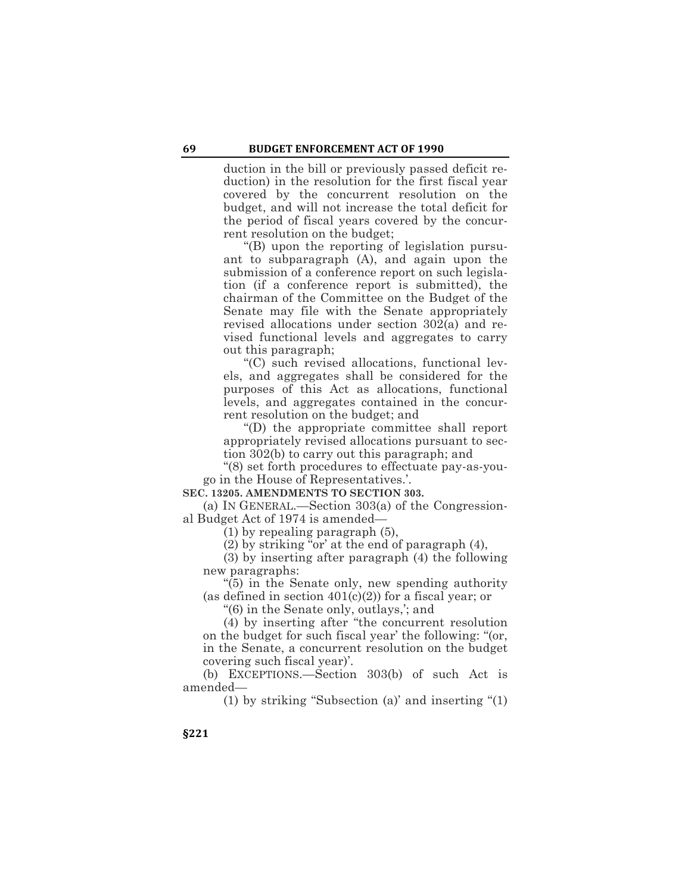duction in the bill or previously passed deficit reduction) in the resolution for the first fiscal year covered by the concurrent resolution on the budget, and will not increase the total deficit for the period of fiscal years covered by the concurrent resolution on the budget;

"(B) upon the reporting of legislation pursuant to subparagraph (A), and again upon the submission of a conference report on such legislation (if a conference report is submitted), the chairman of the Committee on the Budget of the Senate may file with the Senate appropriately revised allocations under section 302(a) and revised functional levels and aggregates to carry out this paragraph;

"(C) such revised allocations, functional levels, and aggregates shall be considered for the purposes of this Act as allocations, functional levels, and aggregates contained in the concurrent resolution on the budget; and

"(D) the appropriate committee shall report appropriately revised allocations pursuant to section 302(b) to carry out this paragraph; and

"(8) set forth procedures to effectuate pay-as-you-go in the House of Representatives.'.

**SEC. 13205. AMENDMENTS TO SECTION 303.**

(a) IN GENERAL.—Section 303(a) of the Congressional Budget Act of 1974 is amended—

(1) by repealing paragraph (5),

(2) by striking "or' at the end of paragraph (4),

(3) by inserting after paragraph (4) the following new paragraphs:

"(5) in the Senate only, new spending authority (as defined in section 401(c)(2)) for a fiscal year; or

"(6) in the Senate only, outlays,'; and

(4) by inserting after "the concurrent resolution on the budget for such fiscal year' the following: "(or, in the Senate, a concurrent resolution on the budget covering such fiscal year)'.

(b) EXCEPTIONS.—Section 303(b) of such Act is amended—

(1) by striking "Subsection (a)' and inserting "(1)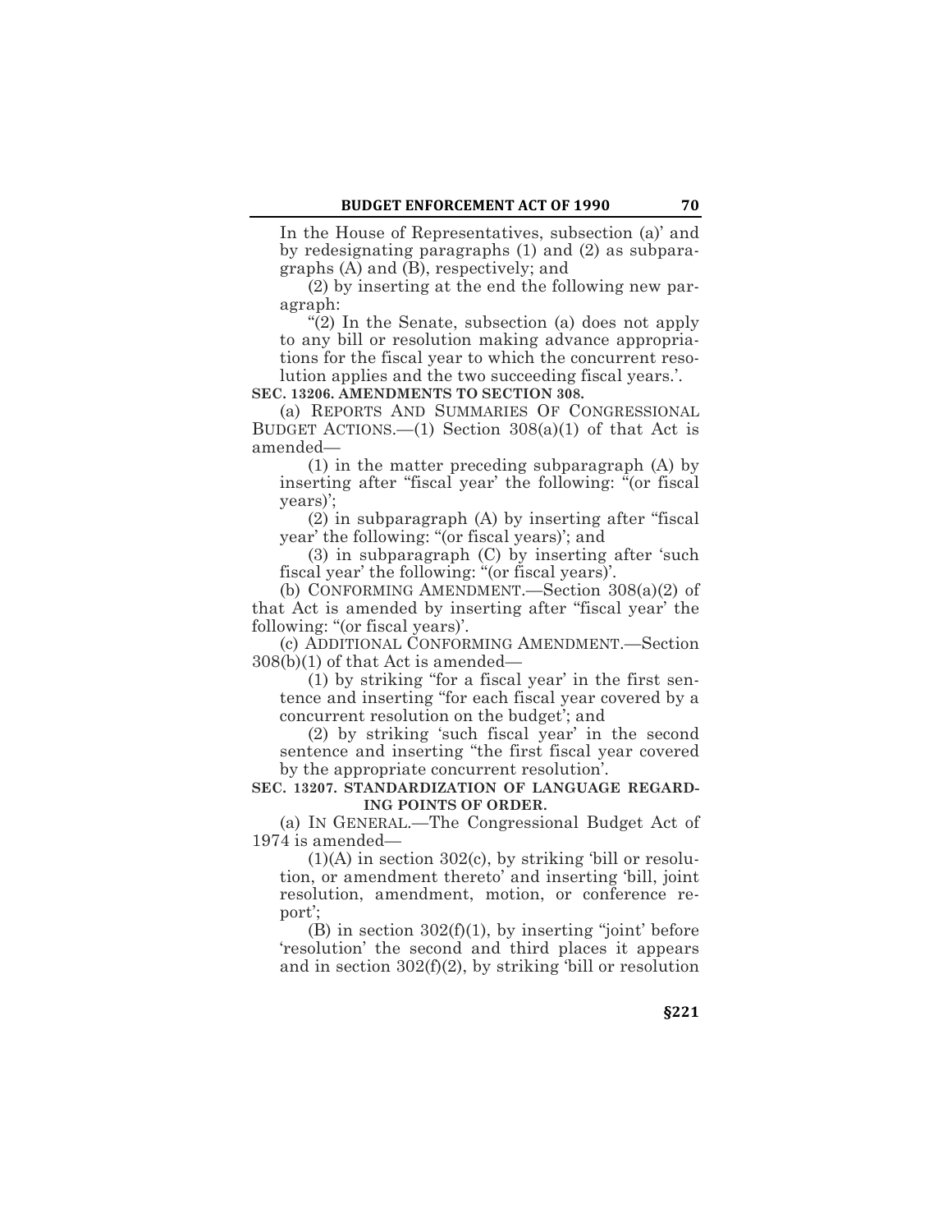In the House of Representatives, subsection (a)' and by redesignating paragraphs (1) and (2) as subparagraphs (A) and (B), respectively; and

(2) by inserting at the end the following new paragraph:

"(2) In the Senate, subsection (a) does not apply to any bill or resolution making advance appropriations for the fiscal year to which the concurrent resolution applies and the two succeeding fiscal years.'.

**SEC. 13206. AMENDMENTS TO SECTION 308.**

(a) REPORTS AND SUMMARIES OF CONGRESSIONAL BUDGET ACTIONS.—(1) Section 308(a)(1) of that Act is amended—

(1) in the matter preceding subparagraph (A) by inserting after "fiscal year' the following: "(or fiscal years)';

(2) in subparagraph (A) by inserting after "fiscal year' the following: "(or fiscal years)'; and

(3) in subparagraph (C) by inserting after 'such fiscal year' the following: "(or fiscal years)'.

(b) CONFORMING AMENDMENT.—Section 308(a)(2) of that Act is amended by inserting after "fiscal year' the following: "(or fiscal years)'.

(c) ADDITIONAL CONFORMING AMENDMENT.—Section 308(b)(1) of that Act is amended—

(1) by striking "for a fiscal year' in the first sentence and inserting "for each fiscal year covered by a concurrent resolution on the budget'; and

(2) by striking 'such fiscal year' in the second sentence and inserting "the first fiscal year covered by the appropriate concurrent resolution'.

**SEC. 13207. STANDARDIZATION OF LANGUAGE REGARDING POINTS OF ORDER.**

(a) IN GENERAL.—The Congressional Budget Act of 1974 is amended—

(1)(A) in section 302(c), by striking 'bill or resolution, or amendment thereto' and inserting 'bill, joint resolution, amendment, motion, or conference report';

(B) in section 302(f)(1), by inserting "joint' before 'resolution' the second and third places it appears and in section 302(f)(2), by striking 'bill or resolution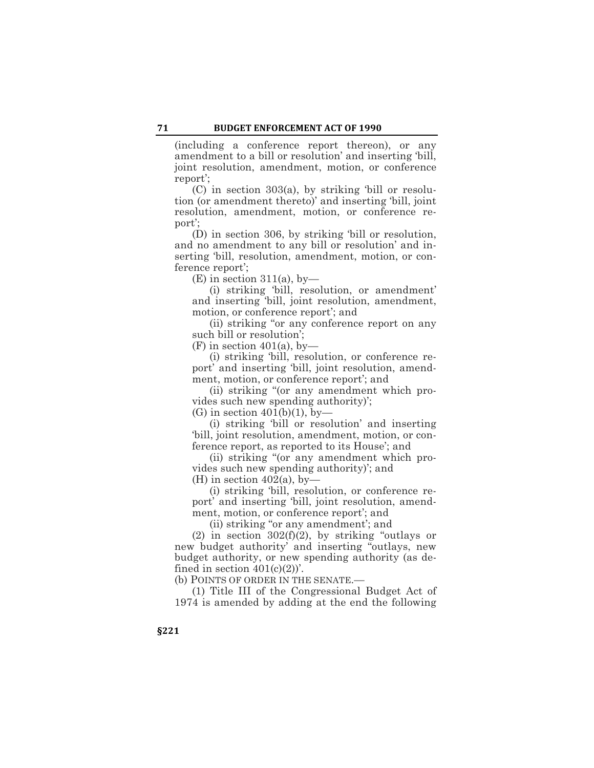(including a conference report thereon), or any amendment to a bill or resolution' and inserting 'bill, joint resolution, amendment, motion, or conference report';

(C) in section 303(a), by striking 'bill or resolution (or amendment thereto)' and inserting 'bill, joint resolution, amendment, motion, or conference report';

(D) in section 306, by striking 'bill or resolution, and no amendment to any bill or resolution' and inserting 'bill, resolution, amendment, motion, or conference report';

(E) in section 311(a), by—

(i) striking 'bill, resolution, or amendment' and inserting 'bill, joint resolution, amendment, motion, or conference report'; and

(ii) striking "or any conference report on any such bill or resolution';

(F) in section 401(a), by—

(i) striking 'bill, resolution, or conference report' and inserting 'bill, joint resolution, amendment, motion, or conference report'; and

(ii) striking "(or any amendment which provides such new spending authority)';

(G) in section 401(b)(1), by—

(i) striking 'bill or resolution' and inserting 'bill, joint resolution, amendment, motion, or conference report, as reported to its House'; and

(ii) striking "(or any amendment which provides such new spending authority)'; and

(H) in section 402(a), by—

(i) striking 'bill, resolution, or conference report' and inserting 'bill, joint resolution, amendment, motion, or conference report'; and

(ii) striking "or any amendment'; and

(2) in section 302(f)(2), by striking "outlays or new budget authority' and inserting "outlays, new budget authority, or new spending authority (as defined in section 401(c)(2))'.

(b) POINTS OF ORDER IN THE SENATE.—

(1) Title III of the Congressional Budget Act of 1974 is amended by adding at the end the following

§221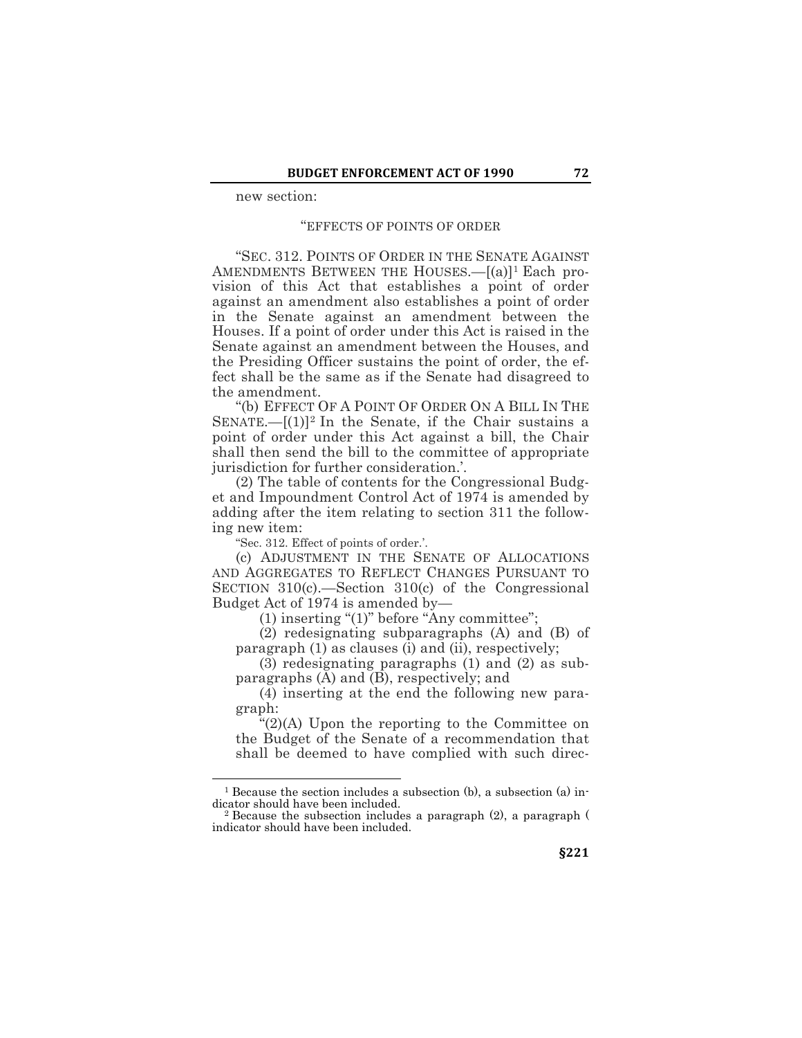new section:

"EFFECTS OF POINTS OF ORDER

"SEC. 312. POINTS OF ORDER IN THE SENATE AGAINST AMENDMENTS BETWEEN THE HOUSES.—[(a)][1] Each provision of this Act that establishes a point of order against an amendment also establishes a point of order in the Senate against an amendment between the Houses. If a point of order under this Act is raised in the Senate against an amendment between the Houses, and the Presiding Officer sustains the point of order, the effect shall be the same as if the Senate had disagreed to the amendment.

"(b) EFFECT OF A POINT OF ORDER ON A BILL IN THE SENATE.—[(1)][2] In the Senate, if the Chair sustains a point of order under this Act against a bill, the Chair shall then send the bill to the committee of appropriate jurisdiction for further consideration.'.

(2) The table of contents for the Congressional Budget and Impoundment Control Act of 1974 is amended by adding after the item relating to section 311 the following new item:

"Sec. 312. Effect of points of order.'.

(c) ADJUSTMENT IN THE SENATE OF ALLOCATIONS AND AGGREGATES TO REFLECT CHANGES PURSUANT TO SECTION 310(c).—Section 310(c) of the Congressional Budget Act of 1974 is amended by—

(1) inserting "(1)" before "Any committee";

(2) redesignating subparagraphs (A) and (B) of paragraph (1) as clauses (i) and (ii), respectively;

(3) redesignating paragraphs (1) and (2) as subparagraphs (A) and (B), respectively; and

(4) inserting at the end the following new paragraph:

"(2)(A) Upon the reporting to the Committee on the Budget of the Senate of a recommendation that shall be deemed to have complied with such direc-

---

[1] Because the section includes a subsection (b), a subsection (a) indicator should have been included.

[2] Because the subsection includes a paragraph (2), a paragraph ( indicator should have been included.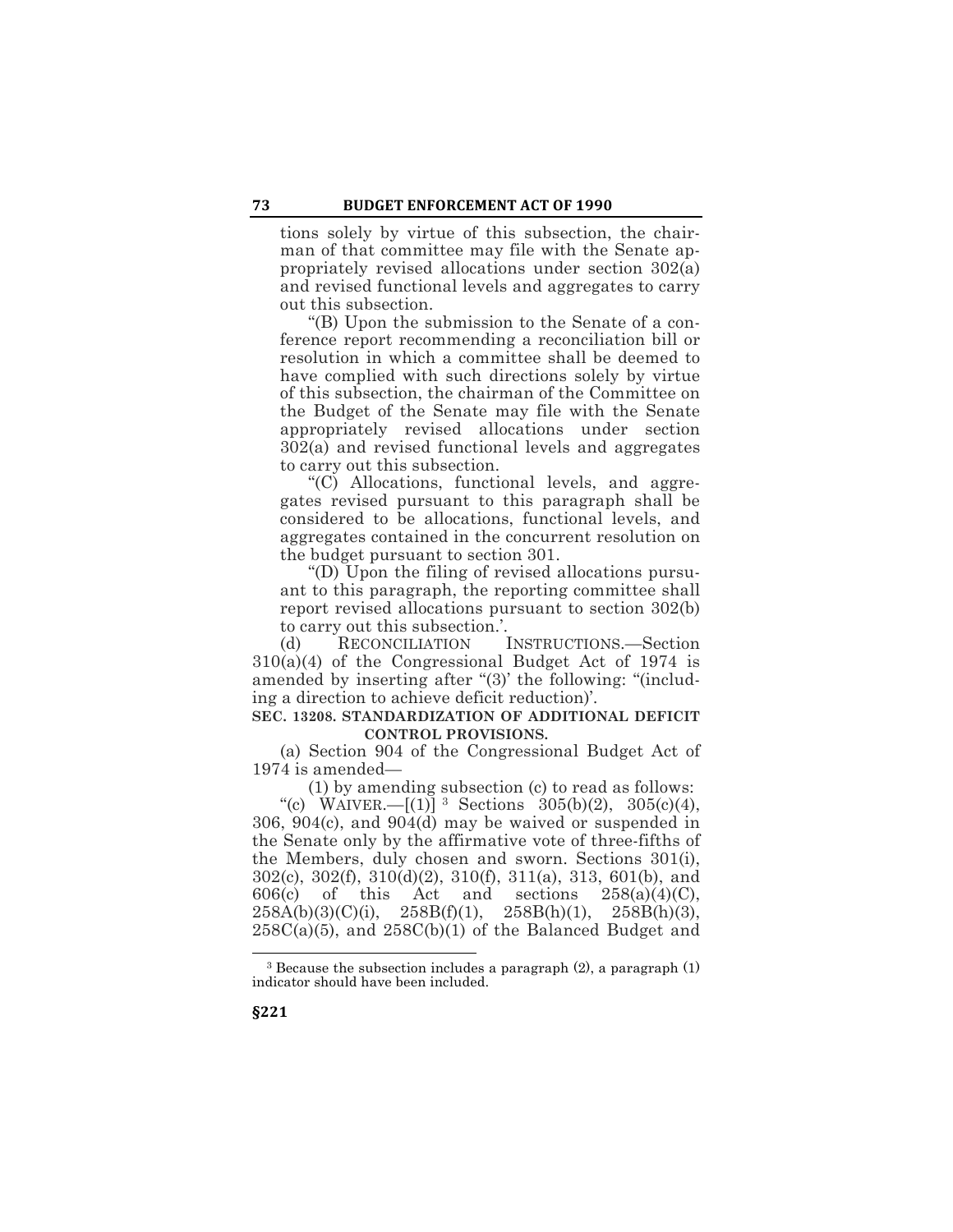tions solely by virtue of this subsection, the chairman of that committee may file with the Senate appropriately revised allocations under section 302(a) and revised functional levels and aggregates to carry out this subsection.

"(B) Upon the submission to the Senate of a conference report recommending a reconciliation bill or resolution in which a committee shall be deemed to have complied with such directions solely by virtue of this subsection, the chairman of the Committee on the Budget of the Senate may file with the Senate appropriately revised allocations under section 302(a) and revised functional levels and aggregates to carry out this subsection.

"(C) Allocations, functional levels, and aggregates revised pursuant to this paragraph shall be considered to be allocations, functional levels, and aggregates contained in the concurrent resolution on the budget pursuant to section 301.

"(D) Upon the filing of revised allocations pursuant to this paragraph, the reporting committee shall report revised allocations pursuant to section 302(b) to carry out this subsection.'.

(d) RECONCILIATION INSTRUCTIONS.—Section 310(a)(4) of the Congressional Budget Act of 1974 is amended by inserting after "(3)' the following: "(including a direction to achieve deficit reduction)'.

**SEC. 13208. STANDARDIZATION OF ADDITIONAL DEFICIT CONTROL PROVISIONS.**

(a) Section 904 of the Congressional Budget Act of 1974 is amended—

(1) by amending subsection (c) to read as follows:

"(c) WAIVER.—[(1)] [3] Sections 305(b)(2), 305(c)(4), 306, 904(c), and 904(d) may be waived or suspended in the Senate only by the affirmative vote of three-fifths of the Members, duly chosen and sworn. Sections 301(i), 302(c), 302(f), 310(d)(2), 310(f), 311(a), 313, 601(b), and 606(c) of this Act and sections 258(a)(4)(C), 258A(b)(3)(C)(i), 258B(f)(1), 258B(h)(1), 258B(h)(3), 258C(a)(5), and 258C(b)(1) of the Balanced Budget and

[3] Because the subsection includes a paragraph (2), a paragraph (1) indicator should have been included.

§221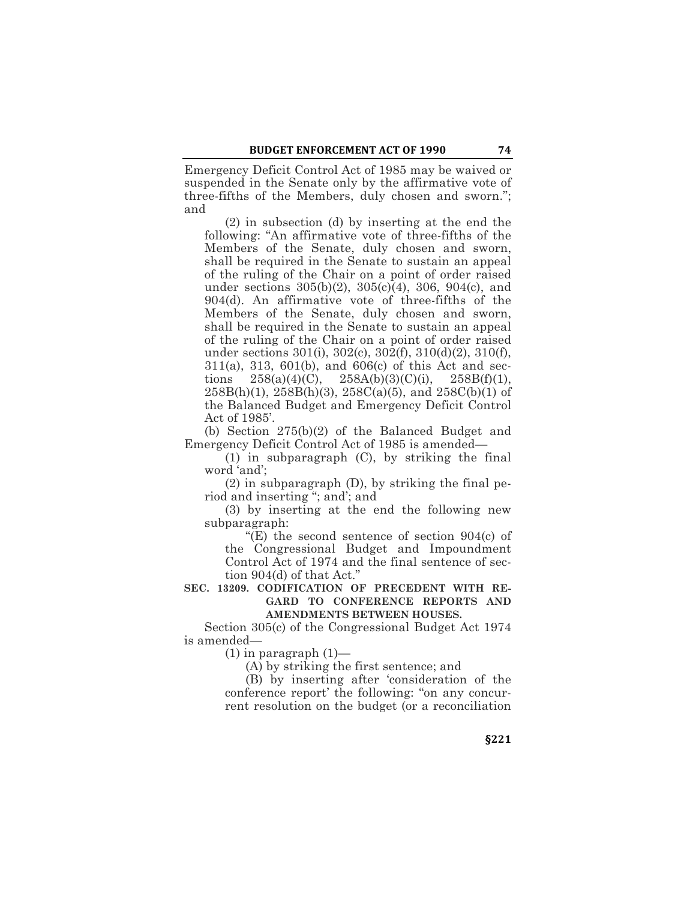Emergency Deficit Control Act of 1985 may be waived or suspended in the Senate only by the affirmative vote of three-fifths of the Members, duly chosen and sworn."; and

(2) in subsection (d) by inserting at the end the following: "An affirmative vote of three-fifths of the Members of the Senate, duly chosen and sworn, shall be required in the Senate to sustain an appeal of the ruling of the Chair on a point of order raised under sections 305(b)(2), 305(c)(4), 306, 904(c), and 904(d). An affirmative vote of three-fifths of the Members of the Senate, duly chosen and sworn, shall be required in the Senate to sustain an appeal of the ruling of the Chair on a point of order raised under sections 301(i), 302(c), 302(f), 310(d)(2), 310(f), 311(a), 313, 601(b), and 606(c) of this Act and sections 258(a)(4)(C), 258A(b)(3)(C)(i), 258B(f)(1), 258B(h)(1), 258B(h)(3), 258C(a)(5), and 258C(b)(1) of the Balanced Budget and Emergency Deficit Control Act of 1985'.

(b) Section 275(b)(2) of the Balanced Budget and Emergency Deficit Control Act of 1985 is amended—

(1) in subparagraph (C), by striking the final word 'and';

(2) in subparagraph (D), by striking the final period and inserting "; and'; and

(3) by inserting at the end the following new subparagraph:

"(E) the second sentence of section 904(c) of the Congressional Budget and Impoundment Control Act of 1974 and the final sentence of section 904(d) of that Act."

**SEC. 13209. CODIFICATION OF PRECEDENT WITH REGARD TO CONFERENCE REPORTS AND AMENDMENTS BETWEEN HOUSES.**

Section 305(c) of the Congressional Budget Act 1974 is amended—

(1) in paragraph (1)—

(A) by striking the first sentence; and

(B) by inserting after 'consideration of the conference report' the following: "on any concurrent resolution on the budget (or a reconciliation

§221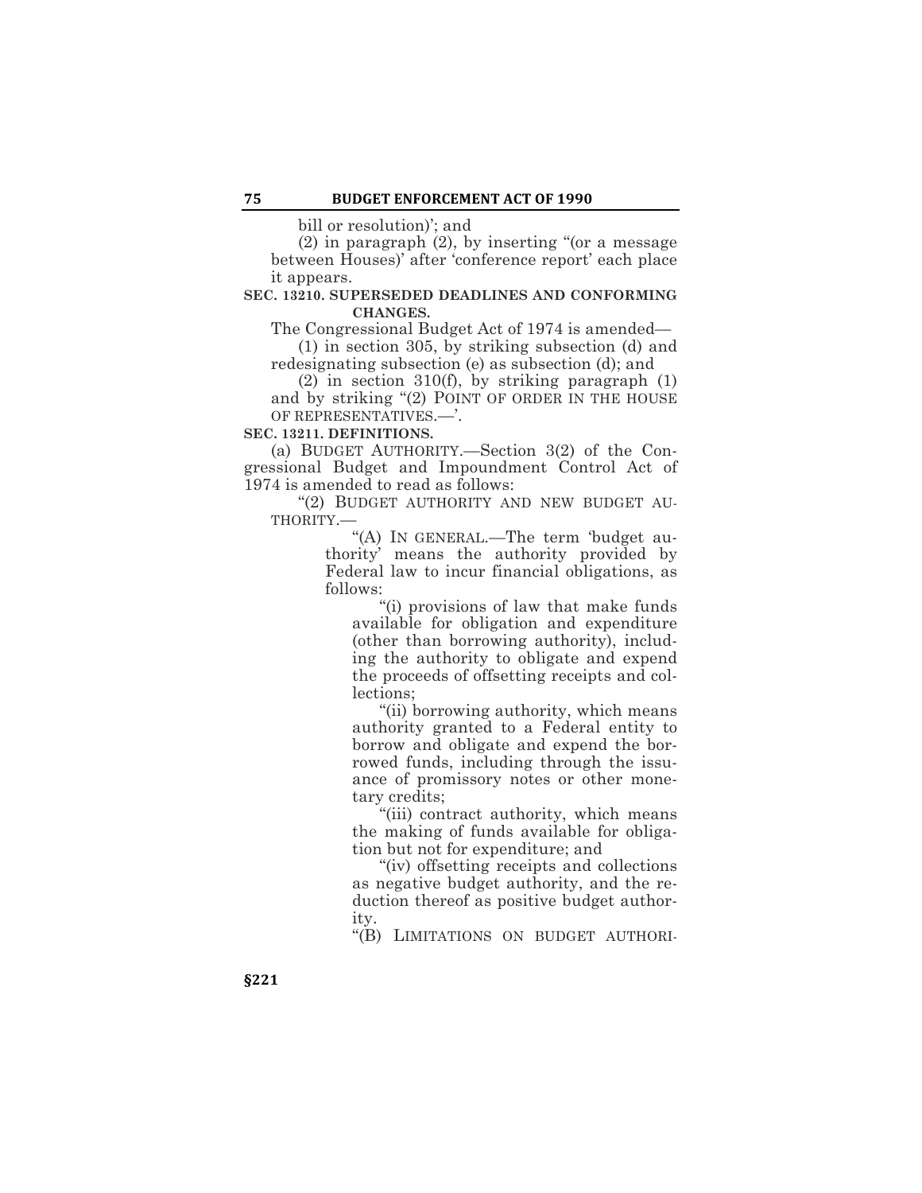bill or resolution)'; and

(2) in paragraph (2), by inserting "(or a message between Houses)' after 'conference report' each place it appears.

**SEC. 13210. SUPERSEDED DEADLINES AND CONFORMING CHANGES.**

The Congressional Budget Act of 1974 is amended—

(1) in section 305, by striking subsection (d) and redesignating subsection (e) as subsection (d); and

(2) in section 310(f), by striking paragraph (1) and by striking "(2) POINT OF ORDER IN THE HOUSE OF REPRESENTATIVES.—'.

**SEC. 13211. DEFINITIONS.**

(a) BUDGET AUTHORITY.—Section 3(2) of the Congressional Budget and Impoundment Control Act of 1974 is amended to read as follows:

"(2) BUDGET AUTHORITY AND NEW BUDGET AUTHORITY.—

"(A) IN GENERAL.—The term 'budget authority' means the authority provided by Federal law to incur financial obligations, as follows:

"(i) provisions of law that make funds available for obligation and expenditure (other than borrowing authority), including the authority to obligate and expend the proceeds of offsetting receipts and collections;

"(ii) borrowing authority, which means authority granted to a Federal entity to borrow and obligate and expend the borrowed funds, including through the issuance of promissory notes or other monetary credits;

"(iii) contract authority, which means the making of funds available for obligation but not for expenditure; and

"(iv) offsetting receipts and collections as negative budget authority, and the reduction thereof as positive budget authority.

"(B) LIMITATIONS ON BUDGET AUTHORI-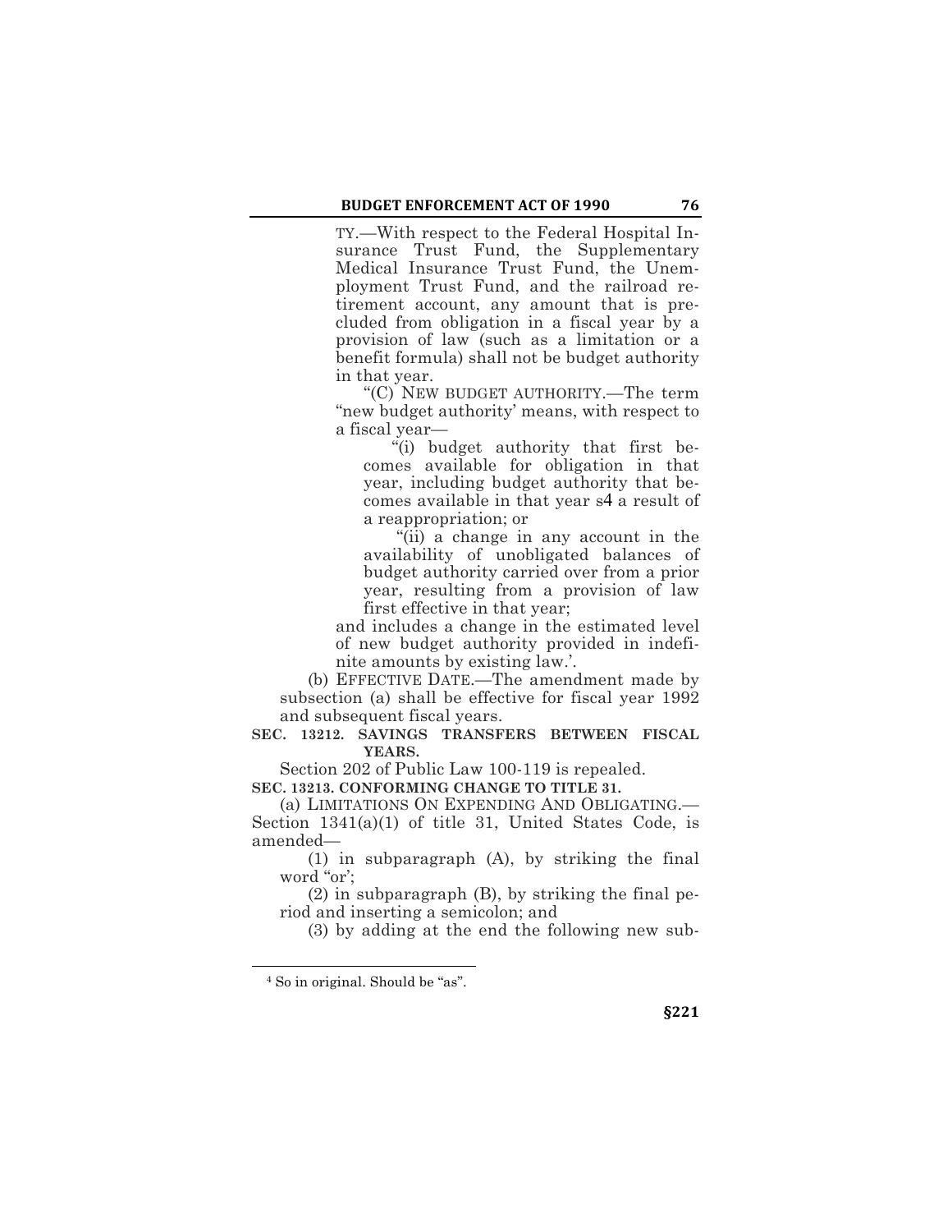TY.—With respect to the Federal Hospital Insurance Trust Fund, the Supplementary Medical Insurance Trust Fund, the Unemployment Trust Fund, and the railroad retirement account, any amount that is precluded from obligation in a fiscal year by a provision of law (such as a limitation or a benefit formula) shall not be budget authority in that year.

"(C) NEW BUDGET AUTHORITY.—The term "new budget authority' means, with respect to a fiscal year—

"(i) budget authority that first becomes available for obligation in that year, including budget authority that becomes available in that year s[4] a result of a reappropriation; or

"(ii) a change in any account in the availability of unobligated balances of budget authority carried over from a prior year, resulting from a provision of law first effective in that year;

and includes a change in the estimated level of new budget authority provided in indefinite amounts by existing law.'.

(b) EFFECTIVE DATE.—The amendment made by subsection (a) shall be effective for fiscal year 1992 and subsequent fiscal years.

**SEC. 13212. SAVINGS TRANSFERS BETWEEN FISCAL YEARS.**

Section 202 of Public Law 100-119 is repealed.

**SEC. 13213. CONFORMING CHANGE TO TITLE 31.**

(a) LIMITATIONS ON EXPENDING AND OBLIGATING.—Section 1341(a)(1) of title 31, United States Code, is amended—

(1) in subparagraph (A), by striking the final word "or';

(2) in subparagraph (B), by striking the final period and inserting a semicolon; and

(3) by adding at the end the following new sub-

[4] So in original. Should be "as".

§221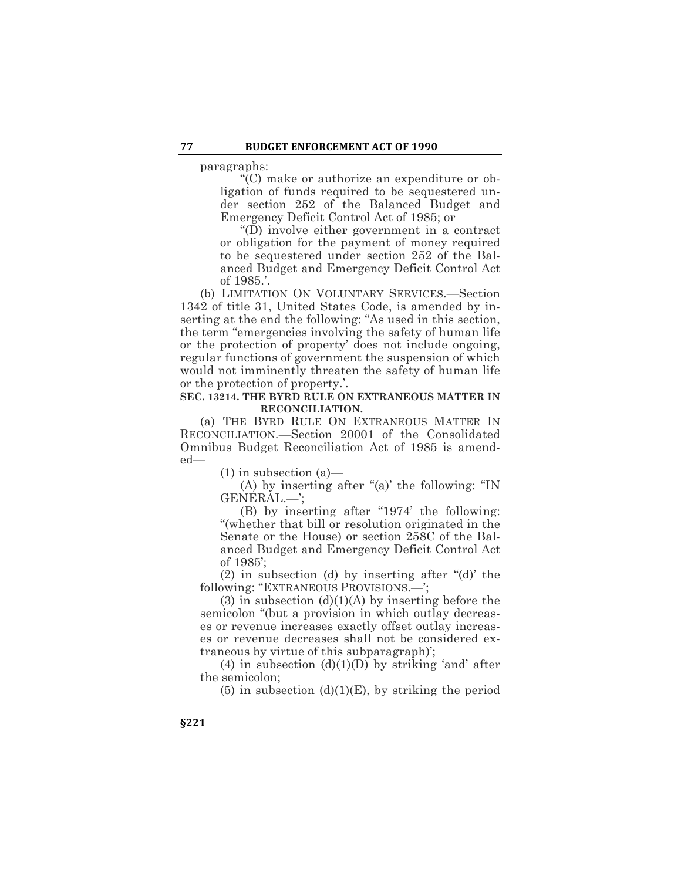paragraphs:

"(C) make or authorize an expenditure or obligation of funds required to be sequestered under section 252 of the Balanced Budget and Emergency Deficit Control Act of 1985; or

"(D) involve either government in a contract or obligation for the payment of money required to be sequestered under section 252 of the Balanced Budget and Emergency Deficit Control Act of 1985.'.

(b) LIMITATION ON VOLUNTARY SERVICES.—Section 1342 of title 31, United States Code, is amended by inserting at the end the following: "As used in this section, the term "emergencies involving the safety of human life or the protection of property' does not include ongoing, regular functions of government the suspension of which would not imminently threaten the safety of human life or the protection of property.'.

**SEC. 13214. THE BYRD RULE ON EXTRANEOUS MATTER IN RECONCILIATION.**

(a) THE BYRD RULE ON EXTRANEOUS MATTER IN RECONCILIATION.—Section 20001 of the Consolidated Omnibus Budget Reconciliation Act of 1985 is amended—

(1) in subsection (a)—

(A) by inserting after "(a)' the following: "IN GENERAL.—';

(B) by inserting after "1974' the following: "(whether that bill or resolution originated in the Senate or the House) or section 258C of the Balanced Budget and Emergency Deficit Control Act of 1985';

(2) in subsection (d) by inserting after "(d)' the following: "EXTRANEOUS PROVISIONS.—';

(3) in subsection (d)(1)(A) by inserting before the semicolon "(but a provision in which outlay decreases or revenue increases exactly offset outlay increases or revenue decreases shall not be considered extraneous by virtue of this subparagraph)';

(4) in subsection (d)(1)(D) by striking 'and' after the semicolon;

(5) in subsection (d)(1)(E), by striking the period

**§221**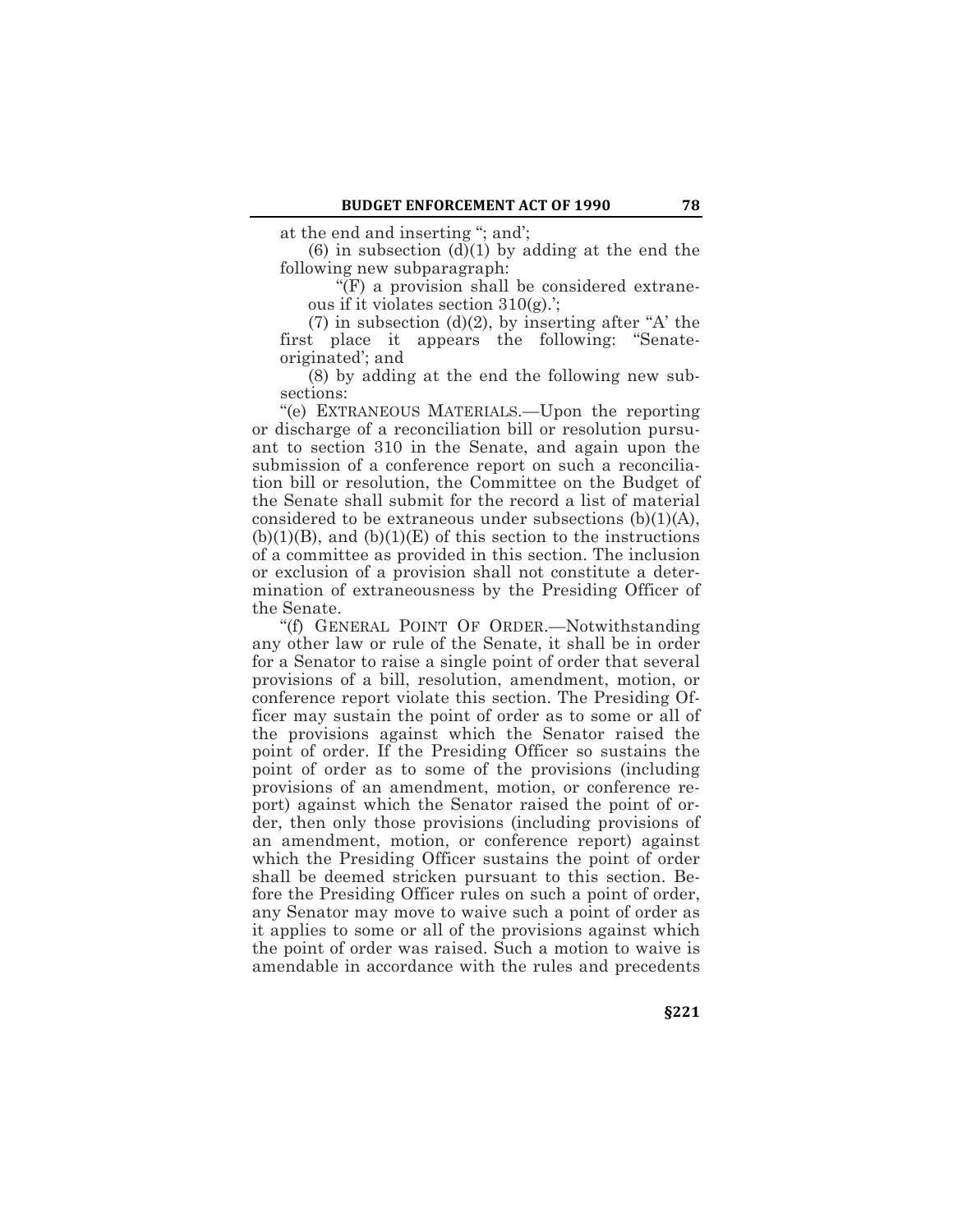at the end and inserting "; and';

(6) in subsection (d)(1) by adding at the end the following new subparagraph:

"(F) a provision shall be considered extraneous if it violates section 310(g).';

(7) in subsection (d)(2), by inserting after "A' the first place it appears the following: "Senate-originated'; and

(8) by adding at the end the following new subsections:

"(e) EXTRANEOUS MATERIALS.—Upon the reporting or discharge of a reconciliation bill or resolution pursuant to section 310 in the Senate, and again upon the submission of a conference report on such a reconciliation bill or resolution, the Committee on the Budget of the Senate shall submit for the record a list of material considered to be extraneous under subsections (b)(1)(A), (b)(1)(B), and (b)(1)(E) of this section to the instructions of a committee as provided in this section. The inclusion or exclusion of a provision shall not constitute a determination of extraneousness by the Presiding Officer of the Senate.

"(f) GENERAL POINT OF ORDER.—Notwithstanding any other law or rule of the Senate, it shall be in order for a Senator to raise a single point of order that several provisions of a bill, resolution, amendment, motion, or conference report violate this section. The Presiding Officer may sustain the point of order as to some or all of the provisions against which the Senator raised the point of order. If the Presiding Officer so sustains the point of order as to some of the provisions (including provisions of an amendment, motion, or conference report) against which the Senator raised the point of order, then only those provisions (including provisions of an amendment, motion, or conference report) against which the Presiding Officer sustains the point of order shall be deemed stricken pursuant to this section. Before the Presiding Officer rules on such a point of order, any Senator may move to waive such a point of order as it applies to some or all of the provisions against which the point of order was raised. Such a motion to waive is amendable in accordance with the rules and precedents

§221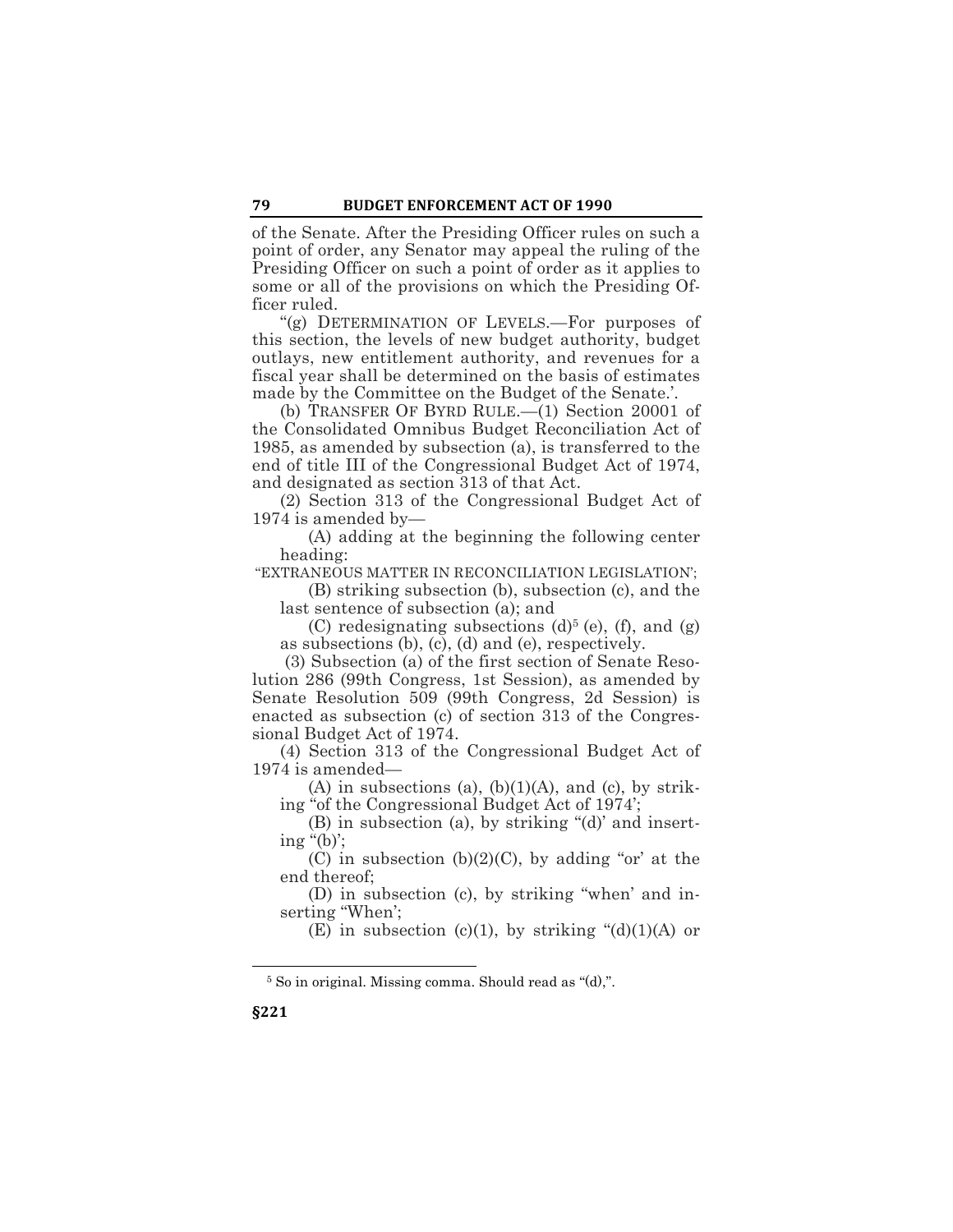of the Senate. After the Presiding Officer rules on such a point of order, any Senator may appeal the ruling of the Presiding Officer on such a point of order as it applies to some or all of the provisions on which the Presiding Officer ruled.

"(g) DETERMINATION OF LEVELS.—For purposes of this section, the levels of new budget authority, budget outlays, new entitlement authority, and revenues for a fiscal year shall be determined on the basis of estimates made by the Committee on the Budget of the Senate.'.

(b) TRANSFER OF BYRD RULE.—(1) Section 20001 of the Consolidated Omnibus Budget Reconciliation Act of 1985, as amended by subsection (a), is transferred to the end of title III of the Congressional Budget Act of 1974, and designated as section 313 of that Act.

(2) Section 313 of the Congressional Budget Act of 1974 is amended by—

(A) adding at the beginning the following center heading:

"EXTRANEOUS MATTER IN RECONCILIATION LEGISLATION';

(B) striking subsection (b), subsection (c), and the last sentence of subsection (a); and

(C) redesignating subsections (d)[5] (e), (f), and (g) as subsections (b), (c), (d) and (e), respectively.

(3) Subsection (a) of the first section of Senate Resolution 286 (99th Congress, 1st Session), as amended by Senate Resolution 509 (99th Congress, 2d Session) is enacted as subsection (c) of section 313 of the Congressional Budget Act of 1974.

(4) Section 313 of the Congressional Budget Act of 1974 is amended—

(A) in subsections (a), (b)(1)(A), and (c), by striking "of the Congressional Budget Act of 1974';

(B) in subsection (a), by striking "(d)' and inserting "(b)';

(C) in subsection (b)(2)(C), by adding "or' at the end thereof;

(D) in subsection (c), by striking "when' and inserting "When';

(E) in subsection (c)(1), by striking "(d)(1)(A) or

---

[5] So in original. Missing comma. Should read as "(d),".

§221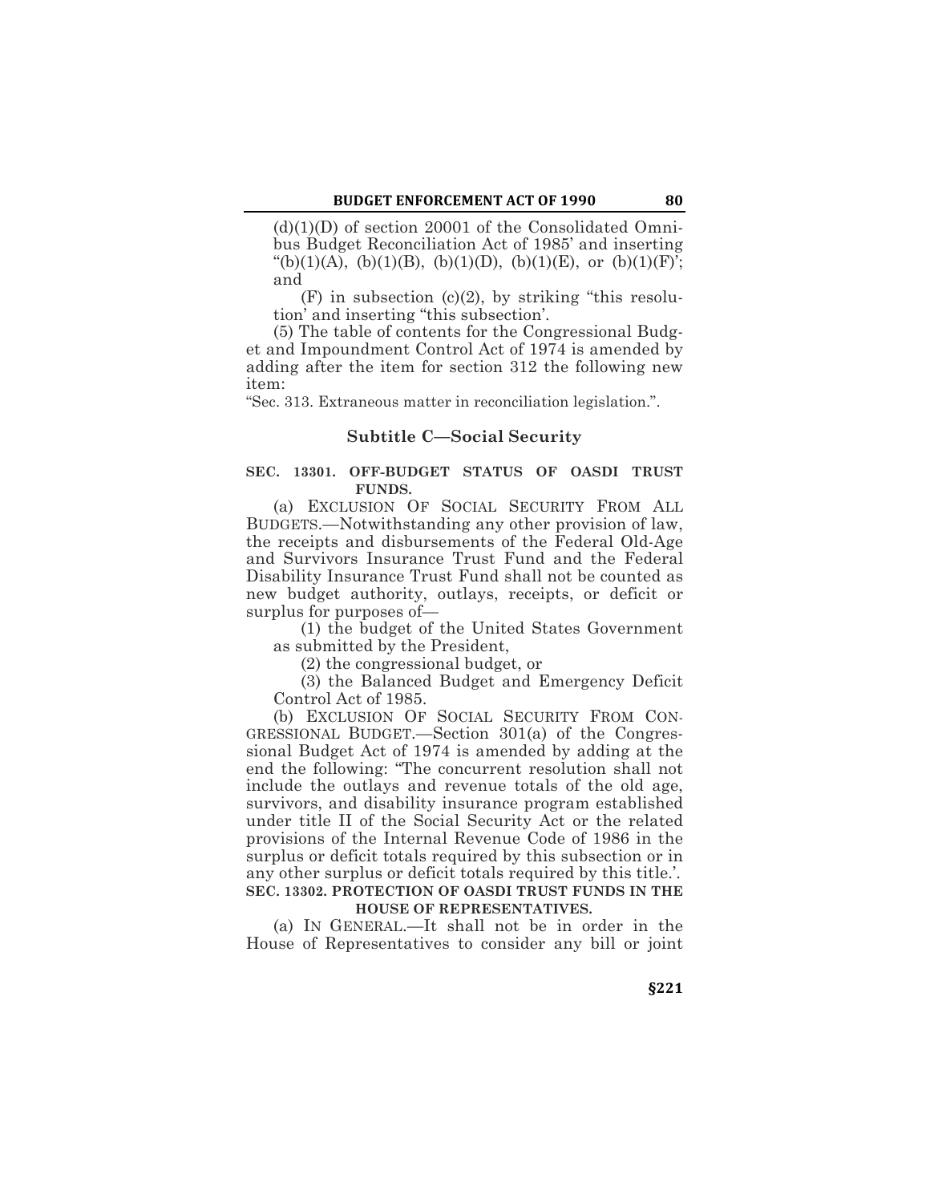(d)(1)(D) of section 20001 of the Consolidated Omnibus Budget Reconciliation Act of 1985' and inserting "(b)(1)(A), (b)(1)(B), (b)(1)(D), (b)(1)(E), or (b)(1)(F)'; and

(F) in subsection (c)(2), by striking "this resolution' and inserting "this subsection'.

(5) The table of contents for the Congressional Budget and Impoundment Control Act of 1974 is amended by adding after the item for section 312 the following new item:

"Sec. 313. Extraneous matter in reconciliation legislation.".

## Subtitle C—Social Security

**SEC. 13301. OFF-BUDGET STATUS OF OASDI TRUST FUNDS.**

(a) EXCLUSION OF SOCIAL SECURITY FROM ALL BUDGETS.—Notwithstanding any other provision of law, the receipts and disbursements of the Federal Old-Age and Survivors Insurance Trust Fund and the Federal Disability Insurance Trust Fund shall not be counted as new budget authority, outlays, receipts, or deficit or surplus for purposes of—

(1) the budget of the United States Government as submitted by the President,

(2) the congressional budget, or

(3) the Balanced Budget and Emergency Deficit Control Act of 1985.

(b) EXCLUSION OF SOCIAL SECURITY FROM CONGRESSIONAL BUDGET.—Section 301(a) of the Congressional Budget Act of 1974 is amended by adding at the end the following: "The concurrent resolution shall not include the outlays and revenue totals of the old age, survivors, and disability insurance program established under title II of the Social Security Act or the related provisions of the Internal Revenue Code of 1986 in the surplus or deficit totals required by this subsection or in any other surplus or deficit totals required by this title.'.

**SEC. 13302. PROTECTION OF OASDI TRUST FUNDS IN THE HOUSE OF REPRESENTATIVES.**

(a) IN GENERAL.—It shall not be in order in the House of Representatives to consider any bill or joint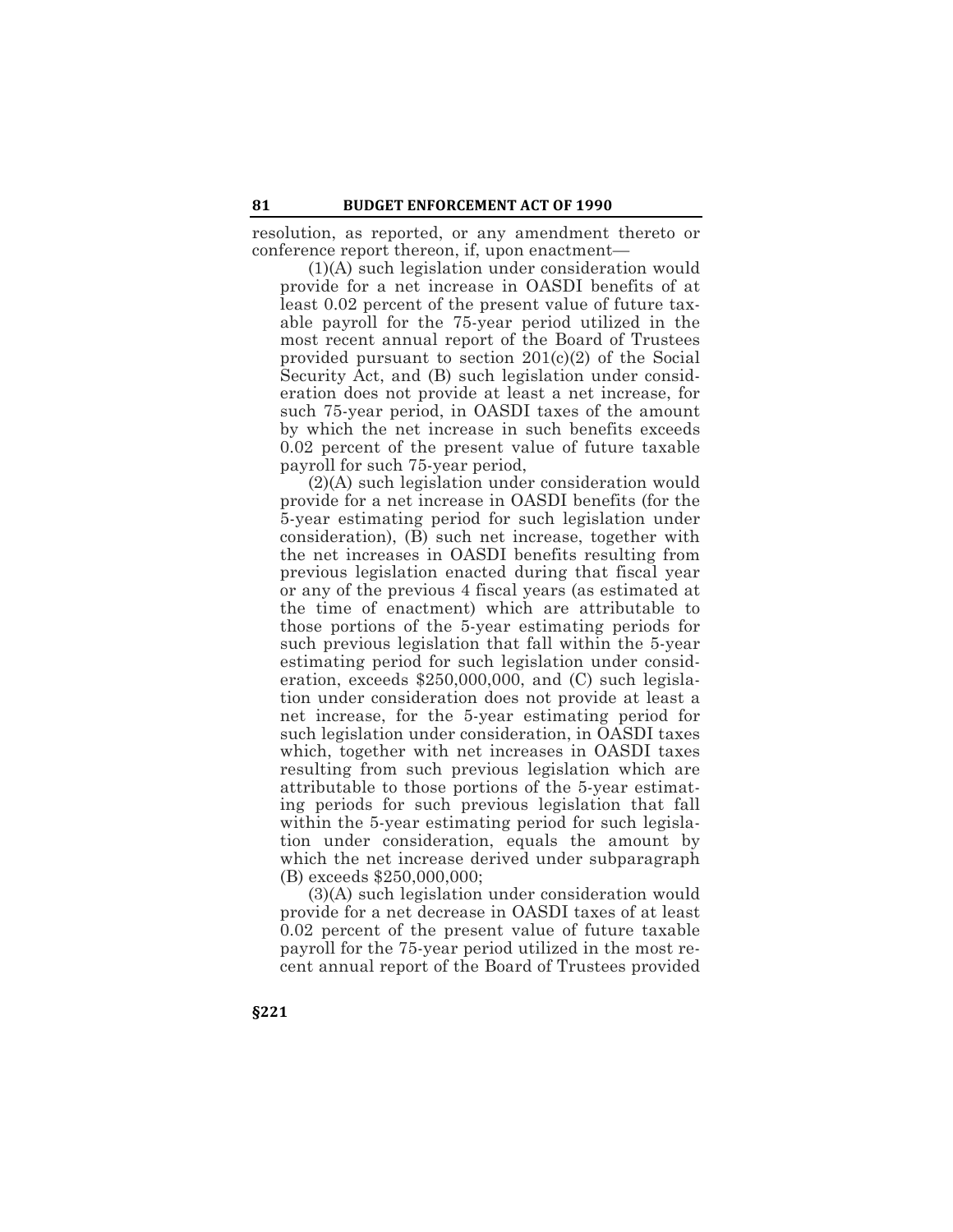resolution, as reported, or any amendment thereto or conference report thereon, if, upon enactment—

(1)(A) such legislation under consideration would provide for a net increase in OASDI benefits of at least 0.02 percent of the present value of future taxable payroll for the 75-year period utilized in the most recent annual report of the Board of Trustees provided pursuant to section 201(c)(2) of the Social Security Act, and (B) such legislation under consideration does not provide at least a net increase, for such 75-year period, in OASDI taxes of the amount by which the net increase in such benefits exceeds 0.02 percent of the present value of future taxable payroll for such 75-year period,

(2)(A) such legislation under consideration would provide for a net increase in OASDI benefits (for the 5-year estimating period for such legislation under consideration), (B) such net increase, together with the net increases in OASDI benefits resulting from previous legislation enacted during that fiscal year or any of the previous 4 fiscal years (as estimated at the time of enactment) which are attributable to those portions of the 5-year estimating periods for such previous legislation that fall within the 5-year estimating period for such legislation under consideration, exceeds $250,000,000, and (C) such legislation under consideration does not provide at least a net increase, for the 5-year estimating period for such legislation under consideration, in OASDI taxes which, together with net increases in OASDI taxes resulting from such previous legislation which are attributable to those portions of the 5-year estimating periods for such previous legislation that fall within the 5-year estimating period for such legislation under consideration, equals the amount by which the net increase derived under subparagraph (B) exceeds $250,000,000;

(3)(A) such legislation under consideration would provide for a net decrease in OASDI taxes of at least 0.02 percent of the present value of future taxable payroll for the 75-year period utilized in the most recent annual report of the Board of Trustees provided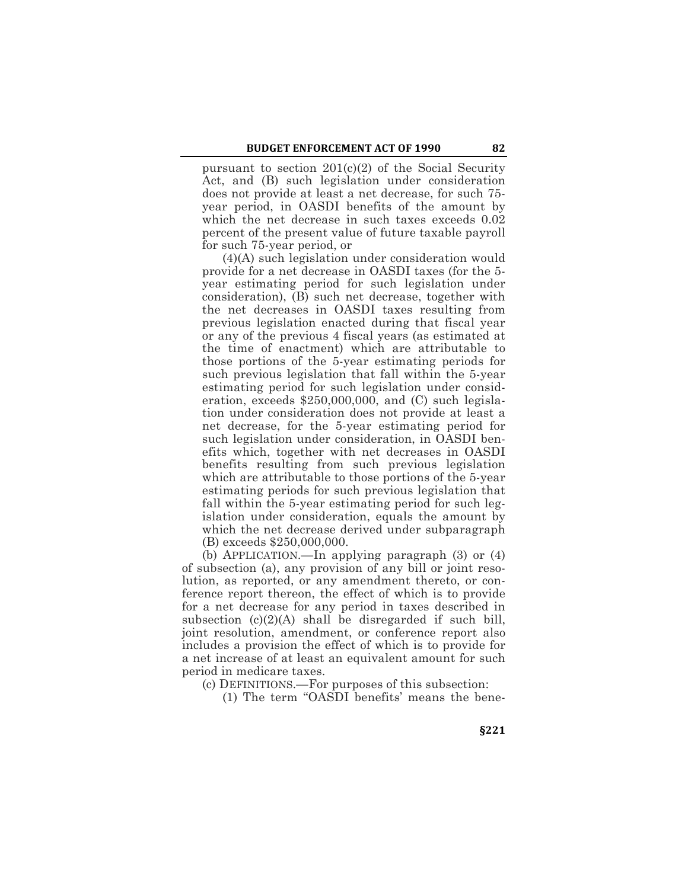pursuant to section 201(c)(2) of the Social Security Act, and (B) such legislation under consideration does not provide at least a net decrease, for such 75-year period, in OASDI benefits of the amount by which the net decrease in such taxes exceeds 0.02 percent of the present value of future taxable payroll for such 75-year period, or

(4)(A) such legislation under consideration would provide for a net decrease in OASDI taxes (for the 5-year estimating period for such legislation under consideration), (B) such net decrease, together with the net decreases in OASDI taxes resulting from previous legislation enacted during that fiscal year or any of the previous 4 fiscal years (as estimated at the time of enactment) which are attributable to those portions of the 5-year estimating periods for such previous legislation that fall within the 5-year estimating period for such legislation under consideration, exceeds $250,000,000, and (C) such legislation under consideration does not provide at least a net decrease, for the 5-year estimating period for such legislation under consideration, in OASDI benefits which, together with net decreases in OASDI benefits resulting from such previous legislation which are attributable to those portions of the 5-year estimating periods for such previous legislation that fall within the 5-year estimating period for such legislation under consideration, equals the amount by which the net decrease derived under subparagraph (B) exceeds $250,000,000.

(b) APPLICATION.—In applying paragraph (3) or (4) of subsection (a), any provision of any bill or joint resolution, as reported, or any amendment thereto, or conference report thereon, the effect of which is to provide for a net decrease for any period in taxes described in subsection (c)(2)(A) shall be disregarded if such bill, joint resolution, amendment, or conference report also includes a provision the effect of which is to provide for a net increase of at least an equivalent amount for such period in medicare taxes.

(c) DEFINITIONS.—For purposes of this subsection:

(1) The term "OASDI benefits' means the bene-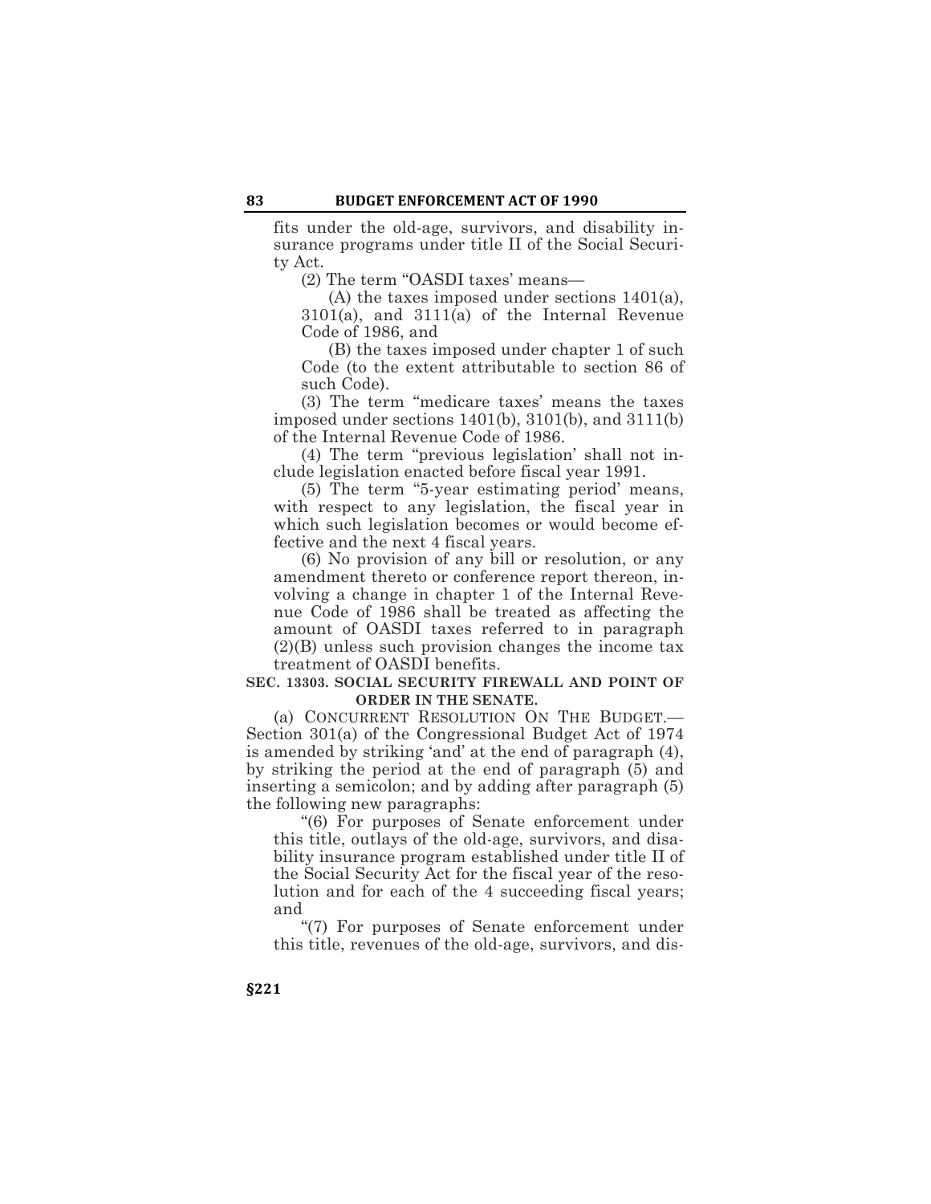fits under the old-age, survivors, and disability insurance programs under title II of the Social Security Act.

(2) The term "OASDI taxes' means—

(A) the taxes imposed under sections 1401(a), 3101(a), and 3111(a) of the Internal Revenue Code of 1986, and

(B) the taxes imposed under chapter 1 of such Code (to the extent attributable to section 86 of such Code).

(3) The term "medicare taxes' means the taxes imposed under sections 1401(b), 3101(b), and 3111(b) of the Internal Revenue Code of 1986.

(4) The term "previous legislation' shall not include legislation enacted before fiscal year 1991.

(5) The term "5-year estimating period' means, with respect to any legislation, the fiscal year in which such legislation becomes or would become effective and the next 4 fiscal years.

(6) No provision of any bill or resolution, or any amendment thereto or conference report thereon, involving a change in chapter 1 of the Internal Revenue Code of 1986 shall be treated as affecting the amount of OASDI taxes referred to in paragraph (2)(B) unless such provision changes the income tax treatment of OASDI benefits.

**SEC. 13303. SOCIAL SECURITY FIREWALL AND POINT OF ORDER IN THE SENATE.**

(a) CONCURRENT RESOLUTION ON THE BUDGET.—Section 301(a) of the Congressional Budget Act of 1974 is amended by striking 'and' at the end of paragraph (4), by striking the period at the end of paragraph (5) and inserting a semicolon; and by adding after paragraph (5) the following new paragraphs:

"(6) For purposes of Senate enforcement under this title, outlays of the old-age, survivors, and disability insurance program established under title II of the Social Security Act for the fiscal year of the resolution and for each of the 4 succeeding fiscal years; and

"(7) For purposes of Senate enforcement under this title, revenues of the old-age, survivors, and dis-

§221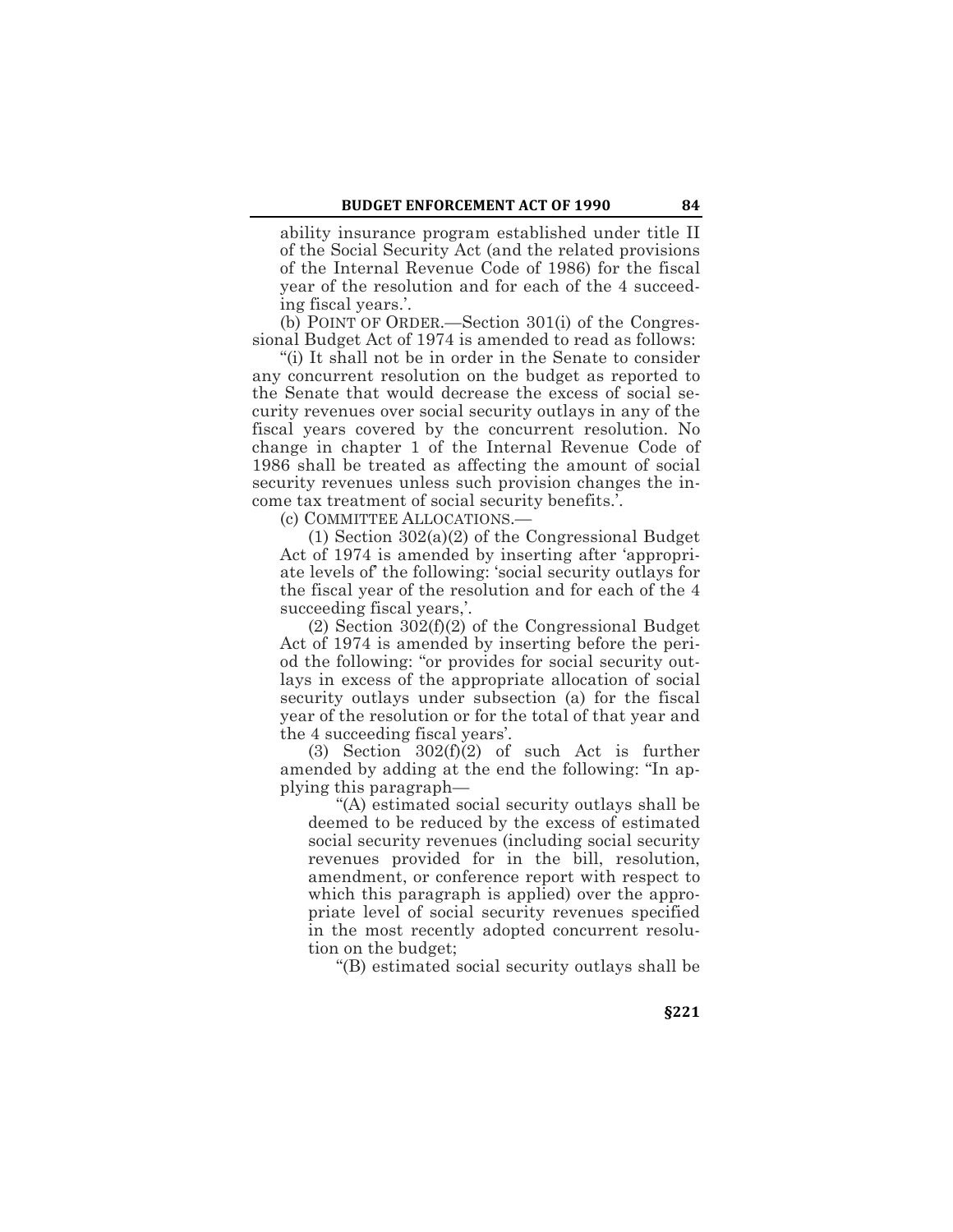ability insurance program established under title II of the Social Security Act (and the related provisions of the Internal Revenue Code of 1986) for the fiscal year of the resolution and for each of the 4 succeeding fiscal years.'.

(b) POINT OF ORDER.—Section 301(i) of the Congressional Budget Act of 1974 is amended to read as follows:

"(i) It shall not be in order in the Senate to consider any concurrent resolution on the budget as reported to the Senate that would decrease the excess of social security revenues over social security outlays in any of the fiscal years covered by the concurrent resolution. No change in chapter 1 of the Internal Revenue Code of 1986 shall be treated as affecting the amount of social security revenues unless such provision changes the income tax treatment of social security benefits.'.

(c) COMMITTEE ALLOCATIONS.—

(1) Section 302(a)(2) of the Congressional Budget Act of 1974 is amended by inserting after 'appropriate levels of' the following: 'social security outlays for the fiscal year of the resolution and for each of the 4 succeeding fiscal years,'.

(2) Section 302(f)(2) of the Congressional Budget Act of 1974 is amended by inserting before the period the following: "or provides for social security outlays in excess of the appropriate allocation of social security outlays under subsection (a) for the fiscal year of the resolution or for the total of that year and the 4 succeeding fiscal years'.

(3) Section 302(f)(2) of such Act is further amended by adding at the end the following: "In applying this paragraph—

"(A) estimated social security outlays shall be deemed to be reduced by the excess of estimated social security revenues (including social security revenues provided for in the bill, resolution, amendment, or conference report with respect to which this paragraph is applied) over the appropriate level of social security revenues specified in the most recently adopted concurrent resolution on the budget;

"(B) estimated social security outlays shall be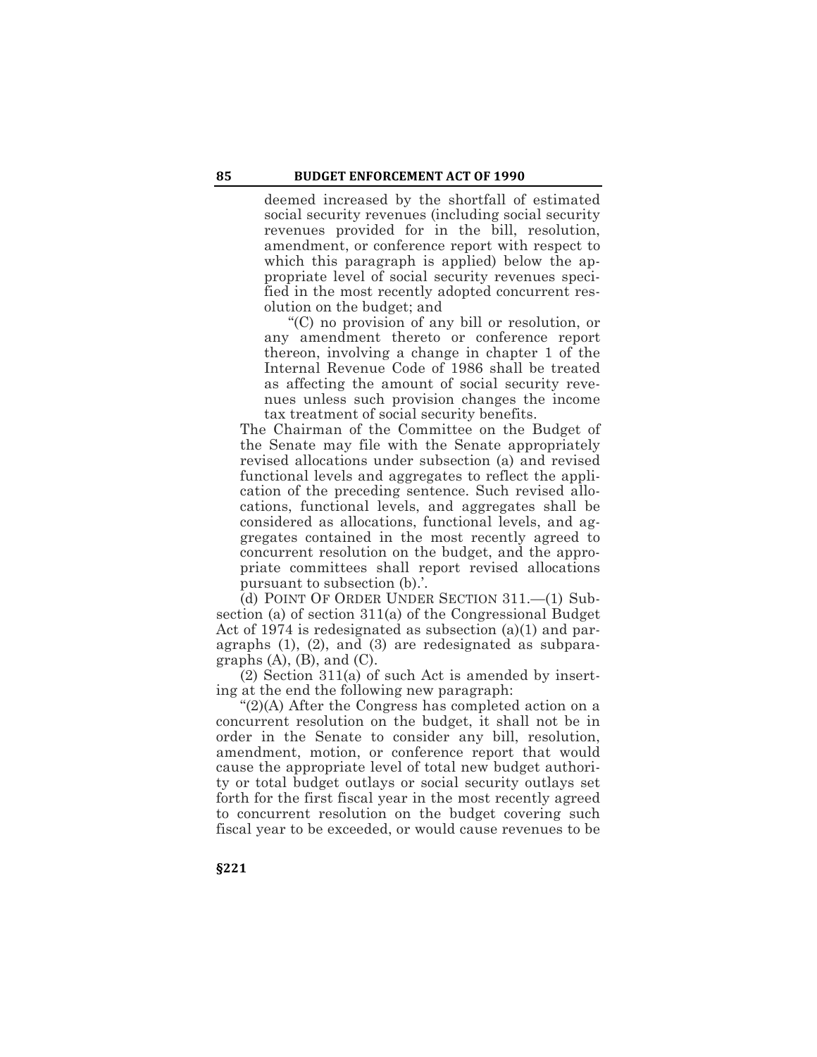deemed increased by the shortfall of estimated social security revenues (including social security revenues provided for in the bill, resolution, amendment, or conference report with respect to which this paragraph is applied) below the appropriate level of social security revenues specified in the most recently adopted concurrent resolution on the budget; and

"(C) no provision of any bill or resolution, or any amendment thereto or conference report thereon, involving a change in chapter 1 of the Internal Revenue Code of 1986 shall be treated as affecting the amount of social security revenues unless such provision changes the income tax treatment of social security benefits.

The Chairman of the Committee on the Budget of the Senate may file with the Senate appropriately revised allocations under subsection (a) and revised functional levels and aggregates to reflect the application of the preceding sentence. Such revised allocations, functional levels, and aggregates shall be considered as allocations, functional levels, and aggregates contained in the most recently agreed to concurrent resolution on the budget, and the appropriate committees shall report revised allocations pursuant to subsection (b).'.

(d) POINT OF ORDER UNDER SECTION 311.—(1) Subsection (a) of section 311(a) of the Congressional Budget Act of 1974 is redesignated as subsection (a)(1) and paragraphs (1), (2), and (3) are redesignated as subparagraphs (A), (B), and (C).

(2) Section 311(a) of such Act is amended by inserting at the end the following new paragraph:

"(2)(A) After the Congress has completed action on a concurrent resolution on the budget, it shall not be in order in the Senate to consider any bill, resolution, amendment, motion, or conference report that would cause the appropriate level of total new budget authority or total budget outlays or social security outlays set forth for the first fiscal year in the most recently agreed to concurrent resolution on the budget covering such fiscal year to be exceeded, or would cause revenues to be

§221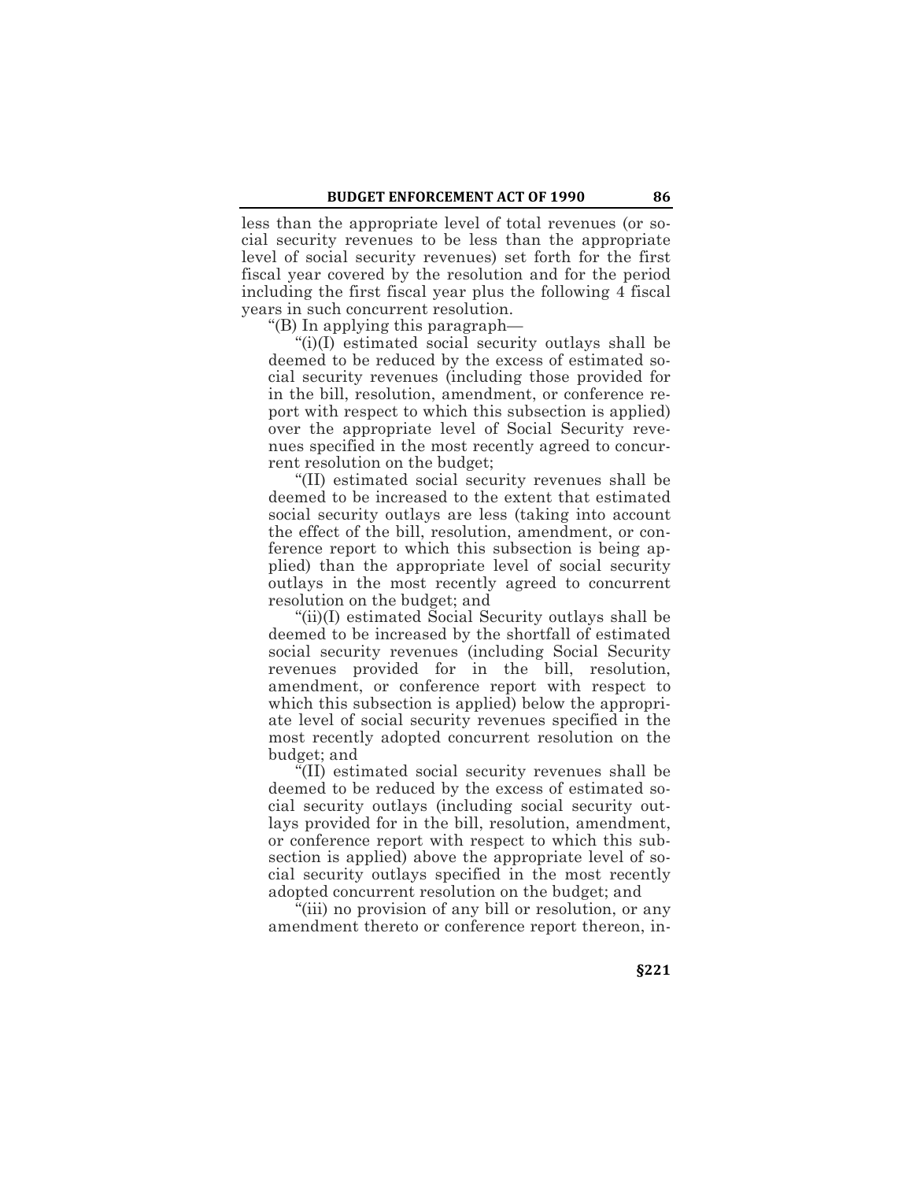less than the appropriate level of total revenues (or social security revenues to be less than the appropriate level of social security revenues) set forth for the first fiscal year covered by the resolution and for the period including the first fiscal year plus the following 4 fiscal years in such concurrent resolution.

"(B) In applying this paragraph—

"(i)(I) estimated social security outlays shall be deemed to be reduced by the excess of estimated social security revenues (including those provided for in the bill, resolution, amendment, or conference report with respect to which this subsection is applied) over the appropriate level of Social Security revenues specified in the most recently agreed to concurrent resolution on the budget;

"(II) estimated social security revenues shall be deemed to be increased to the extent that estimated social security outlays are less (taking into account the effect of the bill, resolution, amendment, or conference report to which this subsection is being applied) than the appropriate level of social security outlays in the most recently agreed to concurrent resolution on the budget; and

"(ii)(I) estimated Social Security outlays shall be deemed to be increased by the shortfall of estimated social security revenues (including Social Security revenues provided for in the bill, resolution, amendment, or conference report with respect to which this subsection is applied) below the appropriate level of social security revenues specified in the most recently adopted concurrent resolution on the budget; and

"(II) estimated social security revenues shall be deemed to be reduced by the excess of estimated social security outlays (including social security outlays provided for in the bill, resolution, amendment, or conference report with respect to which this subsection is applied) above the appropriate level of social security outlays specified in the most recently adopted concurrent resolution on the budget; and

"(iii) no provision of any bill or resolution, or any amendment thereto or conference report thereon, in-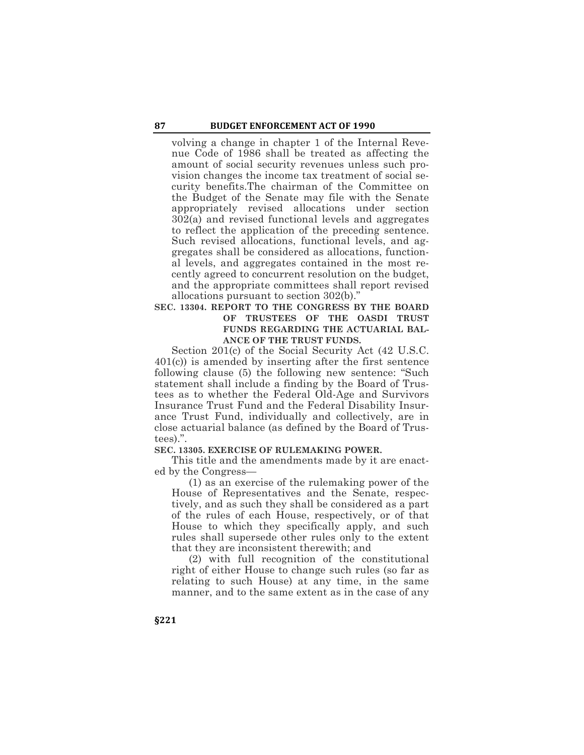volving a change in chapter 1 of the Internal Revenue Code of 1986 shall be treated as affecting the amount of social security revenues unless such provision changes the income tax treatment of social security benefits.The chairman of the Committee on the Budget of the Senate may file with the Senate appropriately revised allocations under section 302(a) and revised functional levels and aggregates to reflect the application of the preceding sentence. Such revised allocations, functional levels, and aggregates shall be considered as allocations, functional levels, and aggregates contained in the most recently agreed to concurrent resolution on the budget, and the appropriate committees shall report revised allocations pursuant to section 302(b)."

**SEC. 13304. REPORT TO THE CONGRESS BY THE BOARD OF TRUSTEES OF THE OASDI TRUST FUNDS REGARDING THE ACTUARIAL BALANCE OF THE TRUST FUNDS.**

Section 201(c) of the Social Security Act (42 U.S.C. 401(c)) is amended by inserting after the first sentence following clause (5) the following new sentence: "Such statement shall include a finding by the Board of Trustees as to whether the Federal Old-Age and Survivors Insurance Trust Fund and the Federal Disability Insurance Trust Fund, individually and collectively, are in close actuarial balance (as defined by the Board of Trustees).".

**SEC. 13305. EXERCISE OF RULEMAKING POWER.**

This title and the amendments made by it are enacted by the Congress—

(1) as an exercise of the rulemaking power of the House of Representatives and the Senate, respectively, and as such they shall be considered as a part of the rules of each House, respectively, or of that House to which they specifically apply, and such rules shall supersede other rules only to the extent that they are inconsistent therewith; and

(2) with full recognition of the constitutional right of either House to change such rules (so far as relating to such House) at any time, in the same manner, and to the same extent as in the case of any

§221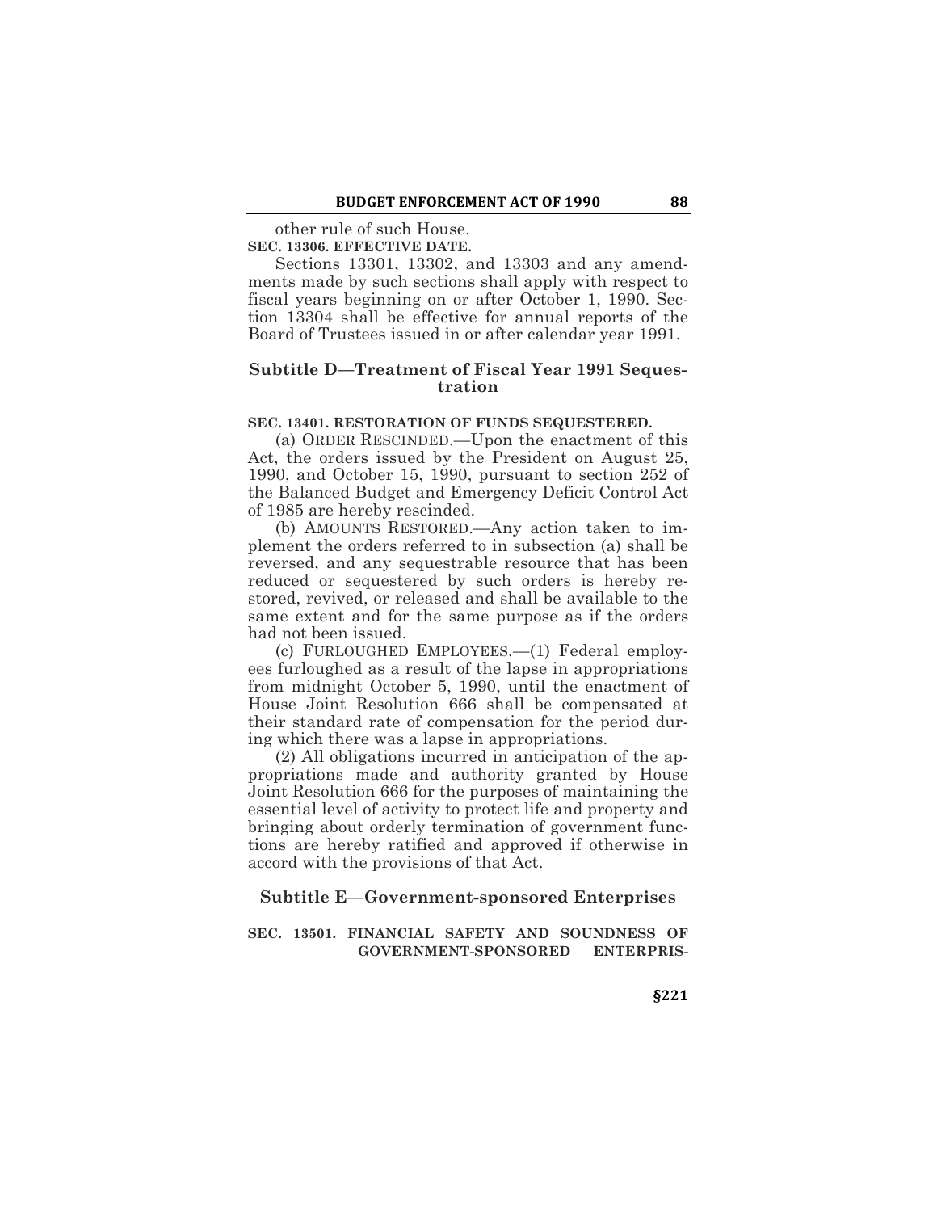other rule of such House.

**SEC. 13306. EFFECTIVE DATE.**

Sections 13301, 13302, and 13303 and any amendments made by such sections shall apply with respect to fiscal years beginning on or after October 1, 1990. Section 13304 shall be effective for annual reports of the Board of Trustees issued in or after calendar year 1991.

## Subtitle D—Treatment of Fiscal Year 1991 Sequestration

**SEC. 13401. RESTORATION OF FUNDS SEQUESTERED.**

(a) ORDER RESCINDED.—Upon the enactment of this Act, the orders issued by the President on August 25, 1990, and October 15, 1990, pursuant to section 252 of the Balanced Budget and Emergency Deficit Control Act of 1985 are hereby rescinded.

(b) AMOUNTS RESTORED.—Any action taken to implement the orders referred to in subsection (a) shall be reversed, and any sequestrable resource that has been reduced or sequestered by such orders is hereby restored, revived, or released and shall be available to the same extent and for the same purpose as if the orders had not been issued.

(c) FURLOUGHED EMPLOYEES.—(1) Federal employees furloughed as a result of the lapse in appropriations from midnight October 5, 1990, until the enactment of House Joint Resolution 666 shall be compensated at their standard rate of compensation for the period during which there was a lapse in appropriations.

(2) All obligations incurred in anticipation of the appropriations made and authority granted by House Joint Resolution 666 for the purposes of maintaining the essential level of activity to protect life and property and bringing about orderly termination of government functions are hereby ratified and approved if otherwise in accord with the provisions of that Act.

## Subtitle E—Government-sponsored Enterprises

**SEC. 13501. FINANCIAL SAFETY AND SOUNDNESS OF GOVERNMENT-SPONSORED ENTERPRIS-**

§221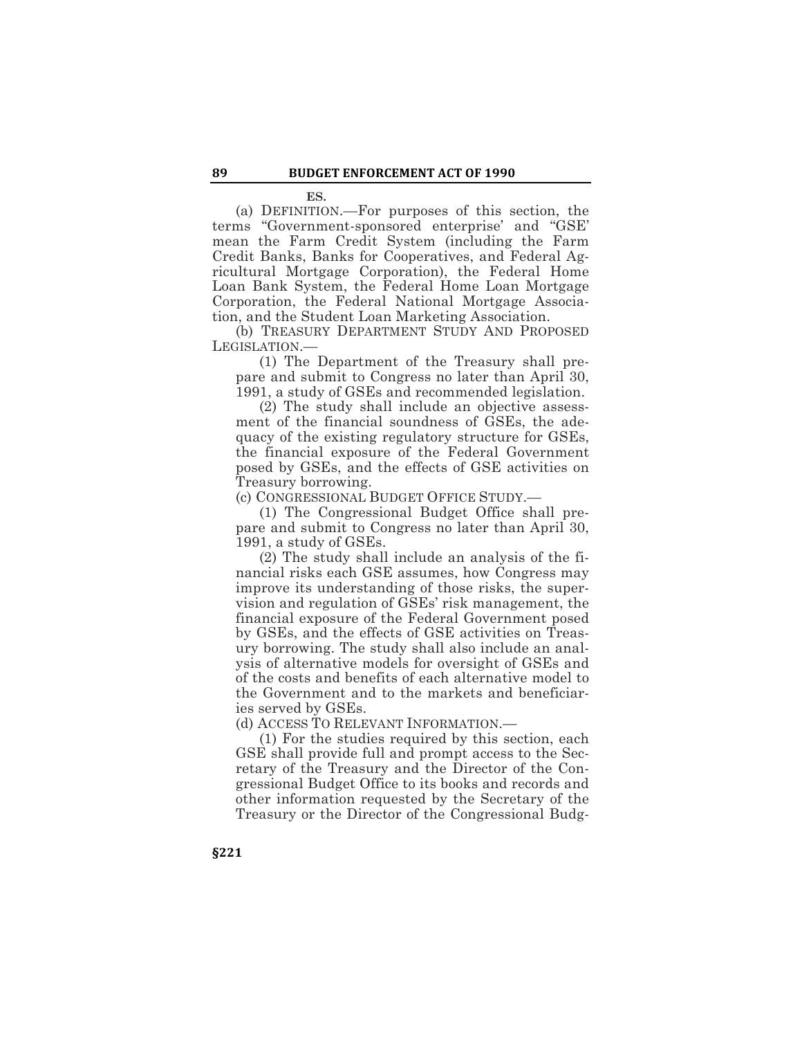**ES.**

(a) DEFINITION.—For purposes of this section, the terms "Government-sponsored enterprise' and "GSE' mean the Farm Credit System (including the Farm Credit Banks, Banks for Cooperatives, and Federal Agricultural Mortgage Corporation), the Federal Home Loan Bank System, the Federal Home Loan Mortgage Corporation, the Federal National Mortgage Association, and the Student Loan Marketing Association.

(b) TREASURY DEPARTMENT STUDY AND PROPOSED LEGISLATION.—

(1) The Department of the Treasury shall prepare and submit to Congress no later than April 30, 1991, a study of GSEs and recommended legislation.

(2) The study shall include an objective assessment of the financial soundness of GSEs, the adequacy of the existing regulatory structure for GSEs, the financial exposure of the Federal Government posed by GSEs, and the effects of GSE activities on Treasury borrowing.

(c) CONGRESSIONAL BUDGET OFFICE STUDY.—

(1) The Congressional Budget Office shall prepare and submit to Congress no later than April 30, 1991, a study of GSEs.

(2) The study shall include an analysis of the financial risks each GSE assumes, how Congress may improve its understanding of those risks, the supervision and regulation of GSEs' risk management, the financial exposure of the Federal Government posed by GSEs, and the effects of GSE activities on Treasury borrowing. The study shall also include an analysis of alternative models for oversight of GSEs and of the costs and benefits of each alternative model to the Government and to the markets and beneficiaries served by GSEs.

(d) ACCESS TO RELEVANT INFORMATION.—

(1) For the studies required by this section, each GSE shall provide full and prompt access to the Secretary of the Treasury and the Director of the Congressional Budget Office to its books and records and other information requested by the Secretary of the Treasury or the Director of the Congressional Budg-

**§221**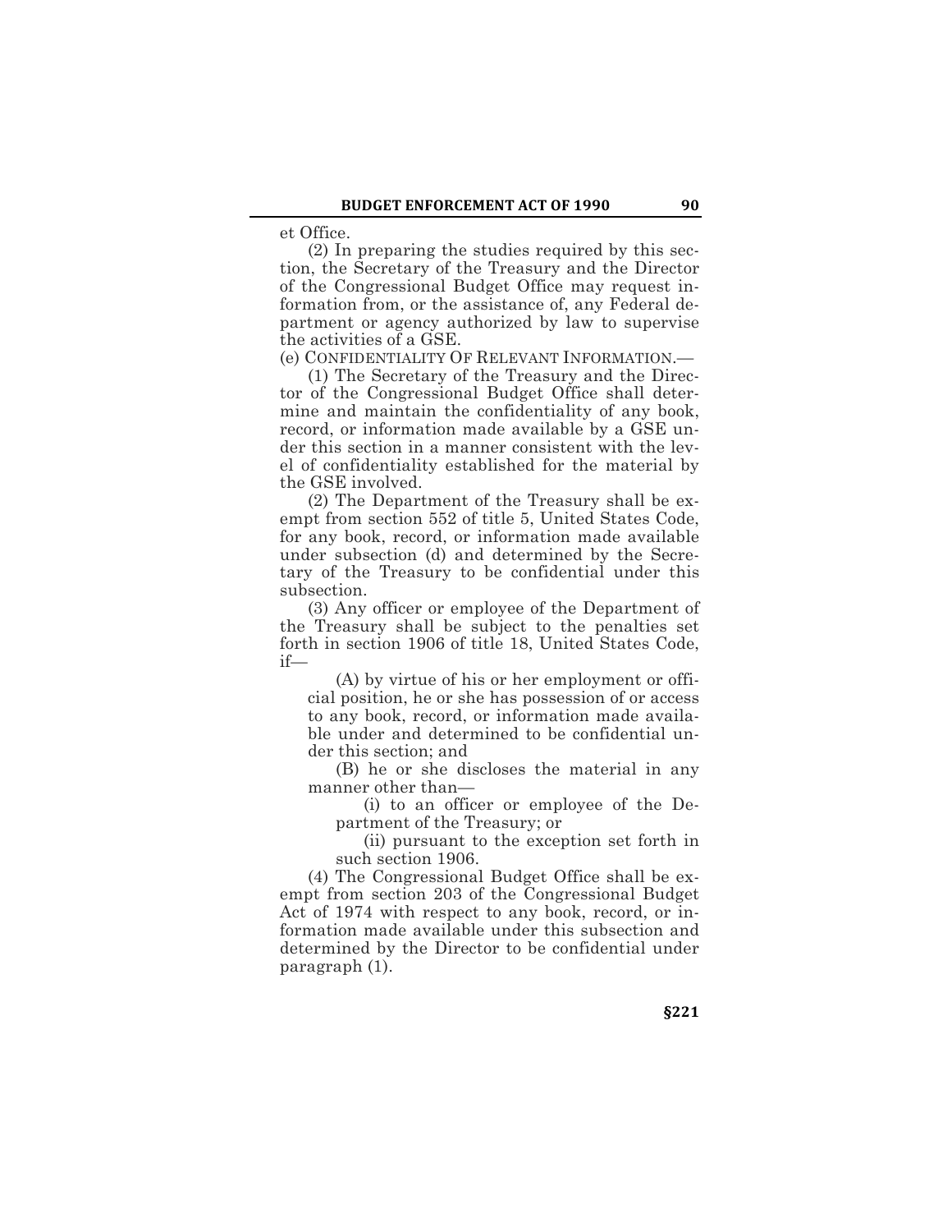et Office.

(2) In preparing the studies required by this section, the Secretary of the Treasury and the Director of the Congressional Budget Office may request information from, or the assistance of, any Federal department or agency authorized by law to supervise the activities of a GSE.

(e) CONFIDENTIALITY OF RELEVANT INFORMATION.—

(1) The Secretary of the Treasury and the Director of the Congressional Budget Office shall determine and maintain the confidentiality of any book, record, or information made available by a GSE under this section in a manner consistent with the level of confidentiality established for the material by the GSE involved.

(2) The Department of the Treasury shall be exempt from section 552 of title 5, United States Code, for any book, record, or information made available under subsection (d) and determined by the Secretary of the Treasury to be confidential under this subsection.

(3) Any officer or employee of the Department of the Treasury shall be subject to the penalties set forth in section 1906 of title 18, United States Code, if—

(A) by virtue of his or her employment or official position, he or she has possession of or access to any book, record, or information made available under and determined to be confidential under this section; and

(B) he or she discloses the material in any manner other than—

(i) to an officer or employee of the Department of the Treasury; or

(ii) pursuant to the exception set forth in such section 1906.

(4) The Congressional Budget Office shall be exempt from section 203 of the Congressional Budget Act of 1974 with respect to any book, record, or information made available under this subsection and determined by the Director to be confidential under paragraph (1).

§221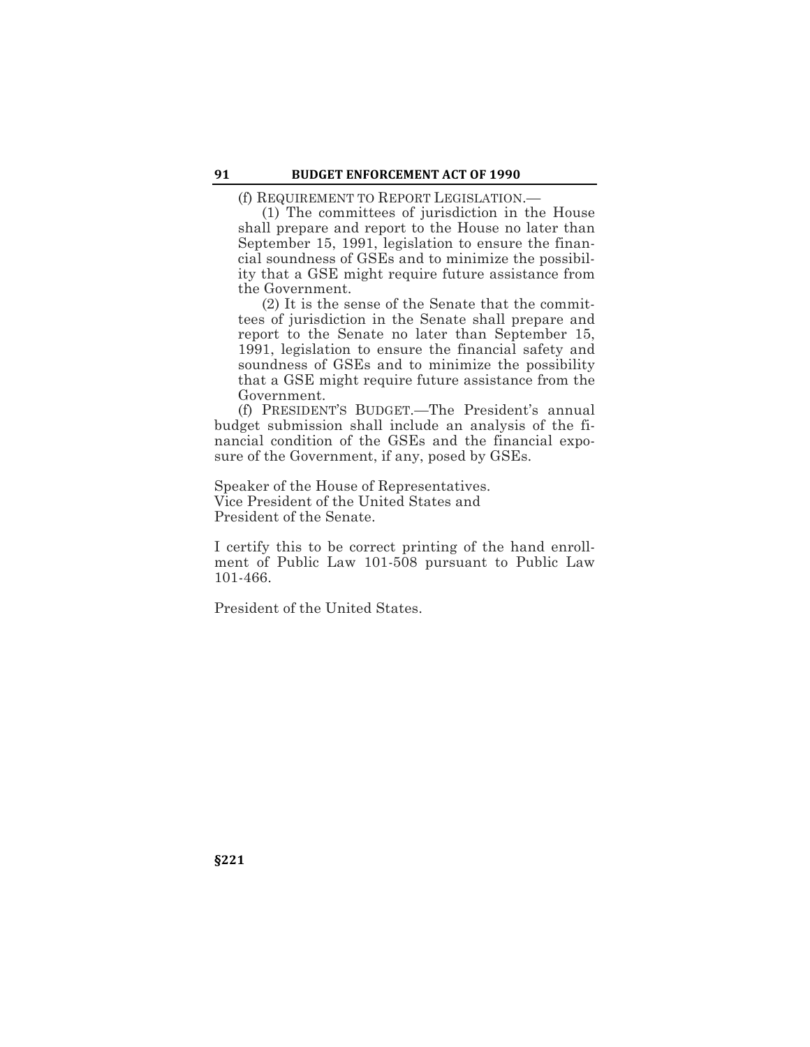(f) REQUIREMENT TO REPORT LEGISLATION.—

(1) The committees of jurisdiction in the House shall prepare and report to the House no later than September 15, 1991, legislation to ensure the financial soundness of GSEs and to minimize the possibility that a GSE might require future assistance from the Government.

(2) It is the sense of the Senate that the committees of jurisdiction in the Senate shall prepare and report to the Senate no later than September 15, 1991, legislation to ensure the financial safety and soundness of GSEs and to minimize the possibility that a GSE might require future assistance from the Government.

(f) PRESIDENT'S BUDGET.—The President's annual budget submission shall include an analysis of the financial condition of the GSEs and the financial exposure of the Government, if any, posed by GSEs.

Speaker of the House of Representatives.
Vice President of the United States and
President of the Senate.

I certify this to be correct printing of the hand enrollment of Public Law 101-508 pursuant to Public Law 101-466.

President of the United States.

**§221**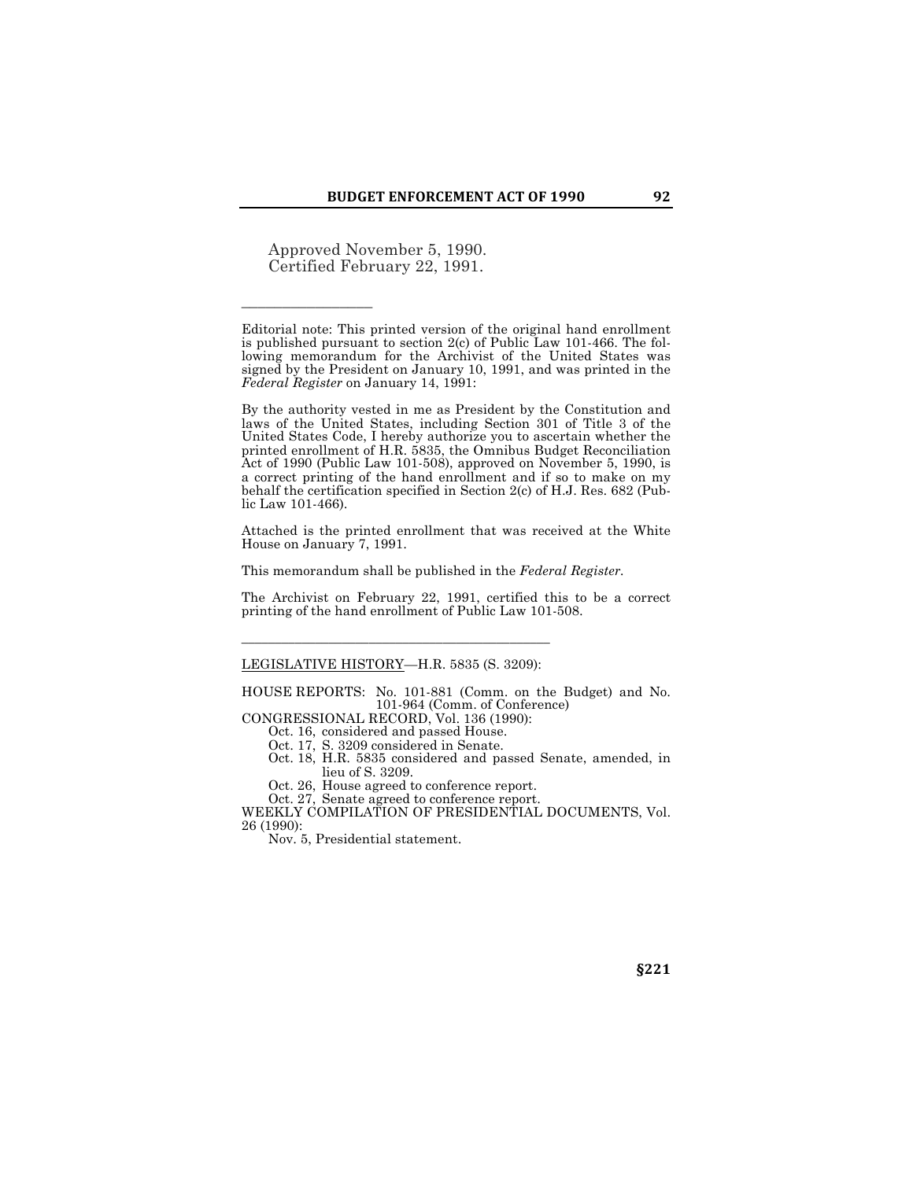Approved November 5, 1990.
Certified February 22, 1991.

---

Editorial note: This printed version of the original hand enrollment is published pursuant to section 2(c) of Public Law 101-466. The following memorandum for the Archivist of the United States was signed by the President on January 10, 1991, and was printed in the *Federal Register* on January 14, 1991:

By the authority vested in me as President by the Constitution and laws of the United States, including Section 301 of Title 3 of the United States Code, I hereby authorize you to ascertain whether the printed enrollment of H.R. 5835, the Omnibus Budget Reconciliation Act of 1990 (Public Law 101-508), approved on November 5, 1990, is a correct printing of the hand enrollment and if so to make on my behalf the certification specified in Section 2(c) of H.J. Res. 682 (Public Law 101-466).

Attached is the printed enrollment that was received at the White House on January 7, 1991.

This memorandum shall be published in the *Federal Register*.

The Archivist on February 22, 1991, certified this to be a correct printing of the hand enrollment of Public Law 101-508.

---

LEGISLATIVE HISTORY—H.R. 5835 (S. 3209):

HOUSE REPORTS: No. 101-881 (Comm. on the Budget) and No. 101-964 (Comm. of Conference)

CONGRESSIONAL RECORD, Vol. 136 (1990):

- Oct. 16, considered and passed House.
- Oct. 17, S. 3209 considered in Senate.
- Oct. 18, H.R. 5835 considered and passed Senate, amended, in lieu of S. 3209.
- Oct. 26, House agreed to conference report.
- Oct. 27, Senate agreed to conference report.

WEEKLY COMPILATION OF PRESIDENTIAL DOCUMENTS, Vol. 26 (1990):

- Nov. 5, Presidential statement.

**§221**